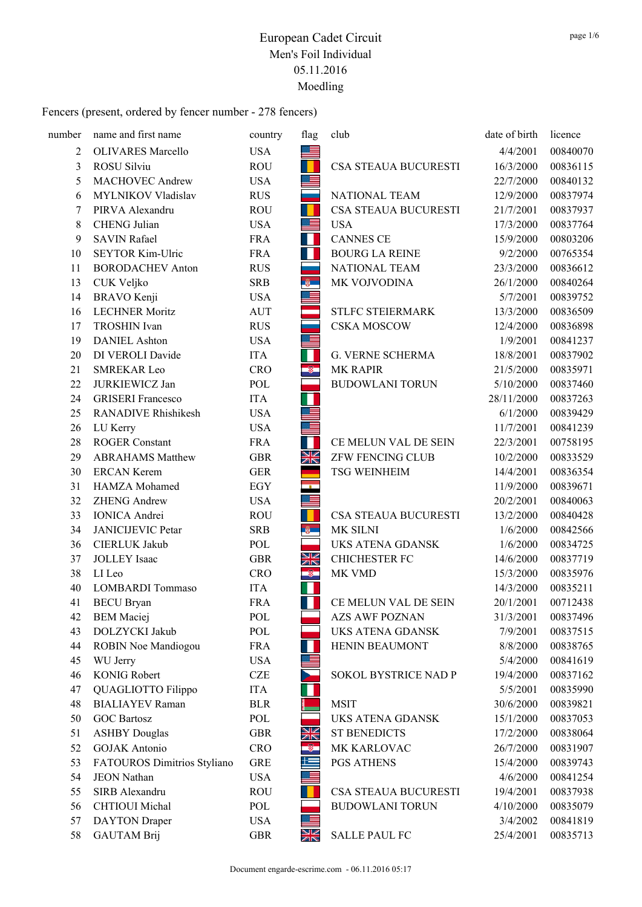# European Cadet Circuit

Men's Foil Individual

05.11.2016

Moedling

Fencers (present, ordered by fencer number - 278 fencers)

| number | name and first name | country | flag | club | date of birth | licence |
|---|---|---|---|---|---|---|
| 2 | OLIVARES Marcello | USA | | | 4/4/2001 | 00840070 |
| 3 | ROSU Silviu | ROU | | CSA STEAUA BUCURESTI | 16/3/2000 | 00836115 |
| 5 | MACHOVEC Andrew | USA | | | 22/7/2000 | 00840132 |
| 6 | MYLNIKOV Vladislav | RUS | | NATIONAL TEAM | 12/9/2000 | 00837974 |
| 7 | PIRVA Alexandru | ROU | | CSA STEAUA BUCURESTI | 21/7/2001 | 00837937 |
| 8 | CHENG Julian | USA | | USA | 17/3/2000 | 00837764 |
| 9 | SAVIN Rafael | FRA | | CANNES CE | 15/9/2000 | 00803206 |
| 10 | SEYTOR Kim-Ulric | FRA | | BOURG LA REINE | 9/2/2000 | 00765354 |
| 11 | BORODACHEV Anton | RUS | | NATIONAL TEAM | 23/3/2000 | 00836612 |
| 13 | CUK Veljko | SRB | | MK VOJVODINA | 26/1/2000 | 00840264 |
| 14 | BRAVO Kenji | USA | | | 5/7/2001 | 00839752 |
| 16 | LECHNER Moritz | AUT | | STLFC STEIERMARK | 13/3/2000 | 00836509 |
| 17 | TROSHIN Ivan | RUS | | CSKA MOSCOW | 12/4/2000 | 00836898 |
| 19 | DANIEL Ashton | USA | | | 1/9/2001 | 00841237 |
| 20 | DI VEROLI Davide | ITA | | G. VERNE SCHERMA | 18/8/2001 | 00837902 |
| 21 | SMREKAR Leo | CRO | | MK RAPIR | 21/5/2000 | 00835971 |
| 22 | JURKIEWICZ Jan | POL | | BUDOWLANI TORUN | 5/10/2000 | 00837460 |
| 24 | GRISERI Francesco | ITA | | | 28/11/2000 | 00837263 |
| 25 | RANADIVE Rhishikesh | USA | | | 6/1/2000 | 00839429 |
| 26 | LU Kerry | USA | | | 11/7/2001 | 00841239 |
| 28 | ROGER Constant | FRA | | CE MELUN VAL DE SEIN | 22/3/2001 | 00758195 |
| 29 | ABRAHAMS Matthew | GBR | | ZFW FENCING CLUB | 10/2/2000 | 00833529 |
| 30 | ERCAN Kerem | GER | | TSG WEINHEIM | 14/4/2001 | 00836354 |
| 31 | HAMZA Mohamed | EGY | | | 11/9/2000 | 00839671 |
| 32 | ZHENG Andrew | USA | | | 20/2/2001 | 00840063 |
| 33 | IONICA Andrei | ROU | | CSA STEAUA BUCURESTI | 13/2/2000 | 00840428 |
| 34 | JANICIJEVIC Petar | SRB | | MK SILNI | 1/6/2000 | 00842566 |
| 36 | CIERLUK Jakub | POL | | UKS ATENA GDANSK | 1/6/2000 | 00834725 |
| 37 | JOLLEY Isaac | GBR | | CHICHESTER FC | 14/6/2000 | 00837719 |
| 38 | LI Leo | CRO | | MK VMD | 15/3/2000 | 00835976 |
| 40 | LOMBARDI Tommaso | ITA | | | 14/3/2000 | 00835211 |
| 41 | BECU Bryan | FRA | | CE MELUN VAL DE SEIN | 20/1/2001 | 00712438 |
| 42 | BEM Maciej | POL | | AZS AWF POZNAN | 31/3/2001 | 00837496 |
| 43 | DOLZYCKI Jakub | POL | | UKS ATENA GDANSK | 7/9/2001 | 00837515 |
| 44 | ROBIN Noe Mandiogou | FRA | | HENIN BEAUMONT | 8/8/2000 | 00838765 |
| 45 | WU Jerry | USA | | | 5/4/2000 | 00841619 |
| 46 | KONIG Robert | CZE | | SOKOL BYSTRICE NAD P | 19/4/2000 | 00837162 |
| 47 | QUAGLIOTTO Filippo | ITA | | | 5/5/2001 | 00835990 |
| 48 | BIALIAYEV Raman | BLR | | MSIT | 30/6/2000 | 00839821 |
| 50 | GOC Bartosz | POL | | UKS ATENA GDANSK | 15/1/2000 | 00837053 |
| 51 | ASHBY Douglas | GBR | | ST BENEDICTS | 17/2/2000 | 00838064 |
| 52 | GOJAK Antonio | CRO | | MK KARLOVAC | 26/7/2000 | 00831907 |
| 53 | FATOUROS Dimitrios Styliano | GRE | | PGS ATHENS | 15/4/2000 | 00839743 |
| 54 | JEON Nathan | USA | | | 4/6/2000 | 00841254 |
| 55 | SIRB Alexandru | ROU | | CSA STEAUA BUCURESTI | 19/4/2001 | 00837938 |
| 56 | CHTIOUI Michal | POL | | BUDOWLANI TORUN | 4/10/2000 | 00835079 |
| 57 | DAYTON Draper | USA | | | 3/4/2002 | 00841819 |
| 58 | GAUTAM Brij | GBR | | SALLE PAUL FC | 25/4/2001 | 00835713 |

Document engarde-escrime.com - 06.11.2016 05:17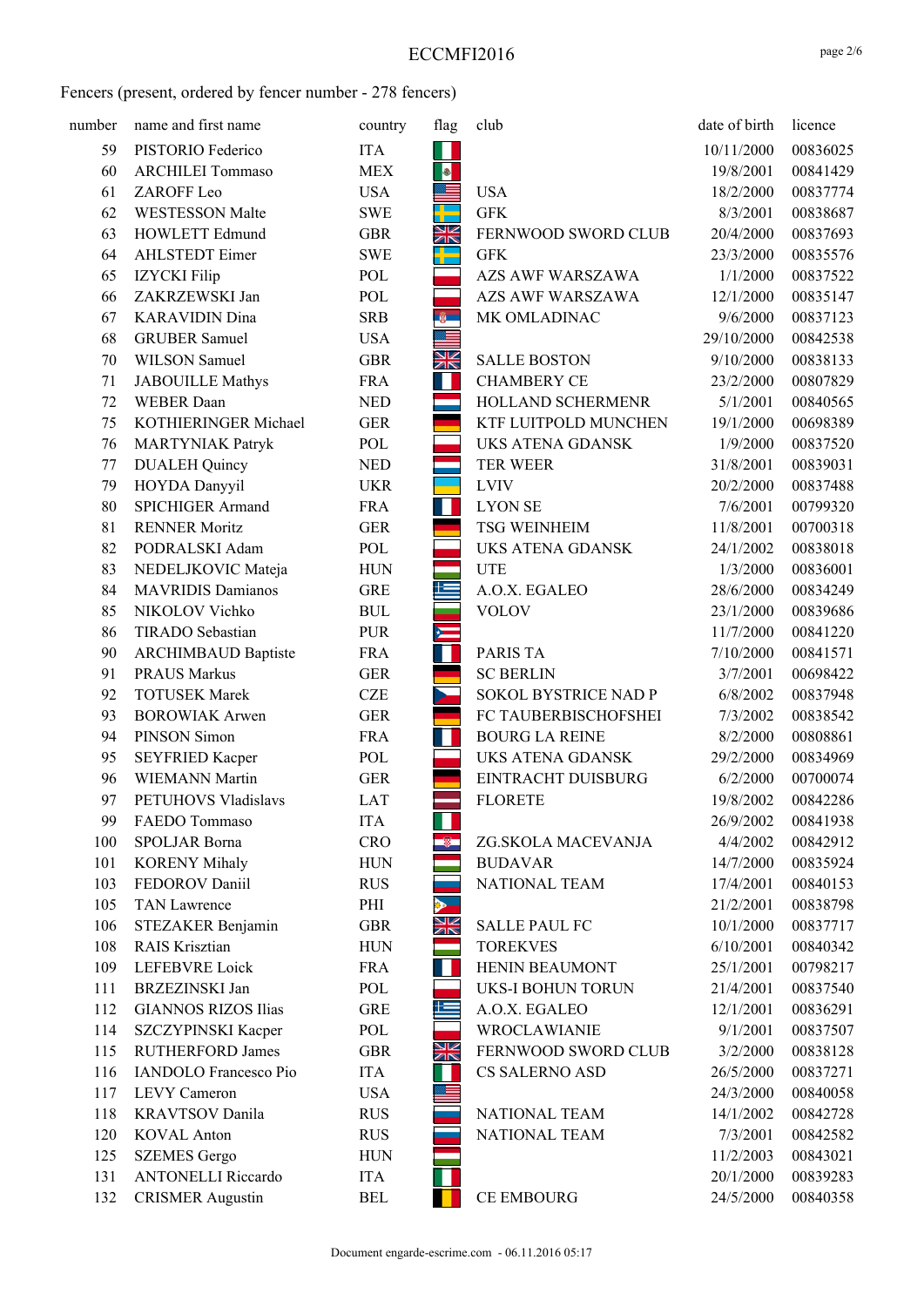# ECCMFI2016

Fencers (present, ordered by fencer number - 278 fencers)

| number | name and first name | country | flag | club | date of birth | licence |
|---|---|---|---|---|---|---|
| 59 | PISTORIO Federico | ITA | | | 10/11/2000 | 00836025 |
| 60 | ARCHILEI Tommaso | MEX | | | 19/8/2001 | 00841429 |
| 61 | ZAROFF Leo | USA | | USA | 18/2/2000 | 00837774 |
| 62 | WESTESSON Malte | SWE | | GFK | 8/3/2001 | 00838687 |
| 63 | HOWLETT Edmund | GBR | | FERNWOOD SWORD CLUB | 20/4/2000 | 00837693 |
| 64 | AHLSTEDT Eimer | SWE | | GFK | 23/3/2000 | 00835576 |
| 65 | IZYCKI Filip | POL | | AZS AWF WARSZAWA | 1/1/2000 | 00837522 |
| 66 | ZAKRZEWSKI Jan | POL | | AZS AWF WARSZAWA | 12/1/2000 | 00835147 |
| 67 | KARAVIDIN Dina | SRB | | MK OMLADINAC | 9/6/2000 | 00837123 |
| 68 | GRUBER Samuel | USA | | | 29/10/2000 | 00842538 |
| 70 | WILSON Samuel | GBR | | SALLE BOSTON | 9/10/2000 | 00838133 |
| 71 | JABOUILLE Mathys | FRA | | CHAMBERY CE | 23/2/2000 | 00807829 |
| 72 | WEBER Daan | NED | | HOLLAND SCHERMENR | 5/1/2001 | 00840565 |
| 75 | KOTHIERINGER Michael | GER | | KTF LUITPOLD MUNCHEN | 19/1/2000 | 00698389 |
| 76 | MARTYNIAK Patryk | POL | | UKS ATENA GDANSK | 1/9/2000 | 00837520 |
| 77 | DUALEH Quincy | NED | | TER WEER | 31/8/2001 | 00839031 |
| 79 | HOYDA Danyyil | UKR | | LVIV | 20/2/2000 | 00837488 |
| 80 | SPICHIGER Armand | FRA | | LYON SE | 7/6/2001 | 00799320 |
| 81 | RENNER Moritz | GER | | TSG WEINHEIM | 11/8/2001 | 00700318 |
| 82 | PODRALSKI Adam | POL | | UKS ATENA GDANSK | 24/1/2002 | 00838018 |
| 83 | NEDELJKOVIC Mateja | HUN | | UTE | 1/3/2000 | 00836001 |
| 84 | MAVRIDIS Damianos | GRE | | A.O.X. EGALEO | 28/6/2000 | 00834249 |
| 85 | NIKOLOV Vichko | BUL | | VOLOV | 23/1/2000 | 00839686 |
| 86 | TIRADO Sebastian | PUR | | | 11/7/2000 | 00841220 |
| 90 | ARCHIMBAUD Baptiste | FRA | | PARIS TA | 7/10/2000 | 00841571 |
| 91 | PRAUS Markus | GER | | SC BERLIN | 3/7/2001 | 00698422 |
| 92 | TOTUSEK Marek | CZE | | SOKOL BYSTRICE NAD P | 6/8/2002 | 00837948 |
| 93 | BOROWIAK Arwen | GER | | FC TAUBERBISCHOFSHEI | 7/3/2002 | 00838542 |
| 94 | PINSON Simon | FRA | | BOURG LA REINE | 8/2/2000 | 00808861 |
| 95 | SEYFRIED Kacper | POL | | UKS ATENA GDANSK | 29/2/2000 | 00834969 |
| 96 | WIEMANN Martin | GER | | EINTRACHT DUISBURG | 6/2/2000 | 00700074 |
| 97 | PETUHOVS Vladislavs | LAT | | FLORETE | 19/8/2002 | 00842286 |
| 99 | FAEDO Tommaso | ITA | | | 26/9/2002 | 00841938 |
| 100 | SPOLJAR Borna | CRO | | ZG.SKOLA MACEVANJA | 4/4/2002 | 00842912 |
| 101 | KORENY Mihaly | HUN | | BUDAVAR | 14/7/2000 | 00835924 |
| 103 | FEDOROV Daniil | RUS | | NATIONAL TEAM | 17/4/2001 | 00840153 |
| 105 | TAN Lawrence | PHI | | | 21/2/2001 | 00838798 |
| 106 | STEZAKER Benjamin | GBR | | SALLE PAUL FC | 10/1/2000 | 00837717 |
| 108 | RAIS Krisztian | HUN | | TOREKVES | 6/10/2001 | 00840342 |
| 109 | LEFEBVRE Loick | FRA | | HENIN BEAUMONT | 25/1/2001 | 00798217 |
| 111 | BRZEZINSKI Jan | POL | | UKS-I BOHUN TORUN | 21/4/2001 | 00837540 |
| 112 | GIANNOS RIZOS Ilias | GRE | | A.O.X. EGALEO | 12/1/2001 | 00836291 |
| 114 | SZCZYPINSKI Kacper | POL | | WROCLAWIANIE | 9/1/2001 | 00837507 |
| 115 | RUTHERFORD James | GBR | | FERNWOOD SWORD CLUB | 3/2/2000 | 00838128 |
| 116 | IANDOLO Francesco Pio | ITA | | CS SALERNO ASD | 26/5/2000 | 00837271 |
| 117 | LEVY Cameron | USA | | | 24/3/2000 | 00840058 |
| 118 | KRAVTSOV Danila | RUS | | NATIONAL TEAM | 14/1/2002 | 00842728 |
| 120 | KOVAL Anton | RUS | | NATIONAL TEAM | 7/3/2001 | 00842582 |
| 125 | SZEMES Gergo | HUN | | | 11/2/2003 | 00843021 |
| 131 | ANTONELLI Riccardo | ITA | | | 20/1/2000 | 00839283 |
| 132 | CRISMER Augustin | BEL | | CE EMBOURG | 24/5/2000 | 00840358 |

Document engarde-escrime.com - 06.11.2016 05:17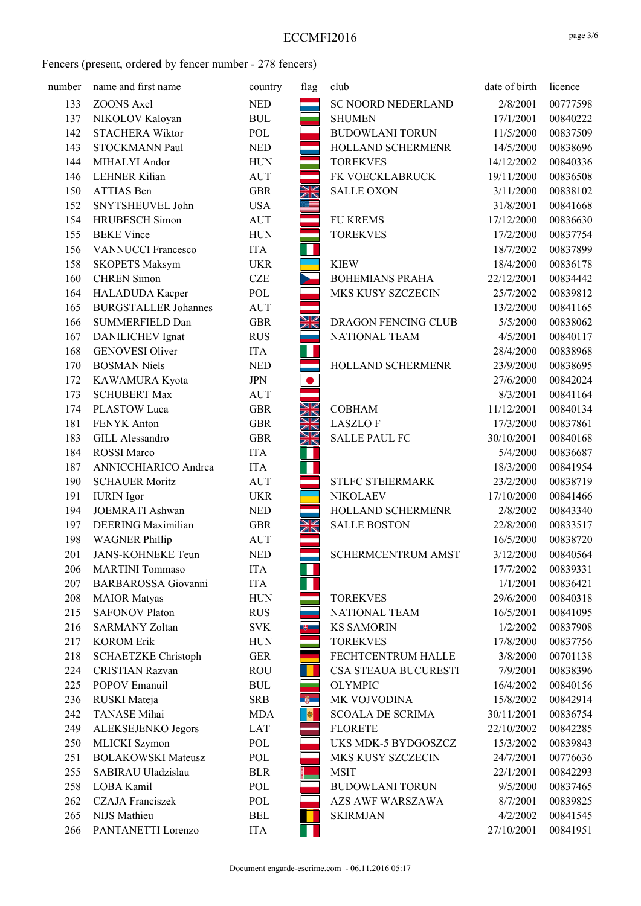ECCMFI2016

Fencers (present, ordered by fencer number - 278 fencers)

| number | name and first name | country | flag | club | date of birth | licence |
|---|---|---|---|---|---|---|
| 133 | ZOONS Axel | NED | | SC NOORD NEDERLAND | 2/8/2001 | 00777598 |
| 137 | NIKOLOV Kaloyan | BUL | | SHUMEN | 17/1/2001 | 00840222 |
| 142 | STACHERA Wiktor | POL | | BUDOWLANI TORUN | 11/5/2000 | 00837509 |
| 143 | STOCKMANN Paul | NED | | HOLLAND SCHERMENR | 14/5/2000 | 00838696 |
| 144 | MIHALYI Andor | HUN | | TOREKVES | 14/12/2002 | 00840336 |
| 146 | LEHNER Kilian | AUT | | FK VOECKLABRUCK | 19/11/2000 | 00836508 |
| 150 | ATTIAS Ben | GBR | | SALLE OXON | 3/11/2000 | 00838102 |
| 152 | SNYTSHEUVEL John | USA | | | 31/8/2001 | 00841668 |
| 154 | HRUBESCH Simon | AUT | | FU KREMS | 17/12/2000 | 00836630 |
| 155 | BEKE Vince | HUN | | TOREKVES | 17/2/2000 | 00837754 |
| 156 | VANNUCCI Francesco | ITA | | | 18/7/2002 | 00837899 |
| 158 | SKOPETS Maksym | UKR | | KIEW | 18/4/2000 | 00836178 |
| 160 | CHREN Simon | CZE | | BOHEMIANS PRAHA | 22/12/2001 | 00834442 |
| 164 | HALADUDA Kacper | POL | | MKS KUSY SZCZECIN | 25/7/2002 | 00839812 |
| 165 | BURGSTALLER Johannes | AUT | | | 13/2/2000 | 00841165 |
| 166 | SUMMERFIELD Dan | GBR | | DRAGON FENCING CLUB | 5/5/2000 | 00838062 |
| 167 | DANILICHEV Ignat | RUS | | NATIONAL TEAM | 4/5/2001 | 00840117 |
| 168 | GENOVESI Oliver | ITA | | | 28/4/2000 | 00838968 |
| 170 | BOSMAN Niels | NED | | HOLLAND SCHERMENR | 23/9/2000 | 00838695 |
| 172 | KAWAMURA Kyota | JPN | | | 27/6/2000 | 00842024 |
| 173 | SCHUBERT Max | AUT | | | 8/3/2001 | 00841164 |
| 174 | PLASTOW Luca | GBR | | COBHAM | 11/12/2001 | 00840134 |
| 181 | FENYK Anton | GBR | | LASZLO F | 17/3/2000 | 00837861 |
| 183 | GILL Alessandro | GBR | | SALLE PAUL FC | 30/10/2001 | 00840168 |
| 184 | ROSSI Marco | ITA | | | 5/4/2000 | 00836687 |
| 187 | ANNICCHIARICO Andrea | ITA | | | 18/3/2000 | 00841954 |
| 190 | SCHAUER Moritz | AUT | | STLFC STEIERMARK | 23/2/2000 | 00838719 |
| 191 | IURIN Igor | UKR | | NIKOLAEV | 17/10/2000 | 00841466 |
| 194 | JOEMRATI Ashwan | NED | | HOLLAND SCHERMENR | 2/8/2002 | 00843340 |
| 197 | DEERING Maximilian | GBR | | SALLE BOSTON | 22/8/2000 | 00833517 |
| 198 | WAGNER Phillip | AUT | | | 16/5/2000 | 00838720 |
| 201 | JANS-KOHNEKE Teun | NED | | SCHERMCENTRUM AMST | 3/12/2000 | 00840564 |
| 206 | MARTINI Tommaso | ITA | | | 17/7/2002 | 00839331 |
| 207 | BARBAROSSA Giovanni | ITA | | | 1/1/2001 | 00836421 |
| 208 | MAIOR Matyas | HUN | | TOREKVES | 29/6/2000 | 00840318 |
| 215 | SAFONOV Platon | RUS | | NATIONAL TEAM | 16/5/2001 | 00841095 |
| 216 | SARMANY Zoltan | SVK | | KS SAMORIN | 1/2/2002 | 00837908 |
| 217 | KOROM Erik | HUN | | TOREKVES | 17/8/2000 | 00837756 |
| 218 | SCHAETZKE Christoph | GER | | FECHTCENTRUM HALLE | 3/8/2000 | 00701138 |
| 224 | CRISTIAN Razvan | ROU | | CSA STEAUA BUCURESTI | 7/9/2001 | 00838396 |
| 225 | POPOV Emanuil | BUL | | OLYMPIC | 16/4/2002 | 00840156 |
| 236 | RUSKI Mateja | SRB | | MK VOJVODINA | 15/8/2002 | 00842914 |
| 242 | TANASE Mihai | MDA | | SCOALA DE SCRIMA | 30/11/2001 | 00836754 |
| 249 | ALEKSEJENKO Jegors | LAT | | FLORETE | 22/10/2002 | 00842285 |
| 250 | MLICKI Szymon | POL | | UKS MDK-5 BYDGOSZCZ | 15/3/2002 | 00839843 |
| 251 | BOLAKOWSKI Mateusz | POL | | MKS KUSY SZCZECIN | 24/7/2001 | 00776636 |
| 255 | SABIRAU Uladzislau | BLR | | MSIT | 22/1/2001 | 00842293 |
| 258 | LOBA Kamil | POL | | BUDOWLANI TORUN | 9/5/2000 | 00837465 |
| 262 | CZAJA Franciszek | POL | | AZS AWF WARSZAWA | 8/7/2001 | 00839825 |
| 265 | NIJS Mathieu | BEL | | SKIRMJAN | 4/2/2002 | 00841545 |
| 266 | PANTANETTI Lorenzo | ITA | | | 27/10/2001 | 00841951 |

Document engarde-escrime.com - 06.11.2016 05:17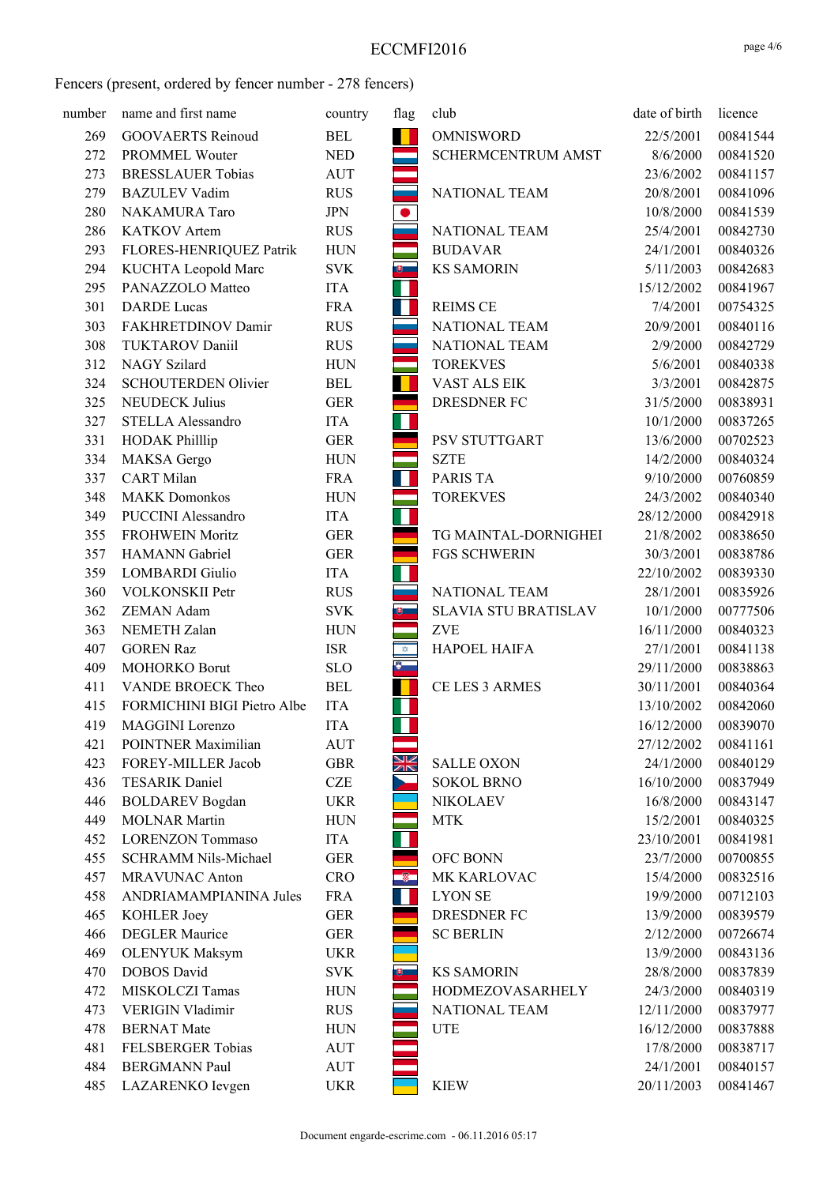Fencers (present, ordered by fencer number - 278 fencers)

| number | name and first name | country | flag | club | date of birth | licence |
|---|---|---|---|---|---|---|
| 269 | GOOVAERTS Reinoud | BEL | | OMNISWORD | 22/5/2001 | 00841544 |
| 272 | PROMMEL Wouter | NED | | SCHERMCENTRUM AMST | 8/6/2000 | 00841520 |
| 273 | BRESSLAUER Tobias | AUT | | | 23/6/2002 | 00841157 |
| 279 | BAZULEV Vadim | RUS | | NATIONAL TEAM | 20/8/2001 | 00841096 |
| 280 | NAKAMURA Taro | JPN | | | 10/8/2000 | 00841539 |
| 286 | KATKOV Artem | RUS | | NATIONAL TEAM | 25/4/2001 | 00842730 |
| 293 | FLORES-HENRIQUEZ Patrik | HUN | | BUDAVAR | 24/1/2001 | 00840326 |
| 294 | KUCHTA Leopold Marc | SVK | | KS SAMORIN | 5/11/2003 | 00842683 |
| 295 | PANAZZOLO Matteo | ITA | | | 15/12/2002 | 00841967 |
| 301 | DARDE Lucas | FRA | | REIMS CE | 7/4/2001 | 00754325 |
| 303 | FAKHRETDINOV Damir | RUS | | NATIONAL TEAM | 20/9/2001 | 00840116 |
| 308 | TUKTAROV Daniil | RUS | | NATIONAL TEAM | 2/9/2000 | 00842729 |
| 312 | NAGY Szilard | HUN | | TOREKVES | 5/6/2001 | 00840338 |
| 324 | SCHOUTERDEN Olivier | BEL | | VAST ALS EIK | 3/3/2001 | 00842875 |
| 325 | NEUDECK Julius | GER | | DRESDNER FC | 31/5/2000 | 00838931 |
| 327 | STELLA Alessandro | ITA | | | 10/1/2000 | 00837265 |
| 331 | HODAK Philllip | GER | | PSV STUTTGART | 13/6/2000 | 00702523 |
| 334 | MAKSA Gergo | HUN | | SZTE | 14/2/2000 | 00840324 |
| 337 | CART Milan | FRA | | PARIS TA | 9/10/2000 | 00760859 |
| 348 | MAKK Domonkos | HUN | | TOREKVES | 24/3/2002 | 00840340 |
| 349 | PUCCINI Alessandro | ITA | | | 28/12/2000 | 00842918 |
| 355 | FROHWEIN Moritz | GER | | TG MAINTAL-DORNIGHEI | 21/8/2002 | 00838650 |
| 357 | HAMANN Gabriel | GER | | FGS SCHWERIN | 30/3/2001 | 00838786 |
| 359 | LOMBARDI Giulio | ITA | | | 22/10/2002 | 00839330 |
| 360 | VOLKONSKII Petr | RUS | | NATIONAL TEAM | 28/1/2001 | 00835926 |
| 362 | ZEMAN Adam | SVK | | SLAVIA STU BRATISLAV | 10/1/2000 | 00777506 |
| 363 | NEMETH Zalan | HUN | | ZVE | 16/11/2000 | 00840323 |
| 407 | GOREN Raz | ISR | | HAPOEL HAIFA | 27/1/2001 | 00841138 |
| 409 | MOHORKO Borut | SLO | | | 29/11/2000 | 00838863 |
| 411 | VANDE BROECK Theo | BEL | | CE LES 3 ARMES | 30/11/2001 | 00840364 |
| 415 | FORMICHINI BIGI Pietro Albe | ITA | | | 13/10/2002 | 00842060 |
| 419 | MAGGINI Lorenzo | ITA | | | 16/12/2000 | 00839070 |
| 421 | POINTNER Maximilian | AUT | | | 27/12/2002 | 00841161 |
| 423 | FOREY-MILLER Jacob | GBR | | SALLE OXON | 24/1/2000 | 00840129 |
| 436 | TESARIK Daniel | CZE | | SOKOL BRNO | 16/10/2000 | 00837949 |
| 446 | BOLDAREV Bogdan | UKR | | NIKOLAEV | 16/8/2000 | 00843147 |
| 449 | MOLNAR Martin | HUN | | MTK | 15/2/2001 | 00840325 |
| 452 | LORENZON Tommaso | ITA | | | 23/10/2001 | 00841981 |
| 455 | SCHRAMM Nils-Michael | GER | | OFC BONN | 23/7/2000 | 00700855 |
| 457 | MRAVUNAC Anton | CRO | | MK KARLOVAC | 15/4/2000 | 00832516 |
| 458 | ANDRIAMAMPIANINA Jules | FRA | | LYON SE | 19/9/2000 | 00712103 |
| 465 | KOHLER Joey | GER | | DRESDNER FC | 13/9/2000 | 00839579 |
| 466 | DEGLER Maurice | GER | | SC BERLIN | 2/12/2000 | 00726674 |
| 469 | OLENYUK Maksym | UKR | | | 13/9/2000 | 00843136 |
| 470 | DOBOS David | SVK | | KS SAMORIN | 28/8/2000 | 00837839 |
| 472 | MISKOLCZI Tamas | HUN | | HODMEZOVASARHELY | 24/3/2000 | 00840319 |
| 473 | VERIGIN Vladimir | RUS | | NATIONAL TEAM | 12/11/2000 | 00837977 |
| 478 | BERNAT Mate | HUN | | UTE | 16/12/2000 | 00837888 |
| 481 | FELSBERGER Tobias | AUT | | | 17/8/2000 | 00838717 |
| 484 | BERGMANN Paul | AUT | | | 24/1/2001 | 00840157 |
| 485 | LAZARENKO Ievgen | UKR | | KIEW | 20/11/2003 | 00841467 |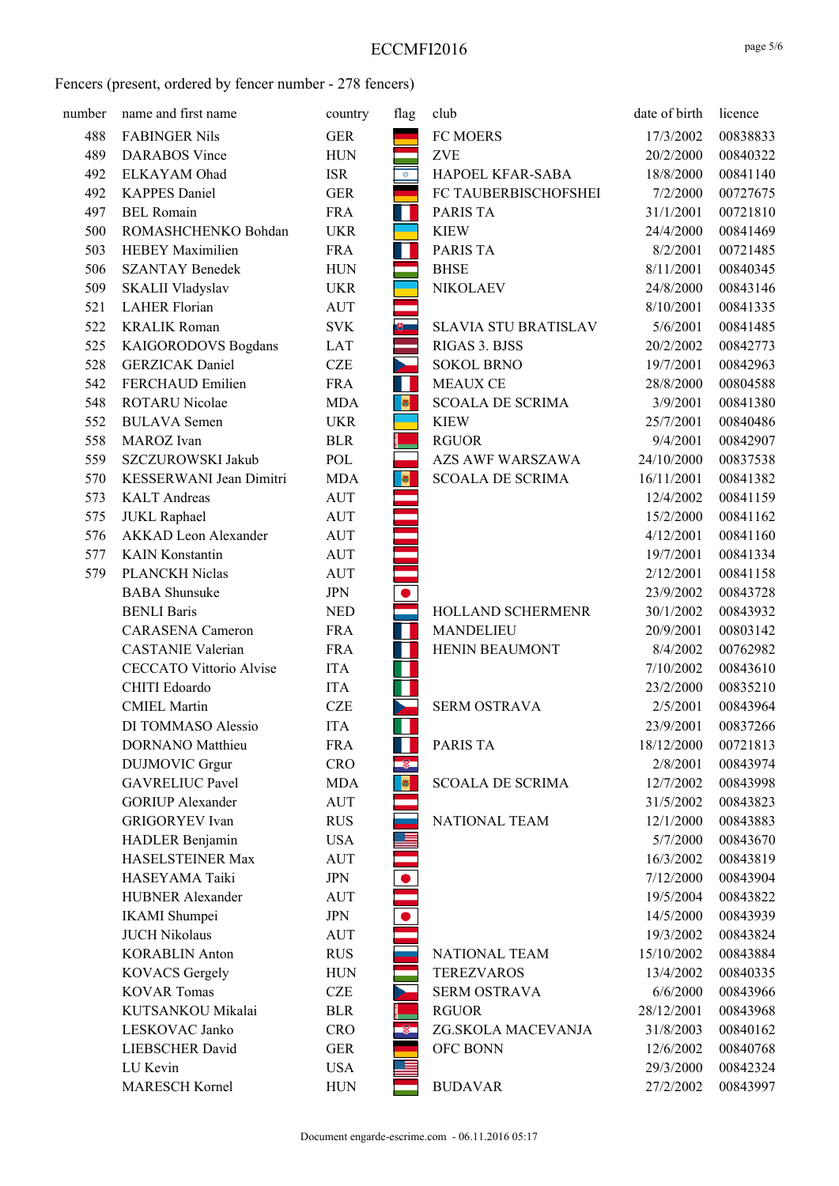Fencers (present, ordered by fencer number - 278 fencers)

| number | name and first name | country | flag | club | date of birth | licence |
|---|---|---|---|---|---|---|
| 488 | FABINGER Nils | GER | | FC MOERS | 17/3/2002 | 00838833 |
| 489 | DARABOS Vince | HUN | | ZVE | 20/2/2000 | 00840322 |
| 492 | ELKAYAM Ohad | ISR | | HAPOEL KFAR-SABA | 18/8/2000 | 00841140 |
| 492 | KAPPES Daniel | GER | | FC TAUBERBISCHOFSHEI | 7/2/2000 | 00727675 |
| 497 | BEL Romain | FRA | | PARIS TA | 31/1/2001 | 00721810 |
| 500 | ROMASHCHENKO Bohdan | UKR | | KIEW | 24/4/2000 | 00841469 |
| 503 | HEBEY Maximilien | FRA | | PARIS TA | 8/2/2001 | 00721485 |
| 506 | SZANTAY Benedek | HUN | | BHSE | 8/11/2001 | 00840345 |
| 509 | SKALII Vladyslav | UKR | | NIKOLAEV | 24/8/2000 | 00843146 |
| 521 | LAHER Florian | AUT | | | 8/10/2001 | 00841335 |
| 522 | KRALIK Roman | SVK | | SLAVIA STU BRATISLAV | 5/6/2001 | 00841485 |
| 525 | KAIGORODOVS Bogdans | LAT | | RIGAS 3. BJSS | 20/2/2002 | 00842773 |
| 528 | GERZICAK Daniel | CZE | | SOKOL BRNO | 19/7/2001 | 00842963 |
| 542 | FERCHAUD Emilien | FRA | | MEAUX CE | 28/8/2000 | 00804588 |
| 548 | ROTARU Nicolae | MDA | | SCOALA DE SCRIMA | 3/9/2001 | 00841380 |
| 552 | BULAVA Semen | UKR | | KIEW | 25/7/2001 | 00840486 |
| 558 | MAROZ Ivan | BLR | | RGUOR | 9/4/2001 | 00842907 |
| 559 | SZCZUROWSKI Jakub | POL | | AZS AWF WARSZAWA | 24/10/2000 | 00837538 |
| 570 | KESSERWANI Jean Dimitri | MDA | | SCOALA DE SCRIMA | 16/11/2001 | 00841382 |
| 573 | KALT Andreas | AUT | | | 12/4/2002 | 00841159 |
| 575 | JUKL Raphael | AUT | | | 15/2/2000 | 00841162 |
| 576 | AKKAD Leon Alexander | AUT | | | 4/12/2001 | 00841160 |
| 577 | KAIN Konstantin | AUT | | | 19/7/2001 | 00841334 |
| 579 | PLANCKH Niclas | AUT | | | 2/12/2001 | 00841158 |
| | BABA Shunsuke | JPN | | | 23/9/2002 | 00843728 |
| | BENLI Baris | NED | | HOLLAND SCHERMENR | 30/1/2002 | 00843932 |
| | CARASENA Cameron | FRA | | MANDELIEU | 20/9/2001 | 00803142 |
| | CASTANIE Valerian | FRA | | HENIN BEAUMONT | 8/4/2002 | 00762982 |
| | CECCATO Vittorio Alvise | ITA | | | 7/10/2002 | 00843610 |
| | CHITI Edoardo | ITA | | | 23/2/2000 | 00835210 |
| | CMIEL Martin | CZE | | SERM OSTRAVA | 2/5/2001 | 00843964 |
| | DI TOMMASO Alessio | ITA | | | 23/9/2001 | 00837266 |
| | DORNANO Matthieu | FRA | | PARIS TA | 18/12/2000 | 00721813 |
| | DUJMOVIC Grgur | CRO | | | 2/8/2001 | 00843974 |
| | GAVRELIUC Pavel | MDA | | SCOALA DE SCRIMA | 12/7/2002 | 00843998 |
| | GORIUP Alexander | AUT | | | 31/5/2002 | 00843823 |
| | GRIGORYEV Ivan | RUS | | NATIONAL TEAM | 12/1/2000 | 00843883 |
| | HADLER Benjamin | USA | | | 5/7/2000 | 00843670 |
| | HASELSTEINER Max | AUT | | | 16/3/2002 | 00843819 |
| | HASEYAMA Taiki | JPN | | | 7/12/2000 | 00843904 |
| | HUBNER Alexander | AUT | | | 19/5/2004 | 00843822 |
| | IKAMI Shumpei | JPN | | | 14/5/2000 | 00843939 |
| | JUCH Nikolaus | AUT | | | 19/3/2002 | 00843824 |
| | KORABLIN Anton | RUS | | NATIONAL TEAM | 15/10/2002 | 00843884 |
| | KOVACS Gergely | HUN | | TEREZVAROS | 13/4/2002 | 00840335 |
| | KOVAR Tomas | CZE | | SERM OSTRAVA | 6/6/2000 | 00843966 |
| | KUTSANKOU Mikalai | BLR | | RGUOR | 28/12/2001 | 00843968 |
| | LESKOVAC Janko | CRO | | ZG.SKOLA MACEVANJA | 31/8/2003 | 00840162 |
| | LIEBSCHER David | GER | | OFC BONN | 12/6/2002 | 00840768 |
| | LU Kevin | USA | | | 29/3/2000 | 00842324 |
| | MARESCH Kornel | HUN | | BUDAVAR | 27/2/2002 | 00843997 |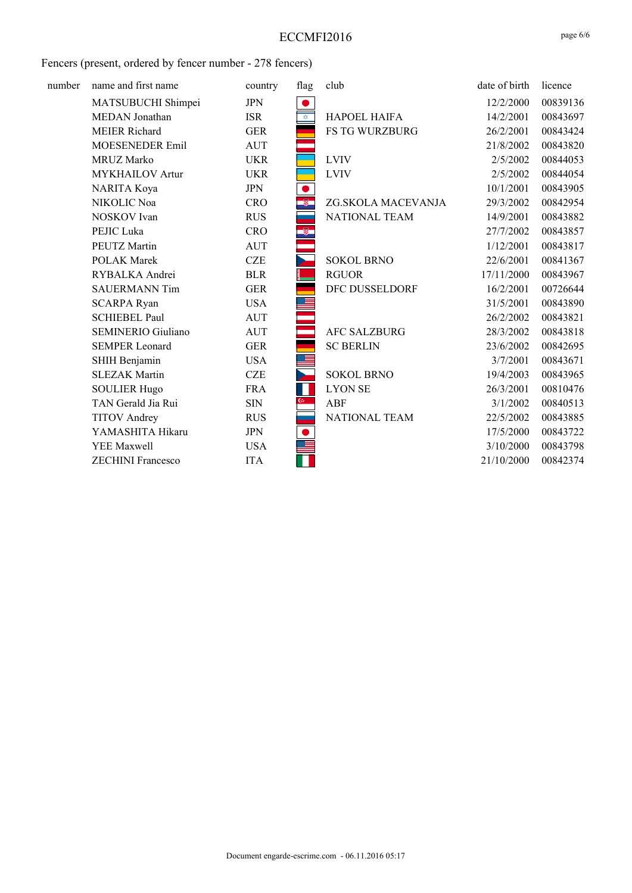Fencers (present, ordered by fencer number - 278 fencers)

| number | name and first name | country | flag | club | date of birth | licence |
|---|---|---|---|---|---|---|
| | MATSUBUCHI Shimpei | JPN | | | 12/2/2000 | 00839136 |
| | MEDAN Jonathan | ISR | | HAPOEL HAIFA | 14/2/2001 | 00843697 |
| | MEIER Richard | GER | | FS TG WURZBURG | 26/2/2001 | 00843424 |
| | MOESENEDER Emil | AUT | | | 21/8/2002 | 00843820 |
| | MRUZ Marko | UKR | | LVIV | 2/5/2002 | 00844053 |
| | MYKHAILOV Artur | UKR | | LVIV | 2/5/2002 | 00844054 |
| | NARITA Koya | JPN | | | 10/1/2001 | 00843905 |
| | NIKOLIC Noa | CRO | | ZG.SKOLA MACEVANJA | 29/3/2002 | 00842954 |
| | NOSKOV Ivan | RUS | | NATIONAL TEAM | 14/9/2001 | 00843882 |
| | PEJIC Luka | CRO | | | 27/7/2002 | 00843857 |
| | PEUTZ Martin | AUT | | | 1/12/2001 | 00843817 |
| | POLAK Marek | CZE | | SOKOL BRNO | 22/6/2001 | 00841367 |
| | RYBALKA Andrei | BLR | | RGUOR | 17/11/2000 | 00843967 |
| | SAUERMANN Tim | GER | | DFC DUSSELDORF | 16/2/2001 | 00726644 |
| | SCARPA Ryan | USA | | | 31/5/2001 | 00843890 |
| | SCHIEBEL Paul | AUT | | | 26/2/2002 | 00843821 |
| | SEMINERIO Giuliano | AUT | | AFC SALZBURG | 28/3/2002 | 00843818 |
| | SEMPER Leonard | GER | | SC BERLIN | 23/6/2002 | 00842695 |
| | SHIH Benjamin | USA | | | 3/7/2001 | 00843671 |
| | SLEZAK Martin | CZE | | SOKOL BRNO | 19/4/2003 | 00843965 |
| | SOULIER Hugo | FRA | | LYON SE | 26/3/2001 | 00810476 |
| | TAN Gerald Jia Rui | SIN | | ABF | 3/1/2002 | 00840513 |
| | TITOV Andrey | RUS | | NATIONAL TEAM | 22/5/2002 | 00843885 |
| | YAMASHITA Hikaru | JPN | | | 17/5/2000 | 00843722 |
| | YEE Maxwell | USA | | | 3/10/2000 | 00843798 |
| | ZECHINI Francesco | ITA | | | 21/10/2000 | 00842374 |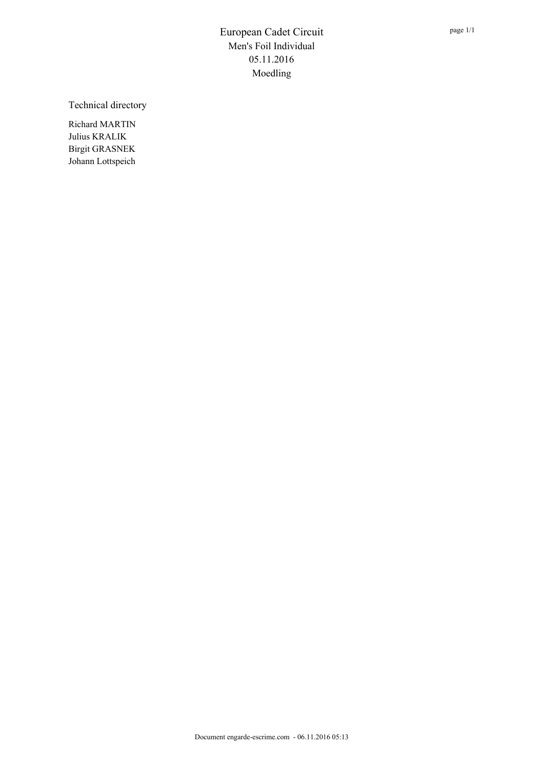# European Cadet Circuit

Men's Foil Individual

05.11.2016

Moedling

## Technical directory

Richard MARTIN
Julius KRALIK
Birgit GRASNEK
Johann Lottspeich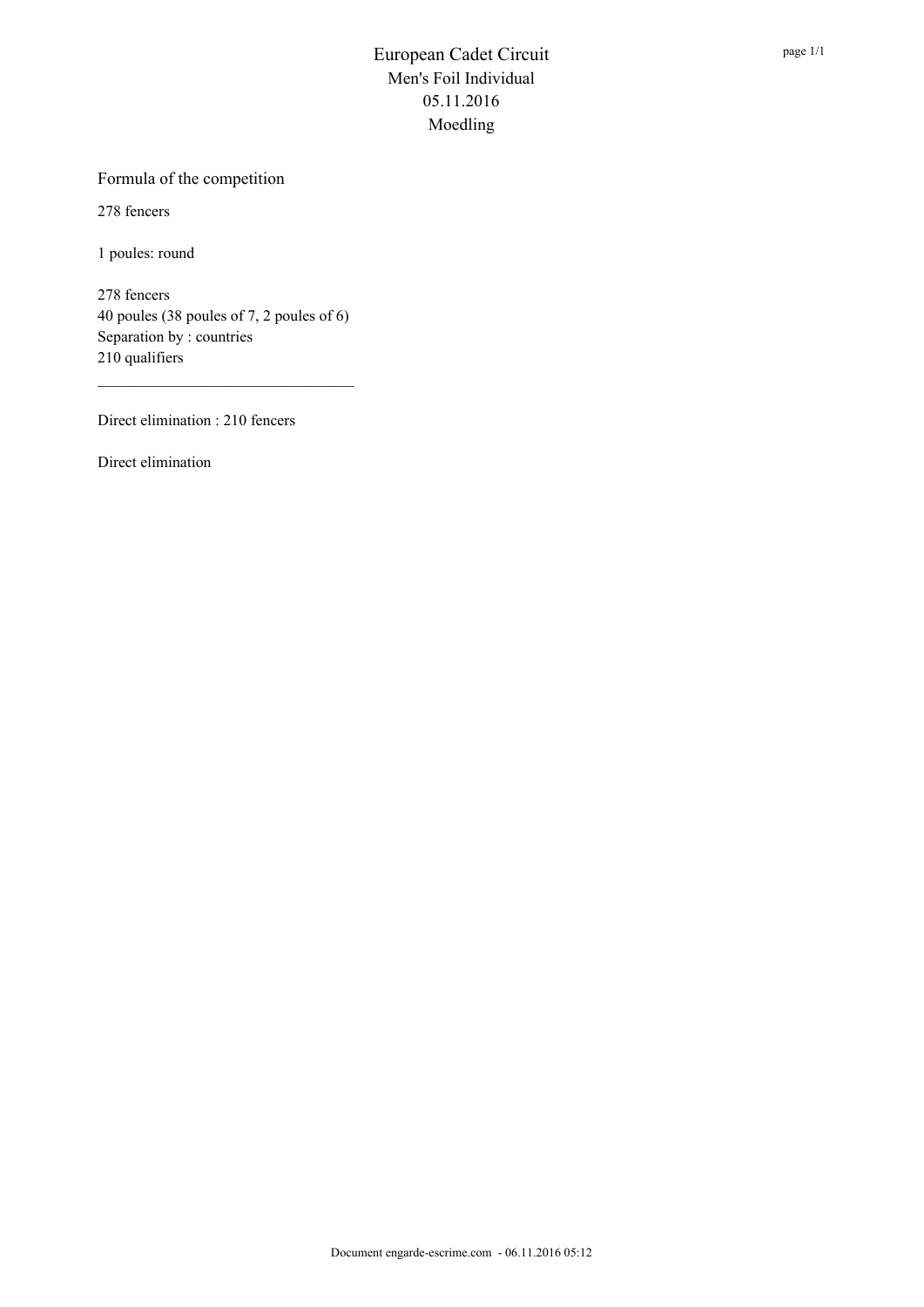# European Cadet Circuit
## Men's Foil Individual
## 05.11.2016
## Moedling

### Formula of the competition

278 fencers

1 poules: round

278 fencers
40 poules (38 poules of 7, 2 poules of 6)
Separation by : countries
210 qualifiers

---

Direct elimination : 210 fencers

Direct elimination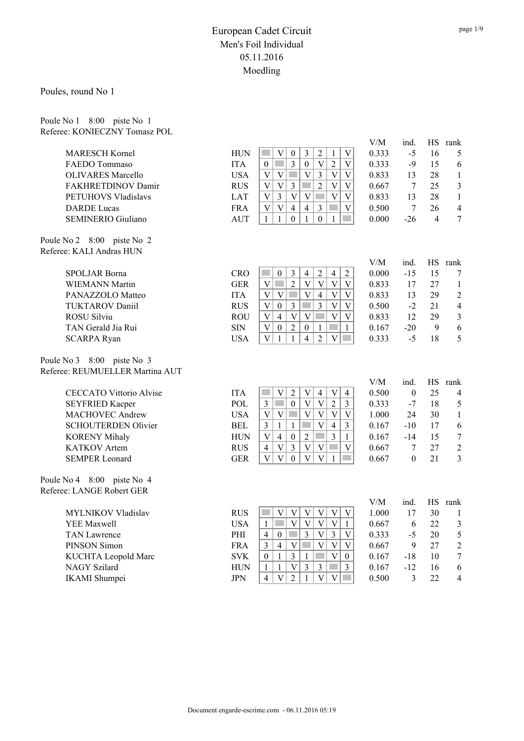# European Cadet Circuit

## Men's Foil Individual

## 05.11.2016

## Moedling

### Poules, round No 1

**Poule No 1** 8:00 piste No 1
Referee: KONIECZNY Tomasz POL

| Name | Nation | 1 | 2 | 3 | 4 | 5 | 6 | 7 | V/M | ind. | HS | rank |
|---|---|---|---|---|---|---|---|---|---|---|---|---|
| MARESCH Kornel | HUN | | V | 0 | 3 | 2 | 1 | V | 0.333 | -5 | 16 | 5 |
| FAEDO Tommaso | ITA | 0 | | 3 | 0 | V | 2 | V | 0.333 | -9 | 15 | 6 |
| OLIVARES Marcello | USA | V | V | | V | 3 | V | V | 0.833 | 13 | 28 | 1 |
| FAKHRETDINOV Damir | RUS | V | V | 3 | | 2 | V | V | 0.667 | 7 | 25 | 3 |
| PETUHOVS Vladislavs | LAT | V | 3 | V | V | | V | V | 0.833 | 13 | 28 | 1 |
| DARDE Lucas | FRA | V | V | 4 | 4 | 3 | | V | 0.500 | 7 | 26 | 4 |
| SEMINERIO Giuliano | AUT | 1 | 1 | 0 | 1 | 0 | 1 | | 0.000 | -26 | 4 | 7 |

**Poule No 2** 8:00 piste No 2
Referee: KALI Andras HUN

| Name | Nation | 1 | 2 | 3 | 4 | 5 | 6 | 7 | V/M | ind. | HS | rank |
|---|---|---|---|---|---|---|---|---|---|---|---|---|
| SPOLJAR Borna | CRO | | 0 | 3 | 4 | 2 | 4 | 2 | 0.000 | -15 | 15 | 7 |
| WIEMANN Martin | GER | V | | 2 | V | V | V | V | 0.833 | 17 | 27 | 1 |
| PANAZZOLO Matteo | ITA | V | V | | V | 4 | V | V | 0.833 | 13 | 29 | 2 |
| TUKTAROV Daniil | RUS | V | 0 | 3 | | 3 | V | V | 0.500 | -2 | 21 | 4 |
| ROSU Silviu | ROU | V | 4 | V | V | | V | V | 0.833 | 12 | 29 | 3 |
| TAN Gerald Jia Rui | SIN | V | 0 | 2 | 0 | 1 | | 1 | 0.167 | -20 | 9 | 6 |
| SCARPA Ryan | USA | V | 1 | 1 | 4 | 2 | V | | 0.333 | -5 | 18 | 5 |

**Poule No 3** 8:00 piste No 3
Referee: REUMUELLER Martina AUT

| Name | Nation | 1 | 2 | 3 | 4 | 5 | 6 | 7 | V/M | ind. | HS | rank |
|---|---|---|---|---|---|---|---|---|---|---|---|---|
| CECCATO Vittorio Alvise | ITA | | V | 2 | V | 4 | V | 4 | 0.500 | 0 | 25 | 4 |
| SEYFRIED Kacper | POL | 3 | | 0 | V | V | 2 | 3 | 0.333 | -7 | 18 | 5 |
| MACHOVEC Andrew | USA | V | V | | V | V | V | V | 1.000 | 24 | 30 | 1 |
| SCHOUTERDEN Olivier | BEL | 3 | 1 | 1 | | V | 4 | 3 | 0.167 | -10 | 17 | 6 |
| KORENY Mihaly | HUN | V | 4 | 0 | 2 | | 3 | 1 | 0.167 | -14 | 15 | 7 |
| KATKOV Artem | RUS | 4 | V | 3 | V | V | | V | 0.667 | 7 | 27 | 2 |
| SEMPER Leonard | GER | V | V | 0 | V | V | 1 | | 0.667 | 0 | 21 | 3 |

**Poule No 4** 8:00 piste No 4
Referee: LANGE Robert GER

| Name | Nation | 1 | 2 | 3 | 4 | 5 | 6 | 7 | V/M | ind. | HS | rank |
|---|---|---|---|---|---|---|---|---|---|---|---|---|
| MYLNIKOV Vladislav | RUS | | V | V | V | V | V | V | 1.000 | 17 | 30 | 1 |
| YEE Maxwell | USA | 1 | | V | V | V | V | 1 | 0.667 | 6 | 22 | 3 |
| TAN Lawrence | PHI | 4 | 0 | | 3 | V | 3 | V | 0.333 | -5 | 20 | 5 |
| PINSON Simon | FRA | 3 | 4 | V | | V | V | V | 0.667 | 9 | 27 | 2 |
| KUCHTA Leopold Marc | SVK | 0 | 1 | 3 | 1 | | V | 0 | 0.167 | -18 | 10 | 7 |
| NAGY Szilard | HUN | 1 | 1 | V | 3 | 3 | | 3 | 0.167 | -12 | 16 | 6 |
| IKAMI Shumpei | JPN | 4 | V | 2 | 1 | V | V | | 0.500 | 3 | 22 | 4 |

Document engarde-escrime.com - 06.11.2016 05:19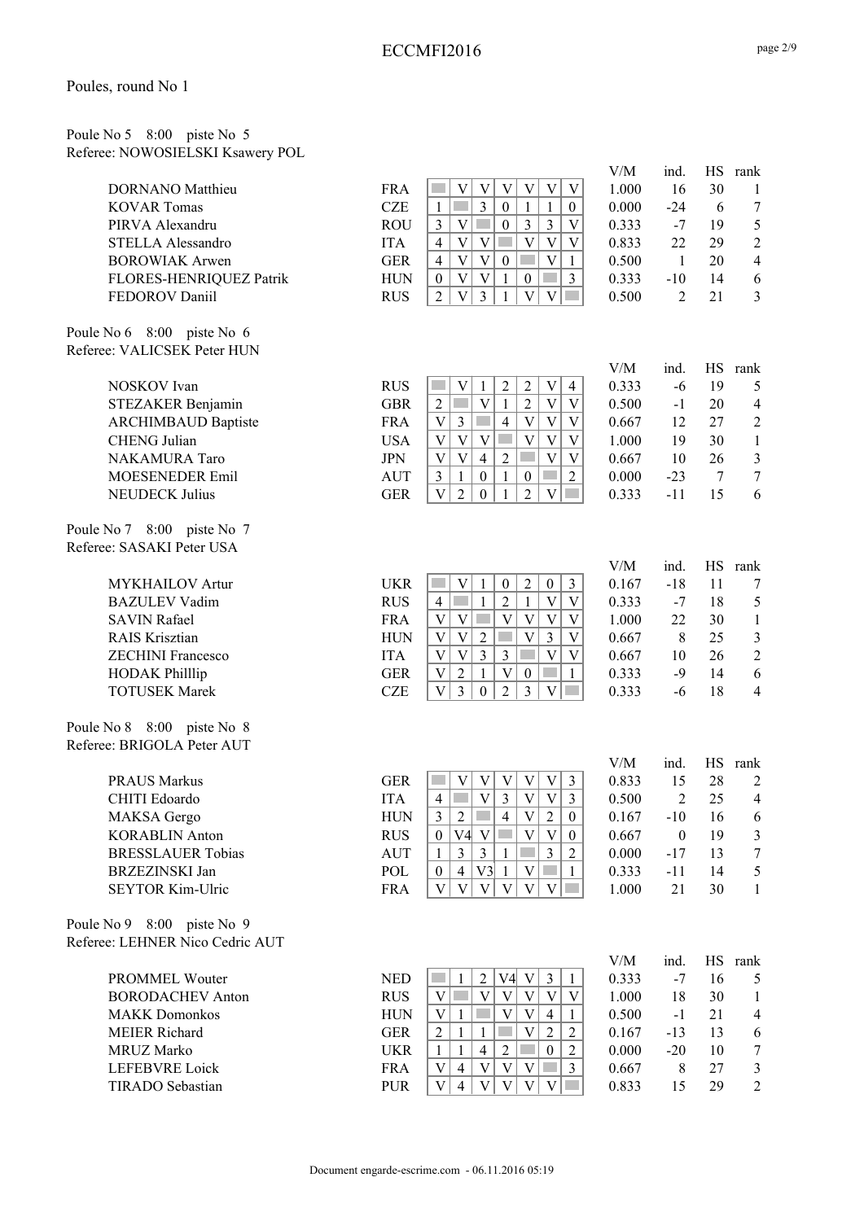Poules, round No 1

Poule No 5 8:00 piste No 5
Referee: NOWOSIELSKI Ksawery POL

| Name | Nation | 1 | 2 | 3 | 4 | 5 | 6 | 7 | V/M | ind. | HS | rank |
|---|---|---|---|---|---|---|---|---|---|---|---|---|
| DORNANO Matthieu | FRA | | V | V | V | V | V | V | 1.000 | 16 | 30 | 1 |
| KOVAR Tomas | CZE | 1 | | 3 | 0 | 1 | 1 | 0 | 0.000 | -24 | 6 | 7 |
| PIRVA Alexandru | ROU | 3 | V | | 0 | 3 | 3 | V | 0.333 | -7 | 19 | 5 |
| STELLA Alessandro | ITA | 4 | V | V | | V | V | V | 0.833 | 22 | 29 | 2 |
| BOROWIAK Arwen | GER | 4 | V | V | 0 | | V | 1 | 0.500 | 1 | 20 | 4 |
| FLORES-HENRIQUEZ Patrik | HUN | 0 | V | V | 1 | 0 | | 3 | 0.333 | -10 | 14 | 6 |
| FEDOROV Daniil | RUS | 2 | V | 3 | 1 | V | V | | 0.500 | 2 | 21 | 3 |

Poule No 6 8:00 piste No 6
Referee: VALICSEK Peter HUN

| Name | Nation | 1 | 2 | 3 | 4 | 5 | 6 | 7 | V/M | ind. | HS | rank |
|---|---|---|---|---|---|---|---|---|---|---|---|---|
| NOSKOV Ivan | RUS | | V | 1 | 2 | 2 | V | 4 | 0.333 | -6 | 19 | 5 |
| STEZAKER Benjamin | GBR | 2 | | V | 1 | 2 | V | V | 0.500 | -1 | 20 | 4 |
| ARCHIMBAUD Baptiste | FRA | V | 3 | | 4 | V | V | V | 0.667 | 12 | 27 | 2 |
| CHENG Julian | USA | V | V | V | | V | V | V | 1.000 | 19 | 30 | 1 |
| NAKAMURA Taro | JPN | V | V | 4 | 2 | | V | V | 0.667 | 10 | 26 | 3 |
| MOESENEDER Emil | AUT | 3 | 1 | 0 | 1 | 0 | | 2 | 0.000 | -23 | 7 | 7 |
| NEUDECK Julius | GER | V | 2 | 0 | 1 | 2 | V | | 0.333 | -11 | 15 | 6 |

Poule No 7 8:00 piste No 7
Referee: SASAKI Peter USA

| Name | Nation | 1 | 2 | 3 | 4 | 5 | 6 | 7 | V/M | ind. | HS | rank |
|---|---|---|---|---|---|---|---|---|---|---|---|---|
| MYKHAILOV Artur | UKR | | V | 1 | 0 | 2 | 0 | 3 | 0.167 | -18 | 11 | 7 |
| BAZULEV Vadim | RUS | 4 | | 1 | 2 | 1 | V | V | 0.333 | -7 | 18 | 5 |
| SAVIN Rafael | FRA | V | V | | V | V | V | V | 1.000 | 22 | 30 | 1 |
| RAIS Krisztian | HUN | V | V | 2 | | V | 3 | V | 0.667 | 8 | 25 | 3 |
| ZECHINI Francesco | ITA | V | V | 3 | 3 | | V | V | 0.667 | 10 | 26 | 2 |
| HODAK Philllip | GER | V | 2 | 1 | V | 0 | | 1 | 0.333 | -9 | 14 | 6 |
| TOTUSEK Marek | CZE | V | 3 | 0 | 2 | 3 | V | | 0.333 | -6 | 18 | 4 |

Poule No 8 8:00 piste No 8
Referee: BRIGOLA Peter AUT

| Name | Nation | 1 | 2 | 3 | 4 | 5 | 6 | 7 | V/M | ind. | HS | rank |
|---|---|---|---|---|---|---|---|---|---|---|---|---|
| PRAUS Markus | GER | | V | V | V | V | V | 3 | 0.833 | 15 | 28 | 2 |
| CHITI Edoardo | ITA | 4 | | V | 3 | V | V | 3 | 0.500 | 2 | 25 | 4 |
| MAKSA Gergo | HUN | 3 | 2 | | 4 | V | 2 | 0 | 0.167 | -10 | 16 | 6 |
| KORABLIN Anton | RUS | 0 | V4 | V | | V | V | 0 | 0.667 | 0 | 19 | 3 |
| BRESSLAUER Tobias | AUT | 1 | 3 | 3 | 1 | | 3 | 2 | 0.000 | -17 | 13 | 7 |
| BRZEZINSKI Jan | POL | 0 | 4 | V3 | 1 | V | | 1 | 0.333 | -11 | 14 | 5 |
| SEYTOR Kim-Ulric | FRA | V | V | V | V | V | V | | 1.000 | 21 | 30 | 1 |

Poule No 9 8:00 piste No 9
Referee: LEHNER Nico Cedric AUT

| Name | Nation | 1 | 2 | 3 | 4 | 5 | 6 | 7 | V/M | ind. | HS | rank |
|---|---|---|---|---|---|---|---|---|---|---|---|---|
| PROMMEL Wouter | NED | | 1 | 2 | V4 | V | 3 | 1 | 0.333 | -7 | 16 | 5 |
| BORODACHEV Anton | RUS | V | | V | V | V | V | V | 1.000 | 18 | 30 | 1 |
| MAKK Domonkos | HUN | V | 1 | | V | V | 4 | 1 | 0.500 | -1 | 21 | 4 |
| MEIER Richard | GER | 2 | 1 | 1 | | V | 2 | 2 | 0.167 | -13 | 13 | 6 |
| MRUZ Marko | UKR | 1 | 1 | 4 | 2 | | 0 | 2 | 0.000 | -20 | 10 | 7 |
| LEFEBVRE Loick | FRA | V | 4 | V | V | V | | 3 | 0.667 | 8 | 27 | 3 |
| TIRADO Sebastian | PUR | V | 4 | V | V | V | V | | 0.833 | 15 | 29 | 2 |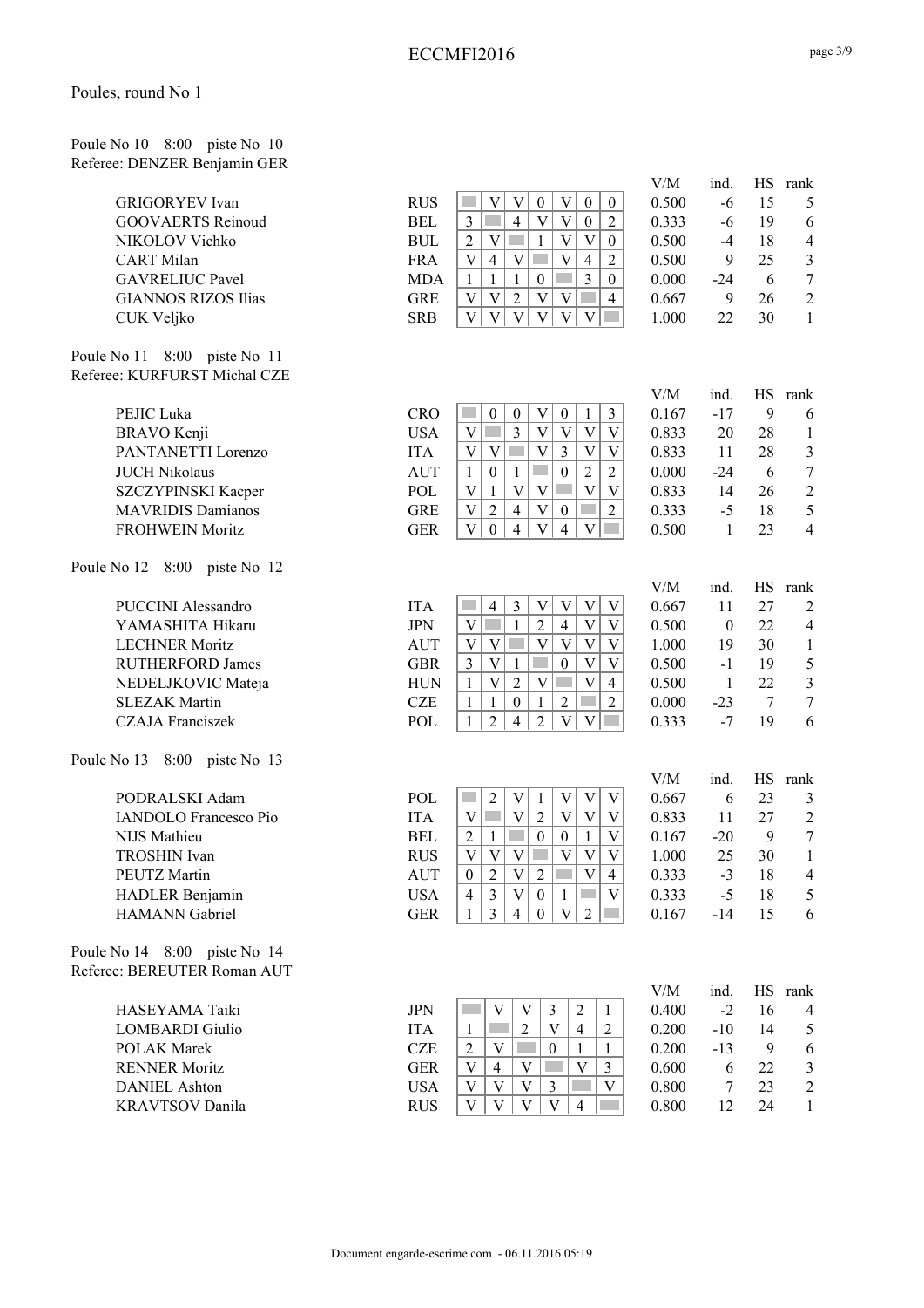# ECCMFI2016

Poules, round No 1

Poule No 10 8:00 piste No 10
Referee: DENZER Benjamin GER

| Name | Nation | 1 | 2 | 3 | 4 | 5 | 6 | 7 | V/M | ind. | HS | rank |
|---|---|---|---|---|---|---|---|---|---|---|---|---|
| GRIGORYEV Ivan | RUS | | V | V | 0 | V | 0 | 0 | 0.500 | -6 | 15 | 5 |
| GOOVAERTS Reinoud | BEL | 3 | | 4 | V | V | 0 | 2 | 0.333 | -6 | 19 | 6 |
| NIKOLOV Vichko | BUL | 2 | V | | 1 | V | V | 0 | 0.500 | -4 | 18 | 4 |
| CART Milan | FRA | V | 4 | V | | V | 4 | 2 | 0.500 | 9 | 25 | 3 |
| GAVRELIUC Pavel | MDA | 1 | 1 | 1 | 0 | | 3 | 0 | 0.000 | -24 | 6 | 7 |
| GIANNOS RIZOS Ilias | GRE | V | V | 2 | V | V | | 4 | 0.667 | 9 | 26 | 2 |
| CUK Veljko | SRB | V | V | V | V | V | V | | 1.000 | 22 | 30 | 1 |

Poule No 11 8:00 piste No 11
Referee: KURFURST Michal CZE

| Name | Nation | 1 | 2 | 3 | 4 | 5 | 6 | 7 | V/M | ind. | HS | rank |
|---|---|---|---|---|---|---|---|---|---|---|---|---|
| PEJIC Luka | CRO | | 0 | 0 | V | 0 | 1 | 3 | 0.167 | -17 | 9 | 6 |
| BRAVO Kenji | USA | V | | 3 | V | V | V | V | 0.833 | 20 | 28 | 1 |
| PANTANETTI Lorenzo | ITA | V | V | | V | 3 | V | V | 0.833 | 11 | 28 | 3 |
| JUCH Nikolaus | AUT | 1 | 0 | 1 | | 0 | 2 | 2 | 0.000 | -24 | 6 | 7 |
| SZCZYPINSKI Kacper | POL | V | 1 | V | V | | V | V | 0.833 | 14 | 26 | 2 |
| MAVRIDIS Damianos | GRE | V | 2 | 4 | V | 0 | | 2 | 0.333 | -5 | 18 | 5 |
| FROHWEIN Moritz | GER | V | 0 | 4 | V | 4 | V | | 0.500 | 1 | 23 | 4 |

Poule No 12 8:00 piste No 12

| Name | Nation | 1 | 2 | 3 | 4 | 5 | 6 | 7 | V/M | ind. | HS | rank |
|---|---|---|---|---|---|---|---|---|---|---|---|---|
| PUCCINI Alessandro | ITA | | 4 | 3 | V | V | V | V | 0.667 | 11 | 27 | 2 |
| YAMASHITA Hikaru | JPN | V | | 1 | 2 | 4 | V | V | 0.500 | 0 | 22 | 4 |
| LECHNER Moritz | AUT | V | V | | V | V | V | V | 1.000 | 19 | 30 | 1 |
| RUTHERFORD James | GBR | 3 | V | 1 | | 0 | V | V | 0.500 | -1 | 19 | 5 |
| NEDELJKOVIC Mateja | HUN | 1 | V | 2 | V | | V | 4 | 0.500 | 1 | 22 | 3 |
| SLEZAK Martin | CZE | 1 | 1 | 0 | 1 | 2 | | 2 | 0.000 | -23 | 7 | 7 |
| CZAJA Franciszek | POL | 1 | 2 | 4 | 2 | V | V | | 0.333 | -7 | 19 | 6 |

Poule No 13 8:00 piste No 13

| Name | Nation | 1 | 2 | 3 | 4 | 5 | 6 | 7 | V/M | ind. | HS | rank |
|---|---|---|---|---|---|---|---|---|---|---|---|---|
| PODRALSKI Adam | POL | | 2 | V | 1 | V | V | V | 0.667 | 6 | 23 | 3 |
| IANDOLO Francesco Pio | ITA | V | | V | 2 | V | V | V | 0.833 | 11 | 27 | 2 |
| NIJS Mathieu | BEL | 2 | 1 | | 0 | 0 | 1 | V | 0.167 | -20 | 9 | 7 |
| TROSHIN Ivan | RUS | V | V | V | | V | V | V | 1.000 | 25 | 30 | 1 |
| PEUTZ Martin | AUT | 0 | 2 | V | 2 | | V | 4 | 0.333 | -3 | 18 | 4 |
| HADLER Benjamin | USA | 4 | 3 | V | 0 | 1 | | V | 0.333 | -5 | 18 | 5 |
| HAMANN Gabriel | GER | 1 | 3 | 4 | 0 | V | 2 | | 0.167 | -14 | 15 | 6 |

Poule No 14 8:00 piste No 14
Referee: BEREUTER Roman AUT

| Name | Nation | 1 | 2 | 3 | 4 | 5 | 6 | V/M | ind. | HS | rank |
|---|---|---|---|---|---|---|---|---|---|---|---|
| HASEYAMA Taiki | JPN | | V | V | 3 | 2 | 1 | 0.400 | -2 | 16 | 4 |
| LOMBARDI Giulio | ITA | 1 | | 2 | V | 4 | 2 | 0.200 | -10 | 14 | 5 |
| POLAK Marek | CZE | 2 | V | | 0 | 1 | 1 | 0.200 | -13 | 9 | 6 |
| RENNER Moritz | GER | V | 4 | V | | V | 3 | 0.600 | 6 | 22 | 3 |
| DANIEL Ashton | USA | V | V | V | 3 | | V | 0.800 | 7 | 23 | 2 |
| KRAVTSOV Danila | RUS | V | V | V | V | 4 | | 0.800 | 12 | 24 | 1 |

Document engarde-escrime.com - 06.11.2016 05:19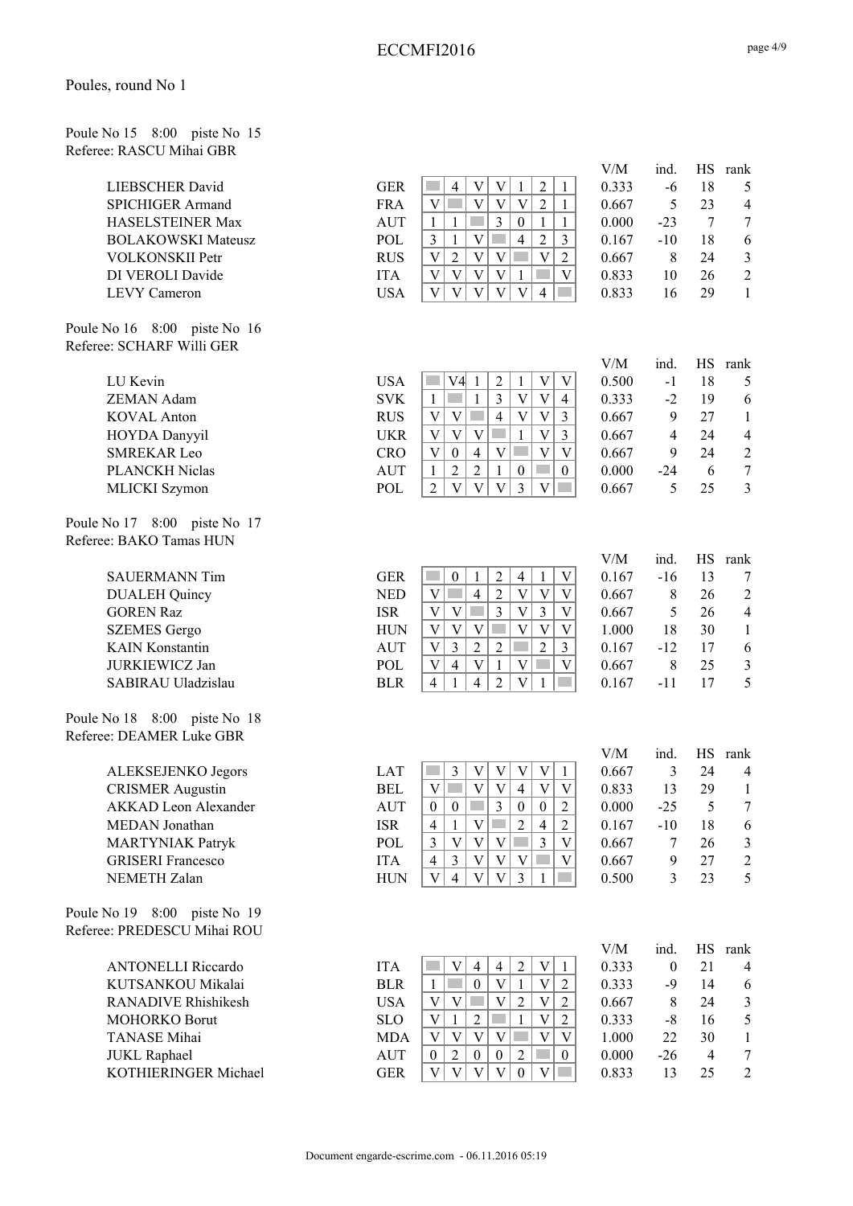Poules, round No 1

Poule No 15    8:00    piste No 15
Referee: RASCU Mihai GBR

| Name | Nat |  |  |  |  |  |  |  | V/M | ind. | HS | rank |
|---|---|---|---|---|---|---|---|---|---|---|---|---|
| LIEBSCHER David | GER |  | 4 | V | V | 1 | 2 | 1 | 0.333 | -6 | 18 | 5 |
| SPICHIGER Armand | FRA | V |  | V | V | V | 2 | 1 | 0.667 | 5 | 23 | 4 |
| HASELSTEINER Max | AUT | 1 | 1 |  | 3 | 0 | 1 | 1 | 0.000 | -23 | 7 | 7 |
| BOLAKOWSKI Mateusz | POL | 3 | 1 | V |  | 4 | 2 | 3 | 0.167 | -10 | 18 | 6 |
| VOLKONSKII Petr | RUS | V | 2 | V | V |  | V | 2 | 0.667 | 8 | 24 | 3 |
| DI VEROLI Davide | ITA | V | V | V | V | 1 |  | V | 0.833 | 10 | 26 | 2 |
| LEVY Cameron | USA | V | V | V | V | V | 4 |  | 0.833 | 16 | 29 | 1 |

Poule No 16    8:00    piste No 16
Referee: SCHARF Willi GER

| Name | Nat |  |  |  |  |  |  |  | V/M | ind. | HS | rank |
|---|---|---|---|---|---|---|---|---|---|---|---|---|
| LU Kevin | USA |  | V4 | 1 | 2 | 1 | V | V | 0.500 | -1 | 18 | 5 |
| ZEMAN Adam | SVK | 1 |  | 1 | 3 | V | V | 4 | 0.333 | -2 | 19 | 6 |
| KOVAL Anton | RUS | V | V |  | 4 | V | V | 3 | 0.667 | 9 | 27 | 1 |
| HOYDA Danyyil | UKR | V | V | V |  | 1 | V | 3 | 0.667 | 4 | 24 | 4 |
| SMREKAR Leo | CRO | V | 0 | 4 | V |  | V | V | 0.667 | 9 | 24 | 2 |
| PLANCKH Niclas | AUT | 1 | 2 | 2 | 1 | 0 |  | 0 | 0.000 | -24 | 6 | 7 |
| MLICKI Szymon | POL | 2 | V | V | V | 3 | V |  | 0.667 | 5 | 25 | 3 |

Poule No 17    8:00    piste No 17
Referee: BAKO Tamas HUN

| Name | Nat |  |  |  |  |  |  |  | V/M | ind. | HS | rank |
|---|---|---|---|---|---|---|---|---|---|---|---|---|
| SAUERMANN Tim | GER |  | 0 | 1 | 2 | 4 | 1 | V | 0.167 | -16 | 13 | 7 |
| DUALEH Quincy | NED | V |  | 4 | 2 | V | V | V | 0.667 | 8 | 26 | 2 |
| GOREN Raz | ISR | V | V |  | 3 | V | 3 | V | 0.667 | 5 | 26 | 4 |
| SZEMES Gergo | HUN | V | V | V |  | V | V | V | 1.000 | 18 | 30 | 1 |
| KAIN Konstantin | AUT | V | 3 | 2 | 2 |  | 2 | 3 | 0.167 | -12 | 17 | 6 |
| JURKIEWICZ Jan | POL | V | 4 | V | 1 | V |  | V | 0.667 | 8 | 25 | 3 |
| SABIRAU Uladzislau | BLR | 4 | 1 | 4 | 2 | V | 1 |  | 0.167 | -11 | 17 | 5 |

Poule No 18    8:00    piste No 18
Referee: DEAMER Luke GBR

| Name | Nat |  |  |  |  |  |  |  | V/M | ind. | HS | rank |
|---|---|---|---|---|---|---|---|---|---|---|---|---|
| ALEKSEJENKO Jegors | LAT |  | 3 | V | V | V | V | 1 | 0.667 | 3 | 24 | 4 |
| CRISMER Augustin | BEL | V |  | V | V | 4 | V | V | 0.833 | 13 | 29 | 1 |
| AKKAD Leon Alexander | AUT | 0 | 0 |  | 3 | 0 | 0 | 2 | 0.000 | -25 | 5 | 7 |
| MEDAN Jonathan | ISR | 4 | 1 | V |  | 2 | 4 | 2 | 0.167 | -10 | 18 | 6 |
| MARTYNIAK Patryk | POL | 3 | V | V | V |  | 3 | V | 0.667 | 7 | 26 | 3 |
| GRISERI Francesco | ITA | 4 | 3 | V | V | V |  | V | 0.667 | 9 | 27 | 2 |
| NEMETH Zalan | HUN | V | 4 | V | V | 3 | 1 |  | 0.500 | 3 | 23 | 5 |

Poule No 19    8:00    piste No 19
Referee: PREDESCU Mihai ROU

| Name | Nat |  |  |  |  |  |  |  | V/M | ind. | HS | rank |
|---|---|---|---|---|---|---|---|---|---|---|---|---|
| ANTONELLI Riccardo | ITA |  | V | 4 | 4 | 2 | V | 1 | 0.333 | 0 | 21 | 4 |
| KUTSANKOU Mikalai | BLR | 1 |  | 0 | V | 1 | V | 2 | 0.333 | -9 | 14 | 6 |
| RANADIVE Rhishikesh | USA | V | V |  | V | 2 | V | 2 | 0.667 | 8 | 24 | 3 |
| MOHORKO Borut | SLO | V | 1 | 2 |  | 1 | V | 2 | 0.333 | -8 | 16 | 5 |
| TANASE Mihai | MDA | V | V | V | V |  | V | V | 1.000 | 22 | 30 | 1 |
| JUKL Raphael | AUT | 0 | 2 | 0 | 0 | 2 |  | 0 | 0.000 | -26 | 4 | 7 |
| KOTHIERINGER Michael | GER | V | V | V | V | 0 | V |  | 0.833 | 13 | 25 | 2 |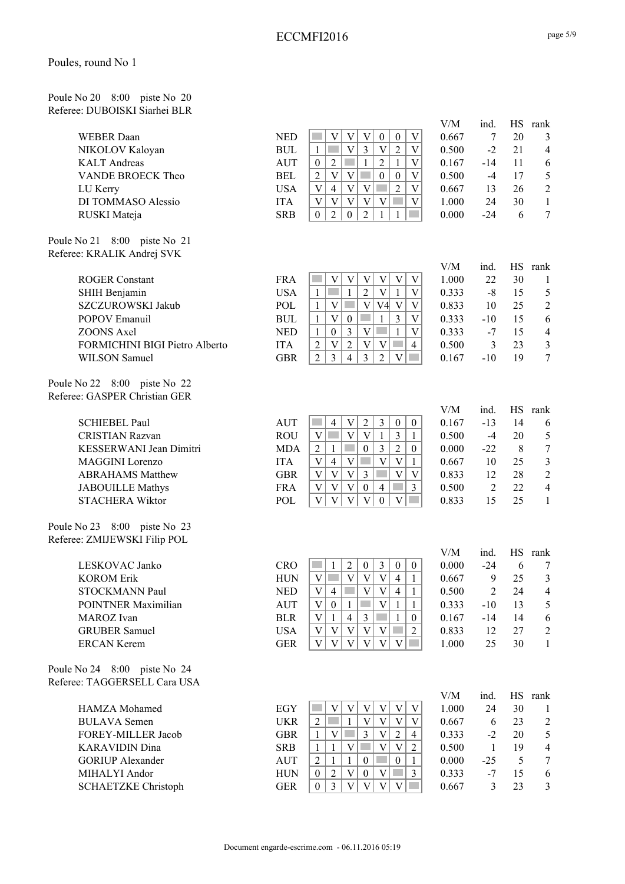# ECCMFI2016

Poules, round No 1

Poule No 20 8:00 piste No 20
Referee: DUBOISKI Siarhei BLR

| Name | Nat | 1 | 2 | 3 | 4 | 5 | 6 | 7 | V/M | ind. | HS | rank |
|---|---|---|---|---|---|---|---|---|---|---|---|---|
| WEBER Daan | NED | | V | V | V | 0 | 0 | V | 0.667 | 7 | 20 | 3 |
| NIKOLOV Kaloyan | BUL | 1 | | V | 3 | V | 2 | V | 0.500 | -2 | 21 | 4 |
| KALT Andreas | AUT | 0 | 2 | | 1 | 2 | 1 | V | 0.167 | -14 | 11 | 6 |
| VANDE BROECK Theo | BEL | 2 | V | V | | 0 | 0 | V | 0.500 | -4 | 17 | 5 |
| LU Kerry | USA | V | 4 | V | V | | 2 | V | 0.667 | 13 | 26 | 2 |
| DI TOMMASO Alessio | ITA | V | V | V | V | V | | V | 1.000 | 24 | 30 | 1 |
| RUSKI Mateja | SRB | 0 | 2 | 0 | 2 | 1 | 1 | | 0.000 | -24 | 6 | 7 |

Poule No 21 8:00 piste No 21
Referee: KRALIK Andrej SVK

| Name | Nat | 1 | 2 | 3 | 4 | 5 | 6 | 7 | V/M | ind. | HS | rank |
|---|---|---|---|---|---|---|---|---|---|---|---|---|
| ROGER Constant | FRA | | V | V | V | V | V | V | 1.000 | 22 | 30 | 1 |
| SHIH Benjamin | USA | 1 | | 1 | 2 | V | 1 | V | 0.333 | -8 | 15 | 5 |
| SZCZUROWSKI Jakub | POL | 1 | V | | V | V4 | V | V | 0.833 | 10 | 25 | 2 |
| POPOV Emanuil | BUL | 1 | V | 0 | | 1 | 3 | V | 0.333 | -10 | 15 | 6 |
| ZOONS Axel | NED | 1 | 0 | 3 | V | | 1 | V | 0.333 | -7 | 15 | 4 |
| FORMICHINI BIGI Pietro Alberto | ITA | 2 | V | 2 | V | V | | 4 | 0.500 | 3 | 23 | 3 |
| WILSON Samuel | GBR | 2 | 3 | 4 | 3 | 2 | V | | 0.167 | -10 | 19 | 7 |

Poule No 22 8:00 piste No 22
Referee: GASPER Christian GER

| Name | Nat | 1 | 2 | 3 | 4 | 5 | 6 | 7 | V/M | ind. | HS | rank |
|---|---|---|---|---|---|---|---|---|---|---|---|---|
| SCHIEBEL Paul | AUT | | 4 | V | 2 | 3 | 0 | 0 | 0.167 | -13 | 14 | 6 |
| CRISTIAN Razvan | ROU | V | | V | V | 1 | 3 | 1 | 0.500 | -4 | 20 | 5 |
| KESSERWANI Jean Dimitri | MDA | 2 | 1 | | 0 | 3 | 2 | 0 | 0.000 | -22 | 8 | 7 |
| MAGGINI Lorenzo | ITA | V | 4 | V | | V | V | 1 | 0.667 | 10 | 25 | 3 |
| ABRAHAMS Matthew | GBR | V | V | V | 3 | | V | V | 0.833 | 12 | 28 | 2 |
| JABOUILLE Mathys | FRA | V | V | V | 0 | 4 | | 3 | 0.500 | 2 | 22 | 4 |
| STACHERA Wiktor | POL | V | V | V | V | 0 | V | | 0.833 | 15 | 25 | 1 |

Poule No 23 8:00 piste No 23
Referee: ZMIJEWSKI Filip POL

| Name | Nat | 1 | 2 | 3 | 4 | 5 | 6 | 7 | V/M | ind. | HS | rank |
|---|---|---|---|---|---|---|---|---|---|---|---|---|
| LESKOVAC Janko | CRO | | 1 | 2 | 0 | 3 | 0 | 0 | 0.000 | -24 | 6 | 7 |
| KOROM Erik | HUN | V | | V | V | V | 4 | 1 | 0.667 | 9 | 25 | 3 |
| STOCKMANN Paul | NED | V | 4 | | V | V | 4 | 1 | 0.500 | 2 | 24 | 4 |
| POINTNER Maximilian | AUT | V | 0 | 1 | | V | 1 | 1 | 0.333 | -10 | 13 | 5 |
| MAROZ Ivan | BLR | V | 1 | 4 | 3 | | 1 | 0 | 0.167 | -14 | 14 | 6 |
| GRUBER Samuel | USA | V | V | V | V | V | | 2 | 0.833 | 12 | 27 | 2 |
| ERCAN Kerem | GER | V | V | V | V | V | V | | 1.000 | 25 | 30 | 1 |

Poule No 24 8:00 piste No 24
Referee: TAGGERSELL Cara USA

| Name | Nat | 1 | 2 | 3 | 4 | 5 | 6 | 7 | V/M | ind. | HS | rank |
|---|---|---|---|---|---|---|---|---|---|---|---|---|
| HAMZA Mohamed | EGY | | V | V | V | V | V | V | 1.000 | 24 | 30 | 1 |
| BULAVA Semen | UKR | 2 | | 1 | V | V | V | V | 0.667 | 6 | 23 | 2 |
| FOREY-MILLER Jacob | GBR | 1 | V | | 3 | V | 2 | 4 | 0.333 | -2 | 20 | 5 |
| KARAVIDIN Dina | SRB | 1 | 1 | V | | V | V | 2 | 0.500 | 1 | 19 | 4 |
| GORIUP Alexander | AUT | 2 | 1 | 1 | 0 | | 0 | 1 | 0.000 | -25 | 5 | 7 |
| MIHALYI Andor | HUN | 0 | 2 | V | 0 | V | | 3 | 0.333 | -7 | 15 | 6 |
| SCHAETZKE Christoph | GER | 0 | 3 | V | V | V | V | | 0.667 | 3 | 23 | 3 |

Document engarde-escrime.com - 06.11.2016 05:19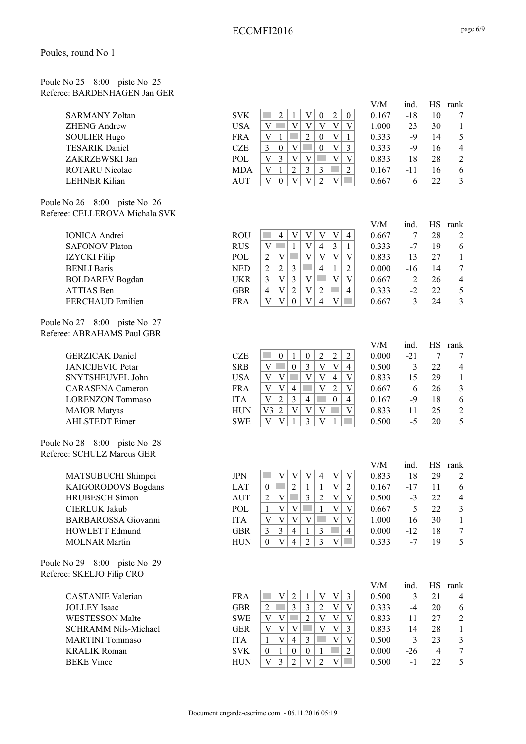# ECCMFI2016

## Poules, round No 1

### Poule No 25 8:00 piste No 25
Referee: BARDENHAGEN Jan GER

| Name | Nation | 1 | 2 | 3 | 4 | 5 | 6 | 7 | V/M | ind. | HS | rank |
|---|---|---|---|---|---|---|---|---|---|---|---|---|
| SARMANY Zoltan | SVK | | 2 | 1 | V | 0 | 2 | 0 | 0.167 | -18 | 10 | 7 |
| ZHENG Andrew | USA | V | | V | V | V | V | V | 1.000 | 23 | 30 | 1 |
| SOULIER Hugo | FRA | V | 1 | | 2 | 0 | V | 1 | 0.333 | -9 | 14 | 5 |
| TESARIK Daniel | CZE | 3 | 0 | V | | 0 | V | 3 | 0.333 | -9 | 16 | 4 |
| ZAKRZEWSKI Jan | POL | V | 3 | V | V | | V | V | 0.833 | 18 | 28 | 2 |
| ROTARU Nicolae | MDA | V | 1 | 2 | 3 | 3 | | 2 | 0.167 | -11 | 16 | 6 |
| LEHNER Kilian | AUT | V | 0 | V | V | 2 | V | | 0.667 | 6 | 22 | 3 |

### Poule No 26 8:00 piste No 26
Referee: CELLEROVA Michala SVK

| Name | Nation | 1 | 2 | 3 | 4 | 5 | 6 | 7 | V/M | ind. | HS | rank |
|---|---|---|---|---|---|---|---|---|---|---|---|---|
| IONICA Andrei | ROU | | 4 | V | V | V | V | 4 | 0.667 | 7 | 28 | 2 |
| SAFONOV Platon | RUS | V | | 1 | V | 4 | 3 | 1 | 0.333 | -7 | 19 | 6 |
| IZYCKI Filip | POL | 2 | V | | V | V | V | V | 0.833 | 13 | 27 | 1 |
| BENLI Baris | NED | 2 | 2 | 3 | | 4 | 1 | 2 | 0.000 | -16 | 14 | 7 |
| BOLDAREV Bogdan | UKR | 3 | V | 3 | V | | V | V | 0.667 | 2 | 26 | 4 |
| ATTIAS Ben | GBR | 4 | V | 2 | V | 2 | | 4 | 0.333 | -2 | 22 | 5 |
| FERCHAUD Emilien | FRA | V | V | 0 | V | 4 | V | | 0.667 | 3 | 24 | 3 |

### Poule No 27 8:00 piste No 27
Referee: ABRAHAMS Paul GBR

| Name | Nation | 1 | 2 | 3 | 4 | 5 | 6 | 7 | V/M | ind. | HS | rank |
|---|---|---|---|---|---|---|---|---|---|---|---|---|
| GERZICAK Daniel | CZE | | 0 | 1 | 0 | 2 | 2 | 2 | 0.000 | -21 | 7 | 7 |
| JANICIJEVIC Petar | SRB | V | | 0 | 3 | V | V | 4 | 0.500 | 3 | 22 | 4 |
| SNYTSHEUVEL John | USA | V | V | | V | V | 4 | V | 0.833 | 15 | 29 | 1 |
| CARASENA Cameron | FRA | V | V | 4 | | V | 2 | V | 0.667 | 6 | 26 | 3 |
| LORENZON Tommaso | ITA | V | 2 | 3 | 4 | | 0 | 4 | 0.167 | -9 | 18 | 6 |
| MAIOR Matyas | HUN | V3 | 2 | V | V | V | | V | 0.833 | 11 | 25 | 2 |
| AHLSTEDT Eimer | SWE | V | V | 1 | 3 | V | 1 | | 0.500 | -5 | 20 | 5 |

### Poule No 28 8:00 piste No 28
Referee: SCHULZ Marcus GER

| Name | Nation | 1 | 2 | 3 | 4 | 5 | 6 | 7 | V/M | ind. | HS | rank |
|---|---|---|---|---|---|---|---|---|---|---|---|---|
| MATSUBUCHI Shimpei | JPN | | V | V | V | 4 | V | V | 0.833 | 18 | 29 | 2 |
| KAIGORODOVS Bogdans | LAT | 0 | | 2 | 1 | 1 | V | 2 | 0.167 | -17 | 11 | 6 |
| HRUBESCH Simon | AUT | 2 | V | | 3 | 2 | V | V | 0.500 | -3 | 22 | 4 |
| CIERLUK Jakub | POL | 1 | V | V | | 1 | V | V | 0.667 | 5 | 22 | 3 |
| BARBAROSSA Giovanni | ITA | V | V | V | V | | V | V | 1.000 | 16 | 30 | 1 |
| HOWLETT Edmund | GBR | 3 | 3 | 4 | 1 | 3 | | 4 | 0.000 | -12 | 18 | 7 |
| MOLNAR Martin | HUN | 0 | V | 4 | 2 | 3 | V | | 0.333 | -7 | 19 | 5 |

### Poule No 29 8:00 piste No 29
Referee: SKELJO Filip CRO

| Name | Nation | 1 | 2 | 3 | 4 | 5 | 6 | 7 | V/M | ind. | HS | rank |
|---|---|---|---|---|---|---|---|---|---|---|---|---|
| CASTANIE Valerian | FRA | | V | 2 | 1 | V | V | 3 | 0.500 | 3 | 21 | 4 |
| JOLLEY Isaac | GBR | 2 | | 3 | 3 | 2 | V | V | 0.333 | -4 | 20 | 6 |
| WESTESSON Malte | SWE | V | V | | 2 | V | V | V | 0.833 | 11 | 27 | 2 |
| SCHRAMM Nils-Michael | GER | V | V | V | | V | V | 3 | 0.833 | 14 | 28 | 1 |
| MARTINI Tommaso | ITA | 1 | V | 4 | 3 | | V | V | 0.500 | 3 | 23 | 3 |
| KRALIK Roman | SVK | 0 | 1 | 0 | 0 | 1 | | 2 | 0.000 | -26 | 4 | 7 |
| BEKE Vince | HUN | V | 3 | 2 | V | 2 | V | | 0.500 | -1 | 22 | 5 |

Document engarde-escrime.com - 06.11.2016 05:19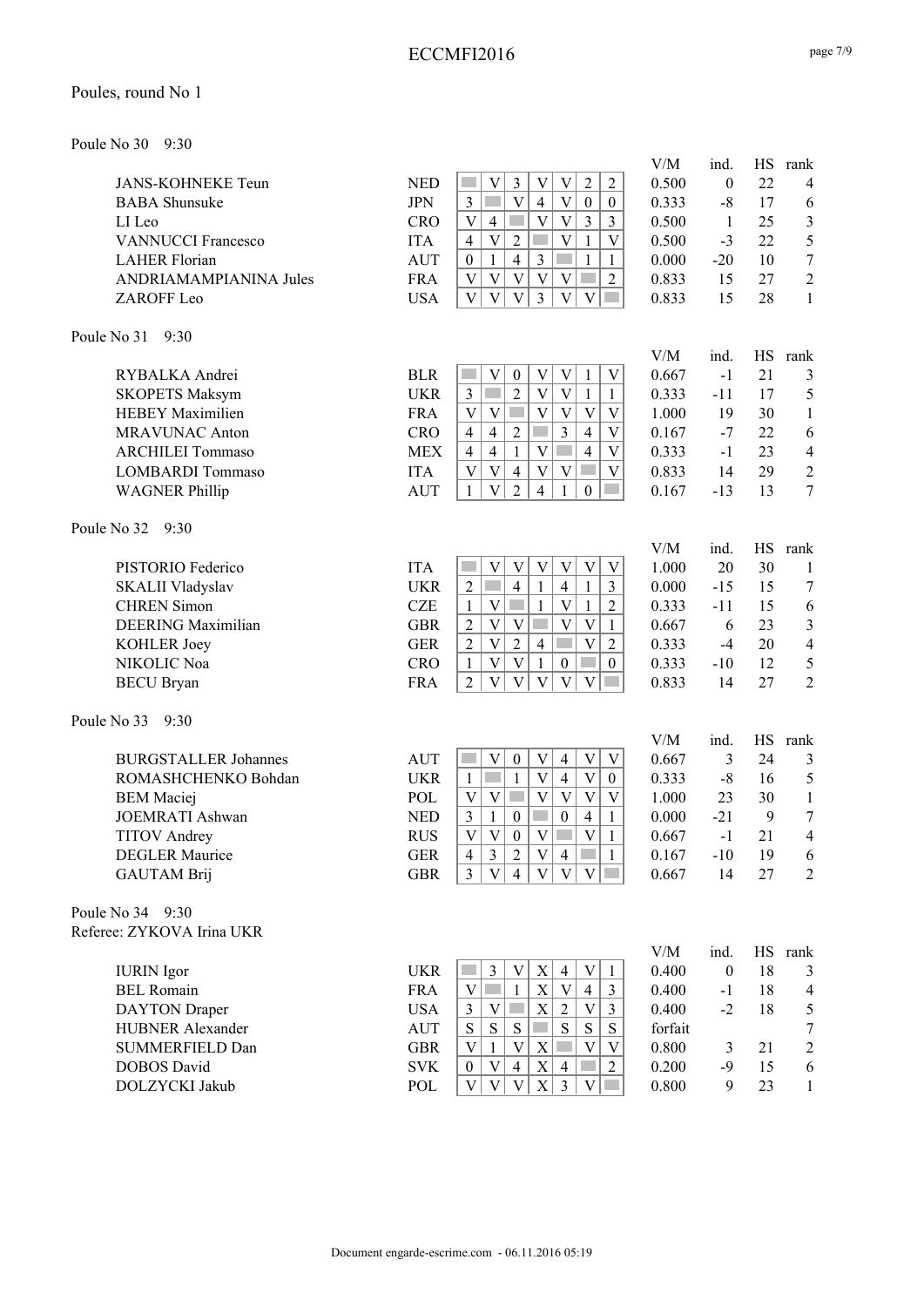## Poules, round No 1

### Poule No 30 9:30

| Name | Nation | 1 | 2 | 3 | 4 | 5 | 6 | 7 | V/M | ind. | HS | rank |
|---|---|---|---|---|---|---|---|---|---|---|---|---|
| JANS-KOHNEKE Teun | NED | | V | 3 | V | V | 2 | 2 | 0.500 | 0 | 22 | 4 |
| BABA Shunsuke | JPN | 3 | | V | 4 | V | 0 | 0 | 0.333 | -8 | 17 | 6 |
| LI Leo | CRO | V | 4 | | V | V | 3 | 3 | 0.500 | 1 | 25 | 3 |
| VANNUCCI Francesco | ITA | 4 | V | 2 | | V | 1 | V | 0.500 | -3 | 22 | 5 |
| LAHER Florian | AUT | 0 | 1 | 4 | 3 | | 1 | 1 | 0.000 | -20 | 10 | 7 |
| ANDRIAMAMPIANINA Jules | FRA | V | V | V | V | V | | 2 | 0.833 | 15 | 27 | 2 |
| ZAROFF Leo | USA | V | V | V | 3 | V | V | | 0.833 | 15 | 28 | 1 |

### Poule No 31 9:30

| Name | Nation | 1 | 2 | 3 | 4 | 5 | 6 | 7 | V/M | ind. | HS | rank |
|---|---|---|---|---|---|---|---|---|---|---|---|---|
| RYBALKA Andrei | BLR | | V | 0 | V | V | 1 | V | 0.667 | -1 | 21 | 3 |
| SKOPETS Maksym | UKR | 3 | | 2 | V | V | 1 | 1 | 0.333 | -11 | 17 | 5 |
| HEBEY Maximilien | FRA | V | V | | V | V | V | V | 1.000 | 19 | 30 | 1 |
| MRAVUNAC Anton | CRO | 4 | 4 | 2 | | 3 | 4 | V | 0.167 | -7 | 22 | 6 |
| ARCHILEI Tommaso | MEX | 4 | 4 | 1 | V | | 4 | V | 0.333 | -1 | 23 | 4 |
| LOMBARDI Tommaso | ITA | V | V | 4 | V | V | | V | 0.833 | 14 | 29 | 2 |
| WAGNER Phillip | AUT | 1 | V | 2 | 4 | 1 | 0 | | 0.167 | -13 | 13 | 7 |

### Poule No 32 9:30

| Name | Nation | 1 | 2 | 3 | 4 | 5 | 6 | 7 | V/M | ind. | HS | rank |
|---|---|---|---|---|---|---|---|---|---|---|---|---|
| PISTORIO Federico | ITA | | V | V | V | V | V | V | 1.000 | 20 | 30 | 1 |
| SKALII Vladyslav | UKR | 2 | | 4 | 1 | 4 | 1 | 3 | 0.000 | -15 | 15 | 7 |
| CHREN Simon | CZE | 1 | V | | 1 | V | 1 | 2 | 0.333 | -11 | 15 | 6 |
| DEERING Maximilian | GBR | 2 | V | V | | V | V | 1 | 0.667 | 6 | 23 | 3 |
| KOHLER Joey | GER | 2 | V | 2 | 4 | | V | 2 | 0.333 | -4 | 20 | 4 |
| NIKOLIC Noa | CRO | 1 | V | V | 1 | 0 | | 0 | 0.333 | -10 | 12 | 5 |
| BECU Bryan | FRA | 2 | V | V | V | V | V | | 0.833 | 14 | 27 | 2 |

### Poule No 33 9:30

| Name | Nation | 1 | 2 | 3 | 4 | 5 | 6 | 7 | V/M | ind. | HS | rank |
|---|---|---|---|---|---|---|---|---|---|---|---|---|
| BURGSTALLER Johannes | AUT | | V | 0 | V | 4 | V | V | 0.667 | 3 | 24 | 3 |
| ROMASHCHENKO Bohdan | UKR | 1 | | 1 | V | 4 | V | 0 | 0.333 | -8 | 16 | 5 |
| BEM Maciej | POL | V | V | | V | V | V | V | 1.000 | 23 | 30 | 1 |
| JOEMRATI Ashwan | NED | 3 | 1 | 0 | | 0 | 4 | 1 | 0.000 | -21 | 9 | 7 |
| TITOV Andrey | RUS | V | V | 0 | V | | V | 1 | 0.667 | -1 | 21 | 4 |
| DEGLER Maurice | GER | 4 | 3 | 2 | V | 4 | | 1 | 0.167 | -10 | 19 | 6 |
| GAUTAM Brij | GBR | 3 | V | 4 | V | V | V | | 0.667 | 14 | 27 | 2 |

### Poule No 34 9:30

Referee: ZYKOVA Irina UKR

| Name | Nation | 1 | 2 | 3 | 4 | 5 | 6 | 7 | V/M | ind. | HS | rank |
|---|---|---|---|---|---|---|---|---|---|---|---|---|
| IURIN Igor | UKR | | 3 | V | X | 4 | V | 1 | 0.400 | 0 | 18 | 3 |
| BEL Romain | FRA | V | | 1 | X | V | 4 | 3 | 0.400 | -1 | 18 | 4 |
| DAYTON Draper | USA | 3 | V | | X | 2 | V | 3 | 0.400 | -2 | 18 | 5 |
| HUBNER Alexander | AUT | S | S | S | | S | S | S | forfait | | | 7 |
| SUMMERFIELD Dan | GBR | V | 1 | V | X | | V | V | 0.800 | 3 | 21 | 2 |
| DOBOS David | SVK | 0 | V | 4 | X | 4 | | 2 | 0.200 | -9 | 15 | 6 |
| DOLZYCKI Jakub | POL | V | V | V | X | 3 | V | | 0.800 | 9 | 23 | 1 |

Document engarde-escrime.com - 06.11.2016 05:19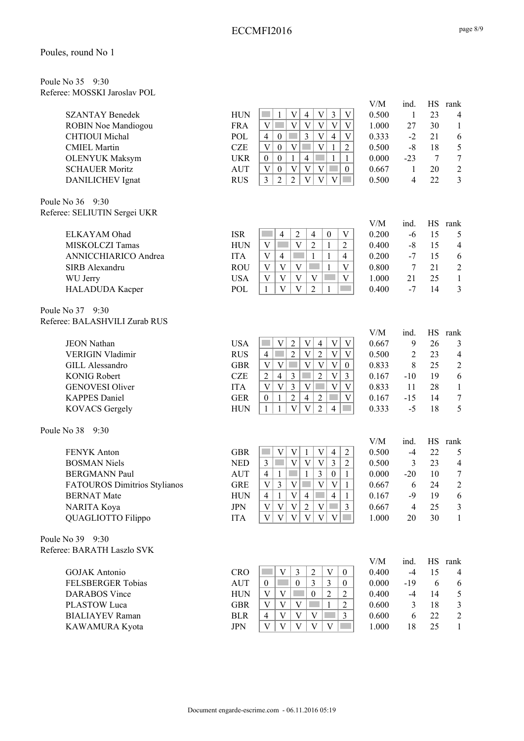## Poules, round No 1

### Poule No 35 9:30
Referee: MOSSKI Jaroslav POL

| Name | Nat | 1 | 2 | 3 | 4 | 5 | 6 | 7 | V/M | ind. | HS | rank |
|---|---|---|---|---|---|---|---|---|---|---|---|---|
| SZANTAY Benedek | HUN | | 1 | V | 4 | V | 3 | V | 0.500 | 1 | 23 | 4 |
| ROBIN Noe Mandiogou | FRA | V | | V | V | V | V | V | 1.000 | 27 | 30 | 1 |
| CHTIOUI Michal | POL | 4 | 0 | | 3 | V | 4 | V | 0.333 | -2 | 21 | 6 |
| CMIEL Martin | CZE | V | 0 | V | | V | 1 | 2 | 0.500 | -8 | 18 | 5 |
| OLENYUK Maksym | UKR | 0 | 0 | 1 | 4 | | 1 | 1 | 0.000 | -23 | 7 | 7 |
| SCHAUER Moritz | AUT | V | 0 | V | V | V | | 0 | 0.667 | 1 | 20 | 2 |
| DANILICHEV Ignat | RUS | 3 | 2 | 2 | V | V | V | | 0.500 | 4 | 22 | 3 |

### Poule No 36 9:30
Referee: SELIUTIN Sergei UKR

| Name | Nat | 1 | 2 | 3 | 4 | 5 | 6 | V/M | ind. | HS | rank |
|---|---|---|---|---|---|---|---|---|---|---|---|
| ELKAYAM Ohad | ISR | | 4 | 2 | 4 | 0 | V | 0.200 | -6 | 15 | 5 |
| MISKOLCZI Tamas | HUN | V | | V | 2 | 1 | 2 | 0.400 | -8 | 15 | 4 |
| ANNICCHIARICO Andrea | ITA | V | 4 | | 1 | 1 | 4 | 0.200 | -7 | 15 | 6 |
| SIRB Alexandru | ROU | V | V | V | | 1 | V | 0.800 | 7 | 21 | 2 |
| WU Jerry | USA | V | V | V | V | | V | 1.000 | 21 | 25 | 1 |
| HALADUDA Kacper | POL | 1 | V | V | 2 | 1 | | 0.400 | -7 | 14 | 3 |

### Poule No 37 9:30
Referee: BALASHVILI Zurab RUS

| Name | Nat | 1 | 2 | 3 | 4 | 5 | 6 | 7 | V/M | ind. | HS | rank |
|---|---|---|---|---|---|---|---|---|---|---|---|---|
| JEON Nathan | USA | | V | 2 | V | 4 | V | V | 0.667 | 9 | 26 | 3 |
| VERIGIN Vladimir | RUS | 4 | | 2 | V | 2 | V | V | 0.500 | 2 | 23 | 4 |
| GILL Alessandro | GBR | V | V | | V | V | V | 0 | 0.833 | 8 | 25 | 2 |
| KONIG Robert | CZE | 2 | 4 | 3 | | 2 | V | 3 | 0.167 | -10 | 19 | 6 |
| GENOVESI Oliver | ITA | V | V | 3 | V | | V | V | 0.833 | 11 | 28 | 1 |
| KAPPES Daniel | GER | 0 | 1 | 2 | 4 | 2 | | V | 0.167 | -15 | 14 | 7 |
| KOVACS Gergely | HUN | 1 | 1 | V | V | 2 | 4 | | 0.333 | -5 | 18 | 5 |

### Poule No 38 9:30

| Name | Nat | 1 | 2 | 3 | 4 | 5 | 6 | 7 | V/M | ind. | HS | rank |
|---|---|---|---|---|---|---|---|---|---|---|---|---|
| FENYK Anton | GBR | | V | V | 1 | V | 4 | 2 | 0.500 | -4 | 22 | 5 |
| BOSMAN Niels | NED | 3 | | V | V | V | 3 | 2 | 0.500 | 3 | 23 | 4 |
| BERGMANN Paul | AUT | 4 | 1 | | 1 | 3 | 0 | 1 | 0.000 | -20 | 10 | 7 |
| FATOUROS Dimitrios Stylianos | GRE | V | 3 | V | | V | V | 1 | 0.667 | 6 | 24 | 2 |
| BERNAT Mate | HUN | 4 | 1 | V | 4 | | 4 | 1 | 0.167 | -9 | 19 | 6 |
| NARITA Koya | JPN | V | V | V | 2 | V | | 3 | 0.667 | 4 | 25 | 3 |
| QUAGLIOTTO Filippo | ITA | V | V | V | V | V | V | | 1.000 | 20 | 30 | 1 |

### Poule No 39 9:30
Referee: BARATH Laszlo SVK

| Name | Nat | 1 | 2 | 3 | 4 | 5 | 6 | V/M | ind. | HS | rank |
|---|---|---|---|---|---|---|---|---|---|---|---|
| GOJAK Antonio | CRO | | V | 3 | 2 | V | 0 | 0.400 | -4 | 15 | 4 |
| FELSBERGER Tobias | AUT | 0 | | 0 | 3 | 3 | 0 | 0.000 | -19 | 6 | 6 |
| DARABOS Vince | HUN | V | V | | 0 | 2 | 2 | 0.400 | -4 | 14 | 5 |
| PLASTOW Luca | GBR | V | V | V | | 1 | 2 | 0.600 | 3 | 18 | 3 |
| BIALIAYEV Raman | BLR | 4 | V | V | V | | 3 | 0.600 | 6 | 22 | 2 |
| KAWAMURA Kyota | JPN | V | V | V | V | V | | 1.000 | 18 | 25 | 1 |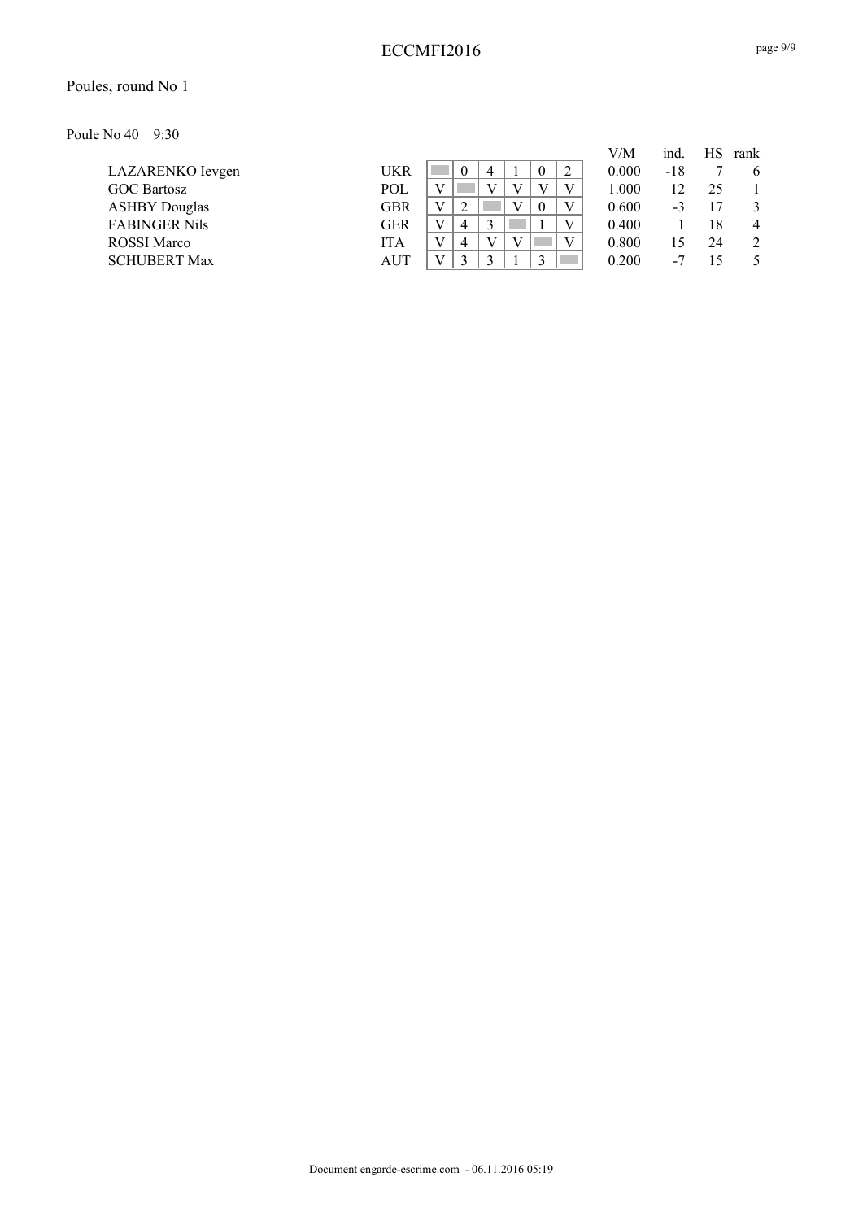Poules, round No 1

Poule No 40 9:30

| | | 1 | 2 | 3 | 4 | 5 | 6 | V/M | ind. | HS | rank |
|---|---|---|---|---|---|---|---|---|---|---|---|
| LAZARENKO Ievgen | UKR | | 0 | 4 | 1 | 0 | 2 | 0.000 | -18 | 7 | 6 |
| GOC Bartosz | POL | V | | V | V | V | V | 1.000 | 12 | 25 | 1 |
| ASHBY Douglas | GBR | V | 2 | | V | 0 | V | 0.600 | -3 | 17 | 3 |
| FABINGER Nils | GER | V | 4 | 3 | | 1 | V | 0.400 | 1 | 18 | 4 |
| ROSSI Marco | ITA | V | 4 | V | V | | V | 0.800 | 15 | 24 | 2 |
| SCHUBERT Max | AUT | V | 3 | 3 | 1 | 3 | | 0.200 | -7 | 15 | 5 |

Document engarde-escrime.com - 06.11.2016 05:19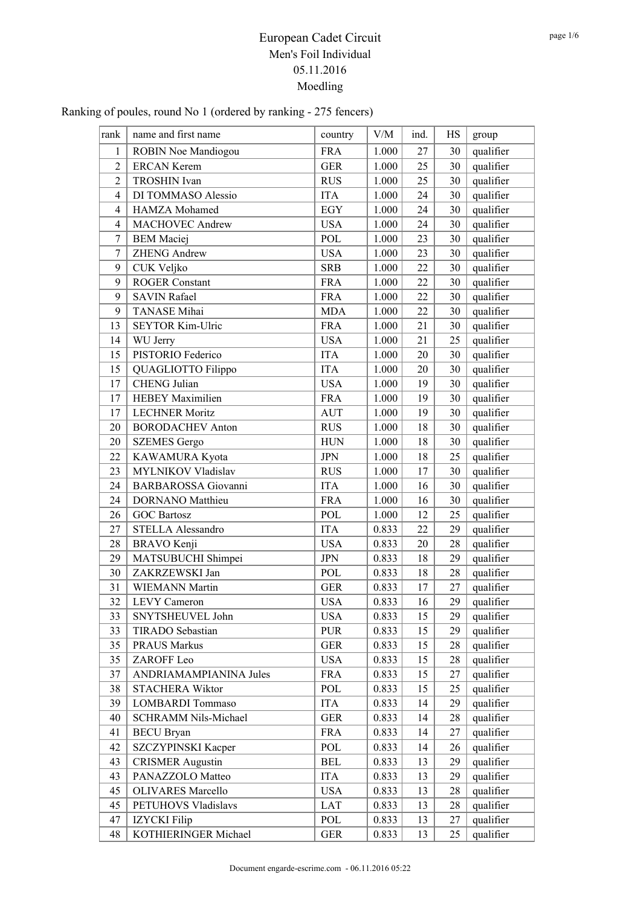# European Cadet Circuit

## Men's Foil Individual

05.11.2016

Moedling

Ranking of poules, round No 1 (ordered by ranking - 275 fencers)

| rank | name and first name | country | V/M | ind. | HS | group |
|---|---|---|---|---|---|---|
| 1 | ROBIN Noe Mandiogou | FRA | 1.000 | 27 | 30 | qualifier |
| 2 | ERCAN Kerem | GER | 1.000 | 25 | 30 | qualifier |
| 2 | TROSHIN Ivan | RUS | 1.000 | 25 | 30 | qualifier |
| 4 | DI TOMMASO Alessio | ITA | 1.000 | 24 | 30 | qualifier |
| 4 | HAMZA Mohamed | EGY | 1.000 | 24 | 30 | qualifier |
| 4 | MACHOVEC Andrew | USA | 1.000 | 24 | 30 | qualifier |
| 7 | BEM Maciej | POL | 1.000 | 23 | 30 | qualifier |
| 7 | ZHENG Andrew | USA | 1.000 | 23 | 30 | qualifier |
| 9 | CUK Veljko | SRB | 1.000 | 22 | 30 | qualifier |
| 9 | ROGER Constant | FRA | 1.000 | 22 | 30 | qualifier |
| 9 | SAVIN Rafael | FRA | 1.000 | 22 | 30 | qualifier |
| 9 | TANASE Mihai | MDA | 1.000 | 22 | 30 | qualifier |
| 13 | SEYTOR Kim-Ulric | FRA | 1.000 | 21 | 30 | qualifier |
| 14 | WU Jerry | USA | 1.000 | 21 | 25 | qualifier |
| 15 | PISTORIO Federico | ITA | 1.000 | 20 | 30 | qualifier |
| 15 | QUAGLIOTTO Filippo | ITA | 1.000 | 20 | 30 | qualifier |
| 17 | CHENG Julian | USA | 1.000 | 19 | 30 | qualifier |
| 17 | HEBEY Maximilien | FRA | 1.000 | 19 | 30 | qualifier |
| 17 | LECHNER Moritz | AUT | 1.000 | 19 | 30 | qualifier |
| 20 | BORODACHEV Anton | RUS | 1.000 | 18 | 30 | qualifier |
| 20 | SZEMES Gergo | HUN | 1.000 | 18 | 30 | qualifier |
| 22 | KAWAMURA Kyota | JPN | 1.000 | 18 | 25 | qualifier |
| 23 | MYLNIKOV Vladislav | RUS | 1.000 | 17 | 30 | qualifier |
| 24 | BARBAROSSA Giovanni | ITA | 1.000 | 16 | 30 | qualifier |
| 24 | DORNANO Matthieu | FRA | 1.000 | 16 | 30 | qualifier |
| 26 | GOC Bartosz | POL | 1.000 | 12 | 25 | qualifier |
| 27 | STELLA Alessandro | ITA | 0.833 | 22 | 29 | qualifier |
| 28 | BRAVO Kenji | USA | 0.833 | 20 | 28 | qualifier |
| 29 | MATSUBUCHI Shimpei | JPN | 0.833 | 18 | 29 | qualifier |
| 30 | ZAKRZEWSKI Jan | POL | 0.833 | 18 | 28 | qualifier |
| 31 | WIEMANN Martin | GER | 0.833 | 17 | 27 | qualifier |
| 32 | LEVY Cameron | USA | 0.833 | 16 | 29 | qualifier |
| 33 | SNYTSHEUVEL John | USA | 0.833 | 15 | 29 | qualifier |
| 33 | TIRADO Sebastian | PUR | 0.833 | 15 | 29 | qualifier |
| 35 | PRAUS Markus | GER | 0.833 | 15 | 28 | qualifier |
| 35 | ZAROFF Leo | USA | 0.833 | 15 | 28 | qualifier |
| 37 | ANDRIAMAMPIANINA Jules | FRA | 0.833 | 15 | 27 | qualifier |
| 38 | STACHERA Wiktor | POL | 0.833 | 15 | 25 | qualifier |
| 39 | LOMBARDI Tommaso | ITA | 0.833 | 14 | 29 | qualifier |
| 40 | SCHRAMM Nils-Michael | GER | 0.833 | 14 | 28 | qualifier |
| 41 | BECU Bryan | FRA | 0.833 | 14 | 27 | qualifier |
| 42 | SZCZYPINSKI Kacper | POL | 0.833 | 14 | 26 | qualifier |
| 43 | CRISMER Augustin | BEL | 0.833 | 13 | 29 | qualifier |
| 43 | PANAZZOLO Matteo | ITA | 0.833 | 13 | 29 | qualifier |
| 45 | OLIVARES Marcello | USA | 0.833 | 13 | 28 | qualifier |
| 45 | PETUHOVS Vladislavs | LAT | 0.833 | 13 | 28 | qualifier |
| 47 | IZYCKI Filip | POL | 0.833 | 13 | 27 | qualifier |
| 48 | KOTHIERINGER Michael | GER | 0.833 | 13 | 25 | qualifier |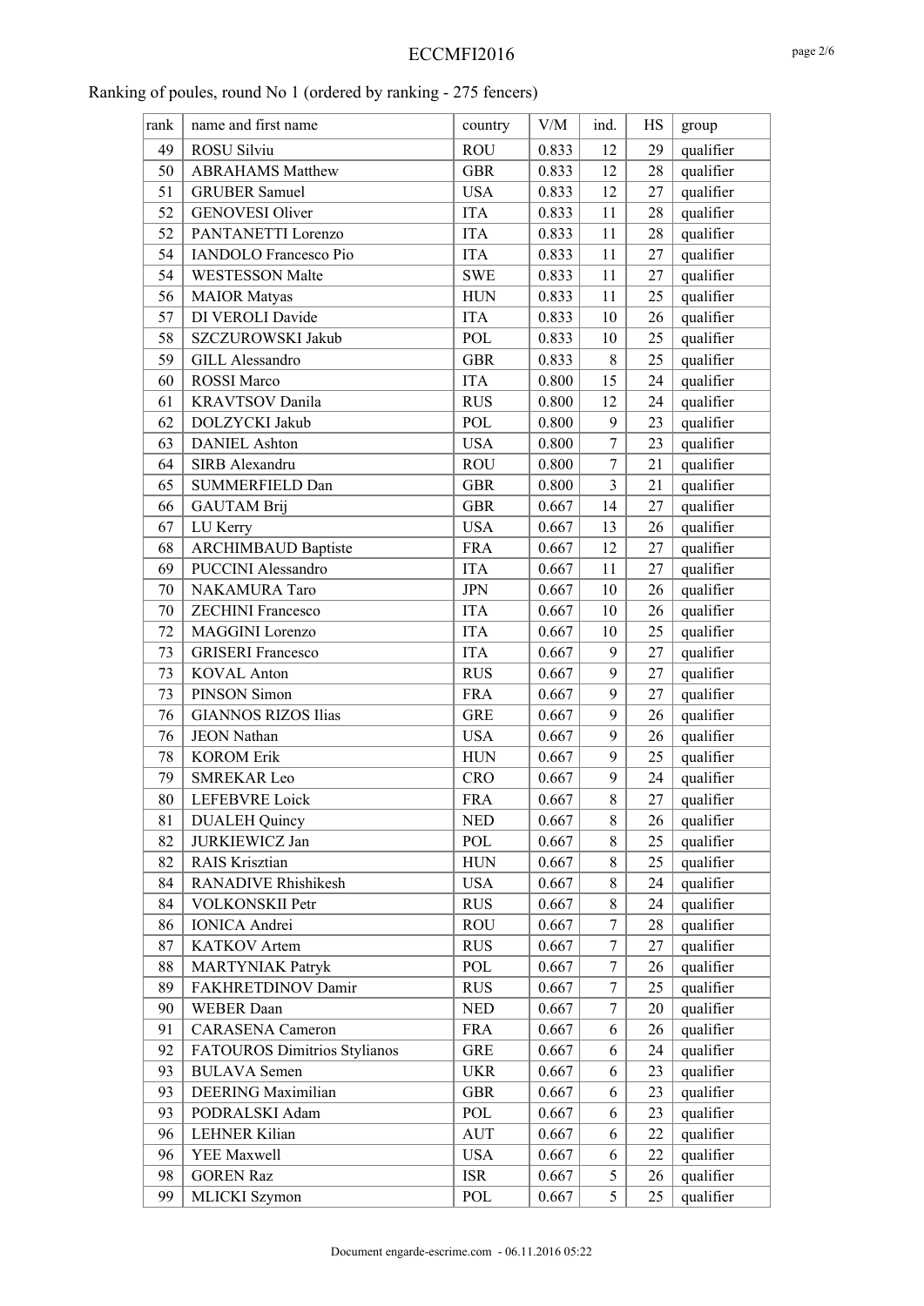Ranking of poules, round No 1 (ordered by ranking - 275 fencers)

| rank | name and first name | country | V/M | ind. | HS | group |
|---|---|---|---|---|---|---|
| 49 | ROSU Silviu | ROU | 0.833 | 12 | 29 | qualifier |
| 50 | ABRAHAMS Matthew | GBR | 0.833 | 12 | 28 | qualifier |
| 51 | GRUBER Samuel | USA | 0.833 | 12 | 27 | qualifier |
| 52 | GENOVESI Oliver | ITA | 0.833 | 11 | 28 | qualifier |
| 52 | PANTANETTI Lorenzo | ITA | 0.833 | 11 | 28 | qualifier |
| 54 | IANDOLO Francesco Pio | ITA | 0.833 | 11 | 27 | qualifier |
| 54 | WESTESSON Malte | SWE | 0.833 | 11 | 27 | qualifier |
| 56 | MAIOR Matyas | HUN | 0.833 | 11 | 25 | qualifier |
| 57 | DI VEROLI Davide | ITA | 0.833 | 10 | 26 | qualifier |
| 58 | SZCZUROWSKI Jakub | POL | 0.833 | 10 | 25 | qualifier |
| 59 | GILL Alessandro | GBR | 0.833 | 8 | 25 | qualifier |
| 60 | ROSSI Marco | ITA | 0.800 | 15 | 24 | qualifier |
| 61 | KRAVTSOV Danila | RUS | 0.800 | 12 | 24 | qualifier |
| 62 | DOLZYCKI Jakub | POL | 0.800 | 9 | 23 | qualifier |
| 63 | DANIEL Ashton | USA | 0.800 | 7 | 23 | qualifier |
| 64 | SIRB Alexandru | ROU | 0.800 | 7 | 21 | qualifier |
| 65 | SUMMERFIELD Dan | GBR | 0.800 | 3 | 21 | qualifier |
| 66 | GAUTAM Brij | GBR | 0.667 | 14 | 27 | qualifier |
| 67 | LU Kerry | USA | 0.667 | 13 | 26 | qualifier |
| 68 | ARCHIMBAUD Baptiste | FRA | 0.667 | 12 | 27 | qualifier |
| 69 | PUCCINI Alessandro | ITA | 0.667 | 11 | 27 | qualifier |
| 70 | NAKAMURA Taro | JPN | 0.667 | 10 | 26 | qualifier |
| 70 | ZECHINI Francesco | ITA | 0.667 | 10 | 26 | qualifier |
| 72 | MAGGINI Lorenzo | ITA | 0.667 | 10 | 25 | qualifier |
| 73 | GRISERI Francesco | ITA | 0.667 | 9 | 27 | qualifier |
| 73 | KOVAL Anton | RUS | 0.667 | 9 | 27 | qualifier |
| 73 | PINSON Simon | FRA | 0.667 | 9 | 27 | qualifier |
| 76 | GIANNOS RIZOS Ilias | GRE | 0.667 | 9 | 26 | qualifier |
| 76 | JEON Nathan | USA | 0.667 | 9 | 26 | qualifier |
| 78 | KOROM Erik | HUN | 0.667 | 9 | 25 | qualifier |
| 79 | SMREKAR Leo | CRO | 0.667 | 9 | 24 | qualifier |
| 80 | LEFEBVRE Loick | FRA | 0.667 | 8 | 27 | qualifier |
| 81 | DUALEH Quincy | NED | 0.667 | 8 | 26 | qualifier |
| 82 | JURKIEWICZ Jan | POL | 0.667 | 8 | 25 | qualifier |
| 82 | RAIS Krisztian | HUN | 0.667 | 8 | 25 | qualifier |
| 84 | RANADIVE Rhishikesh | USA | 0.667 | 8 | 24 | qualifier |
| 84 | VOLKONSKII Petr | RUS | 0.667 | 8 | 24 | qualifier |
| 86 | IONICA Andrei | ROU | 0.667 | 7 | 28 | qualifier |
| 87 | KATKOV Artem | RUS | 0.667 | 7 | 27 | qualifier |
| 88 | MARTYNIAK Patryk | POL | 0.667 | 7 | 26 | qualifier |
| 89 | FAKHRETDINOV Damir | RUS | 0.667 | 7 | 25 | qualifier |
| 90 | WEBER Daan | NED | 0.667 | 7 | 20 | qualifier |
| 91 | CARASENA Cameron | FRA | 0.667 | 6 | 26 | qualifier |
| 92 | FATOUROS Dimitrios Stylianos | GRE | 0.667 | 6 | 24 | qualifier |
| 93 | BULAVA Semen | UKR | 0.667 | 6 | 23 | qualifier |
| 93 | DEERING Maximilian | GBR | 0.667 | 6 | 23 | qualifier |
| 93 | PODRALSKI Adam | POL | 0.667 | 6 | 23 | qualifier |
| 96 | LEHNER Kilian | AUT | 0.667 | 6 | 22 | qualifier |
| 96 | YEE Maxwell | USA | 0.667 | 6 | 22 | qualifier |
| 98 | GOREN Raz | ISR | 0.667 | 5 | 26 | qualifier |
| 99 | MLICKI Szymon | POL | 0.667 | 5 | 25 | qualifier |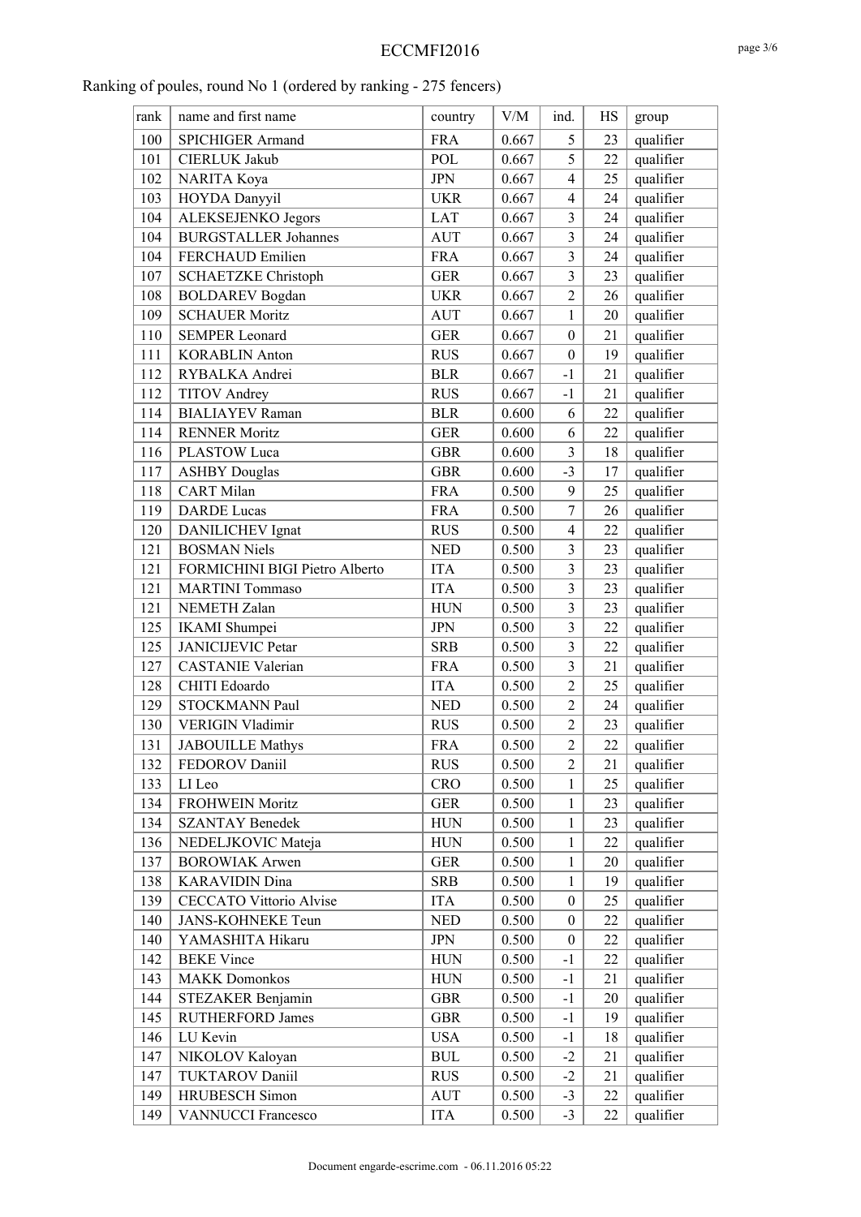Ranking of poules, round No 1 (ordered by ranking - 275 fencers)

| rank | name and first name | country | V/M | ind. | HS | group |
|---|---|---|---|---|---|---|
| 100 | SPICHIGER Armand | FRA | 0.667 | 5 | 23 | qualifier |
| 101 | CIERLUK Jakub | POL | 0.667 | 5 | 22 | qualifier |
| 102 | NARITA Koya | JPN | 0.667 | 4 | 25 | qualifier |
| 103 | HOYDA Danyyil | UKR | 0.667 | 4 | 24 | qualifier |
| 104 | ALEKSEJENKO Jegors | LAT | 0.667 | 3 | 24 | qualifier |
| 104 | BURGSTALLER Johannes | AUT | 0.667 | 3 | 24 | qualifier |
| 104 | FERCHAUD Emilien | FRA | 0.667 | 3 | 24 | qualifier |
| 107 | SCHAETZKE Christoph | GER | 0.667 | 3 | 23 | qualifier |
| 108 | BOLDAREV Bogdan | UKR | 0.667 | 2 | 26 | qualifier |
| 109 | SCHAUER Moritz | AUT | 0.667 | 1 | 20 | qualifier |
| 110 | SEMPER Leonard | GER | 0.667 | 0 | 21 | qualifier |
| 111 | KORABLIN Anton | RUS | 0.667 | 0 | 19 | qualifier |
| 112 | RYBALKA Andrei | BLR | 0.667 | -1 | 21 | qualifier |
| 112 | TITOV Andrey | RUS | 0.667 | -1 | 21 | qualifier |
| 114 | BIALIAYEV Raman | BLR | 0.600 | 6 | 22 | qualifier |
| 114 | RENNER Moritz | GER | 0.600 | 6 | 22 | qualifier |
| 116 | PLASTOW Luca | GBR | 0.600 | 3 | 18 | qualifier |
| 117 | ASHBY Douglas | GBR | 0.600 | -3 | 17 | qualifier |
| 118 | CART Milan | FRA | 0.500 | 9 | 25 | qualifier |
| 119 | DARDE Lucas | FRA | 0.500 | 7 | 26 | qualifier |
| 120 | DANILICHEV Ignat | RUS | 0.500 | 4 | 22 | qualifier |
| 121 | BOSMAN Niels | NED | 0.500 | 3 | 23 | qualifier |
| 121 | FORMICHINI BIGI Pietro Alberto | ITA | 0.500 | 3 | 23 | qualifier |
| 121 | MARTINI Tommaso | ITA | 0.500 | 3 | 23 | qualifier |
| 121 | NEMETH Zalan | HUN | 0.500 | 3 | 23 | qualifier |
| 125 | IKAMI Shumpei | JPN | 0.500 | 3 | 22 | qualifier |
| 125 | JANICIJEVIC Petar | SRB | 0.500 | 3 | 22 | qualifier |
| 127 | CASTANIE Valerian | FRA | 0.500 | 3 | 21 | qualifier |
| 128 | CHITI Edoardo | ITA | 0.500 | 2 | 25 | qualifier |
| 129 | STOCKMANN Paul | NED | 0.500 | 2 | 24 | qualifier |
| 130 | VERIGIN Vladimir | RUS | 0.500 | 2 | 23 | qualifier |
| 131 | JABOUILLE Mathys | FRA | 0.500 | 2 | 22 | qualifier |
| 132 | FEDOROV Daniil | RUS | 0.500 | 2 | 21 | qualifier |
| 133 | LI Leo | CRO | 0.500 | 1 | 25 | qualifier |
| 134 | FROHWEIN Moritz | GER | 0.500 | 1 | 23 | qualifier |
| 134 | SZANTAY Benedek | HUN | 0.500 | 1 | 23 | qualifier |
| 136 | NEDELJKOVIC Mateja | HUN | 0.500 | 1 | 22 | qualifier |
| 137 | BOROWIAK Arwen | GER | 0.500 | 1 | 20 | qualifier |
| 138 | KARAVIDIN Dina | SRB | 0.500 | 1 | 19 | qualifier |
| 139 | CECCATO Vittorio Alvise | ITA | 0.500 | 0 | 25 | qualifier |
| 140 | JANS-KOHNEKE Teun | NED | 0.500 | 0 | 22 | qualifier |
| 140 | YAMASHITA Hikaru | JPN | 0.500 | 0 | 22 | qualifier |
| 142 | BEKE Vince | HUN | 0.500 | -1 | 22 | qualifier |
| 143 | MAKK Domonkos | HUN | 0.500 | -1 | 21 | qualifier |
| 144 | STEZAKER Benjamin | GBR | 0.500 | -1 | 20 | qualifier |
| 145 | RUTHERFORD James | GBR | 0.500 | -1 | 19 | qualifier |
| 146 | LU Kevin | USA | 0.500 | -1 | 18 | qualifier |
| 147 | NIKOLOV Kaloyan | BUL | 0.500 | -2 | 21 | qualifier |
| 147 | TUKTAROV Daniil | RUS | 0.500 | -2 | 21 | qualifier |
| 149 | HRUBESCH Simon | AUT | 0.500 | -3 | 22 | qualifier |
| 149 | VANNUCCI Francesco | ITA | 0.500 | -3 | 22 | qualifier |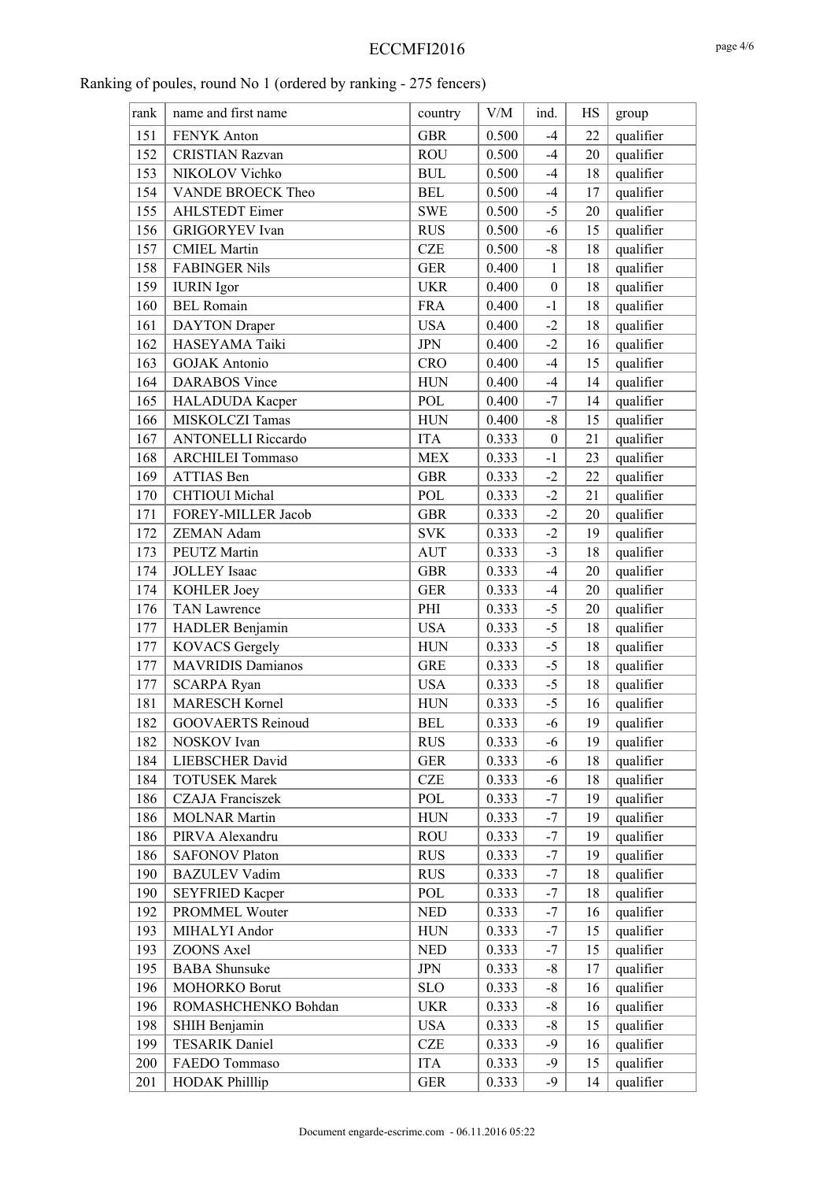Ranking of poules, round No 1 (ordered by ranking - 275 fencers)

| rank | name and first name | country | V/M | ind. | HS | group |
|---|---|---|---|---|---|---|
| 151 | FENYK Anton | GBR | 0.500 | -4 | 22 | qualifier |
| 152 | CRISTIAN Razvan | ROU | 0.500 | -4 | 20 | qualifier |
| 153 | NIKOLOV Vichko | BUL | 0.500 | -4 | 18 | qualifier |
| 154 | VANDE BROECK Theo | BEL | 0.500 | -4 | 17 | qualifier |
| 155 | AHLSTEDT Eimer | SWE | 0.500 | -5 | 20 | qualifier |
| 156 | GRIGORYEV Ivan | RUS | 0.500 | -6 | 15 | qualifier |
| 157 | CMIEL Martin | CZE | 0.500 | -8 | 18 | qualifier |
| 158 | FABINGER Nils | GER | 0.400 | 1 | 18 | qualifier |
| 159 | IURIN Igor | UKR | 0.400 | 0 | 18 | qualifier |
| 160 | BEL Romain | FRA | 0.400 | -1 | 18 | qualifier |
| 161 | DAYTON Draper | USA | 0.400 | -2 | 18 | qualifier |
| 162 | HASEYAMA Taiki | JPN | 0.400 | -2 | 16 | qualifier |
| 163 | GOJAK Antonio | CRO | 0.400 | -4 | 15 | qualifier |
| 164 | DARABOS Vince | HUN | 0.400 | -4 | 14 | qualifier |
| 165 | HALADUDA Kacper | POL | 0.400 | -7 | 14 | qualifier |
| 166 | MISKOLCZI Tamas | HUN | 0.400 | -8 | 15 | qualifier |
| 167 | ANTONELLI Riccardo | ITA | 0.333 | 0 | 21 | qualifier |
| 168 | ARCHILEI Tommaso | MEX | 0.333 | -1 | 23 | qualifier |
| 169 | ATTIAS Ben | GBR | 0.333 | -2 | 22 | qualifier |
| 170 | CHTIOUI Michal | POL | 0.333 | -2 | 21 | qualifier |
| 171 | FOREY-MILLER Jacob | GBR | 0.333 | -2 | 20 | qualifier |
| 172 | ZEMAN Adam | SVK | 0.333 | -2 | 19 | qualifier |
| 173 | PEUTZ Martin | AUT | 0.333 | -3 | 18 | qualifier |
| 174 | JOLLEY Isaac | GBR | 0.333 | -4 | 20 | qualifier |
| 174 | KOHLER Joey | GER | 0.333 | -4 | 20 | qualifier |
| 176 | TAN Lawrence | PHI | 0.333 | -5 | 20 | qualifier |
| 177 | HADLER Benjamin | USA | 0.333 | -5 | 18 | qualifier |
| 177 | KOVACS Gergely | HUN | 0.333 | -5 | 18 | qualifier |
| 177 | MAVRIDIS Damianos | GRE | 0.333 | -5 | 18 | qualifier |
| 177 | SCARPA Ryan | USA | 0.333 | -5 | 18 | qualifier |
| 181 | MARESCH Kornel | HUN | 0.333 | -5 | 16 | qualifier |
| 182 | GOOVAERTS Reinoud | BEL | 0.333 | -6 | 19 | qualifier |
| 182 | NOSKOV Ivan | RUS | 0.333 | -6 | 19 | qualifier |
| 184 | LIEBSCHER David | GER | 0.333 | -6 | 18 | qualifier |
| 184 | TOTUSEK Marek | CZE | 0.333 | -6 | 18 | qualifier |
| 186 | CZAJA Franciszek | POL | 0.333 | -7 | 19 | qualifier |
| 186 | MOLNAR Martin | HUN | 0.333 | -7 | 19 | qualifier |
| 186 | PIRVA Alexandru | ROU | 0.333 | -7 | 19 | qualifier |
| 186 | SAFONOV Platon | RUS | 0.333 | -7 | 19 | qualifier |
| 190 | BAZULEV Vadim | RUS | 0.333 | -7 | 18 | qualifier |
| 190 | SEYFRIED Kacper | POL | 0.333 | -7 | 18 | qualifier |
| 192 | PROMMEL Wouter | NED | 0.333 | -7 | 16 | qualifier |
| 193 | MIHALYI Andor | HUN | 0.333 | -7 | 15 | qualifier |
| 193 | ZOONS Axel | NED | 0.333 | -7 | 15 | qualifier |
| 195 | BABA Shunsuke | JPN | 0.333 | -8 | 17 | qualifier |
| 196 | MOHORKO Borut | SLO | 0.333 | -8 | 16 | qualifier |
| 196 | ROMASHCHENKO Bohdan | UKR | 0.333 | -8 | 16 | qualifier |
| 198 | SHIH Benjamin | USA | 0.333 | -8 | 15 | qualifier |
| 199 | TESARIK Daniel | CZE | 0.333 | -9 | 16 | qualifier |
| 200 | FAEDO Tommaso | ITA | 0.333 | -9 | 15 | qualifier |
| 201 | HODAK Philllip | GER | 0.333 | -9 | 14 | qualifier |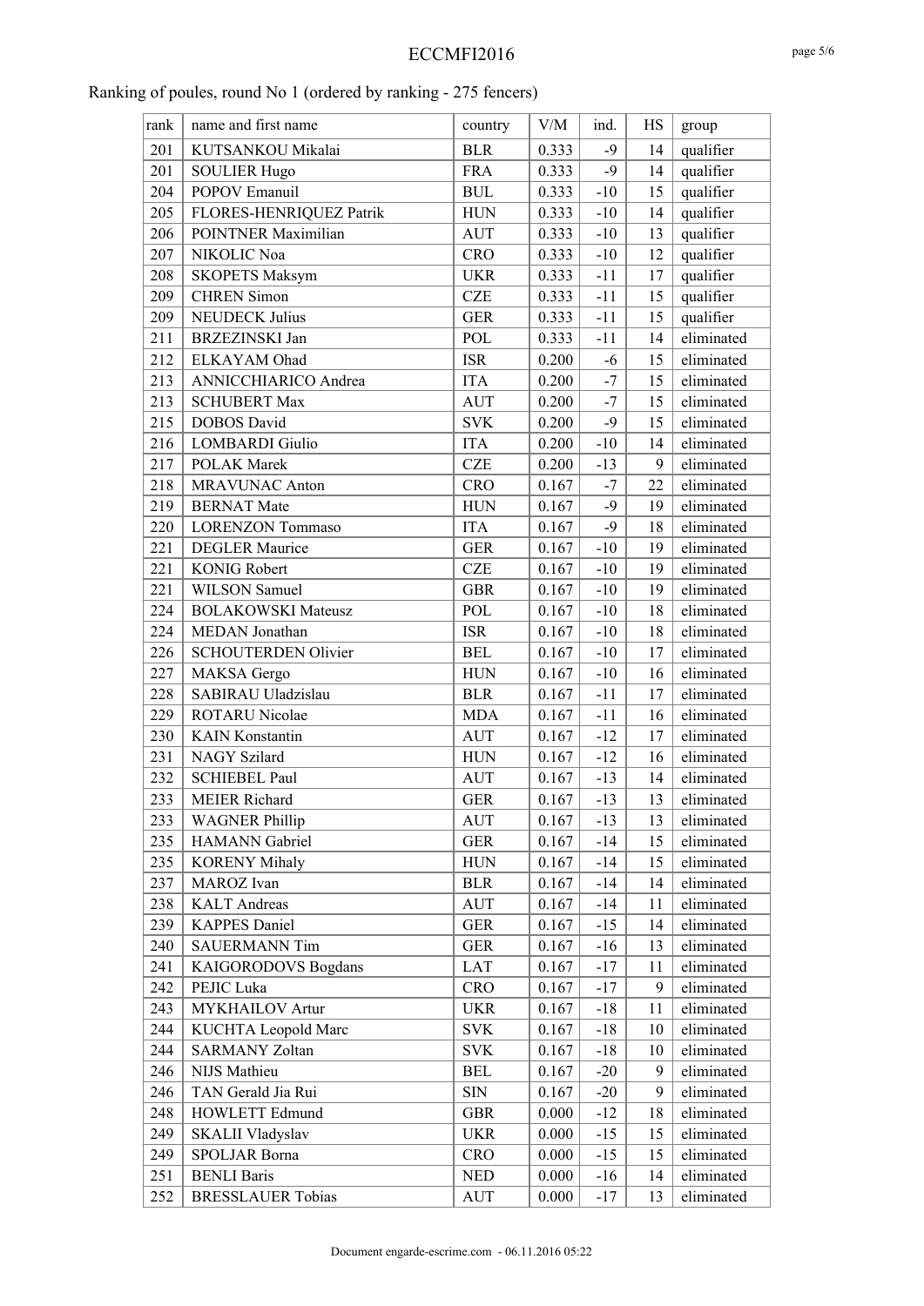Ranking of poules, round No 1 (ordered by ranking - 275 fencers)

| rank | name and first name | country | V/M | ind. | HS | group |
|---|---|---|---|---|---|---|
| 201 | KUTSANKOU Mikalai | BLR | 0.333 | -9 | 14 | qualifier |
| 201 | SOULIER Hugo | FRA | 0.333 | -9 | 14 | qualifier |
| 204 | POPOV Emanuil | BUL | 0.333 | -10 | 15 | qualifier |
| 205 | FLORES-HENRIQUEZ Patrik | HUN | 0.333 | -10 | 14 | qualifier |
| 206 | POINTNER Maximilian | AUT | 0.333 | -10 | 13 | qualifier |
| 207 | NIKOLIC Noa | CRO | 0.333 | -10 | 12 | qualifier |
| 208 | SKOPETS Maksym | UKR | 0.333 | -11 | 17 | qualifier |
| 209 | CHREN Simon | CZE | 0.333 | -11 | 15 | qualifier |
| 209 | NEUDECK Julius | GER | 0.333 | -11 | 15 | qualifier |
| 211 | BRZEZINSKI Jan | POL | 0.333 | -11 | 14 | eliminated |
| 212 | ELKAYAM Ohad | ISR | 0.200 | -6 | 15 | eliminated |
| 213 | ANNICCHIARICO Andrea | ITA | 0.200 | -7 | 15 | eliminated |
| 213 | SCHUBERT Max | AUT | 0.200 | -7 | 15 | eliminated |
| 215 | DOBOS David | SVK | 0.200 | -9 | 15 | eliminated |
| 216 | LOMBARDI Giulio | ITA | 0.200 | -10 | 14 | eliminated |
| 217 | POLAK Marek | CZE | 0.200 | -13 | 9 | eliminated |
| 218 | MRAVUNAC Anton | CRO | 0.167 | -7 | 22 | eliminated |
| 219 | BERNAT Mate | HUN | 0.167 | -9 | 19 | eliminated |
| 220 | LORENZON Tommaso | ITA | 0.167 | -9 | 18 | eliminated |
| 221 | DEGLER Maurice | GER | 0.167 | -10 | 19 | eliminated |
| 221 | KONIG Robert | CZE | 0.167 | -10 | 19 | eliminated |
| 221 | WILSON Samuel | GBR | 0.167 | -10 | 19 | eliminated |
| 224 | BOLAKOWSKI Mateusz | POL | 0.167 | -10 | 18 | eliminated |
| 224 | MEDAN Jonathan | ISR | 0.167 | -10 | 18 | eliminated |
| 226 | SCHOUTERDEN Olivier | BEL | 0.167 | -10 | 17 | eliminated |
| 227 | MAKSA Gergo | HUN | 0.167 | -10 | 16 | eliminated |
| 228 | SABIRAU Uladzislau | BLR | 0.167 | -11 | 17 | eliminated |
| 229 | ROTARU Nicolae | MDA | 0.167 | -11 | 16 | eliminated |
| 230 | KAIN Konstantin | AUT | 0.167 | -12 | 17 | eliminated |
| 231 | NAGY Szilard | HUN | 0.167 | -12 | 16 | eliminated |
| 232 | SCHIEBEL Paul | AUT | 0.167 | -13 | 14 | eliminated |
| 233 | MEIER Richard | GER | 0.167 | -13 | 13 | eliminated |
| 233 | WAGNER Phillip | AUT | 0.167 | -13 | 13 | eliminated |
| 235 | HAMANN Gabriel | GER | 0.167 | -14 | 15 | eliminated |
| 235 | KORENY Mihaly | HUN | 0.167 | -14 | 15 | eliminated |
| 237 | MAROZ Ivan | BLR | 0.167 | -14 | 14 | eliminated |
| 238 | KALT Andreas | AUT | 0.167 | -14 | 11 | eliminated |
| 239 | KAPPES Daniel | GER | 0.167 | -15 | 14 | eliminated |
| 240 | SAUERMANN Tim | GER | 0.167 | -16 | 13 | eliminated |
| 241 | KAIGORODOVS Bogdans | LAT | 0.167 | -17 | 11 | eliminated |
| 242 | PEJIC Luka | CRO | 0.167 | -17 | 9 | eliminated |
| 243 | MYKHAILOV Artur | UKR | 0.167 | -18 | 11 | eliminated |
| 244 | KUCHTA Leopold Marc | SVK | 0.167 | -18 | 10 | eliminated |
| 244 | SARMANY Zoltan | SVK | 0.167 | -18 | 10 | eliminated |
| 246 | NIJS Mathieu | BEL | 0.167 | -20 | 9 | eliminated |
| 246 | TAN Gerald Jia Rui | SIN | 0.167 | -20 | 9 | eliminated |
| 248 | HOWLETT Edmund | GBR | 0.000 | -12 | 18 | eliminated |
| 249 | SKALII Vladyslav | UKR | 0.000 | -15 | 15 | eliminated |
| 249 | SPOLJAR Borna | CRO | 0.000 | -15 | 15 | eliminated |
| 251 | BENLI Baris | NED | 0.000 | -16 | 14 | eliminated |
| 252 | BRESSLAUER Tobias | AUT | 0.000 | -17 | 13 | eliminated |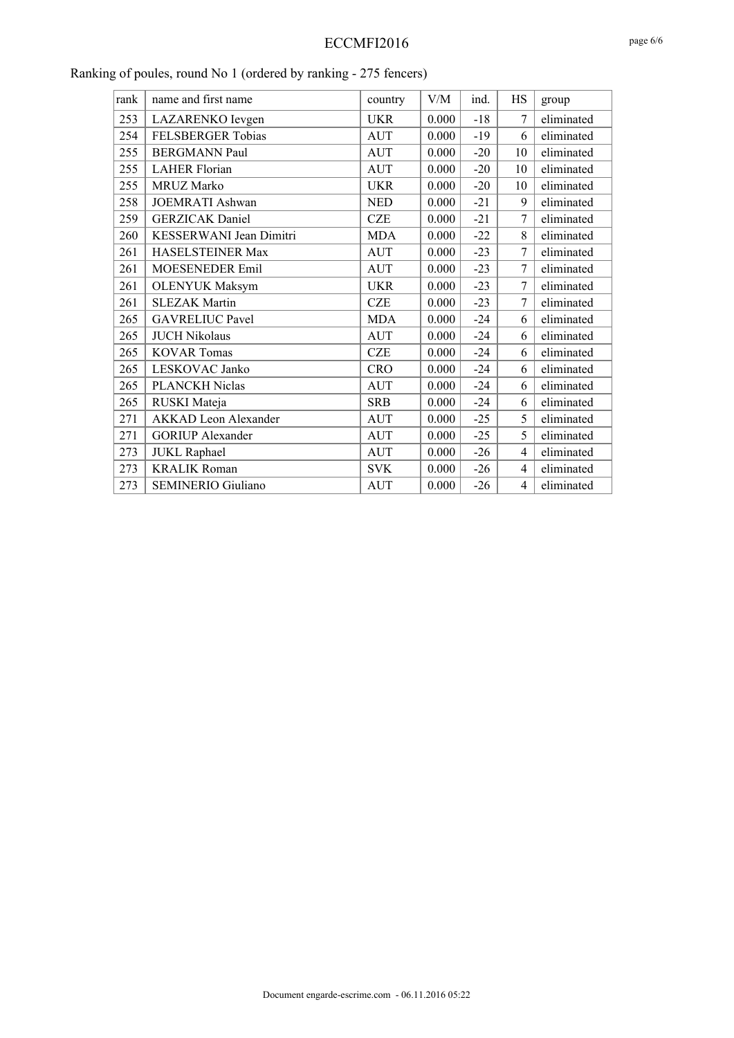Ranking of poules, round No 1 (ordered by ranking - 275 fencers)

| rank | name and first name | country | V/M | ind. | HS | group |
|---|---|---|---|---|---|---|
| 253 | LAZARENKO Ievgen | UKR | 0.000 | -18 | 7 | eliminated |
| 254 | FELSBERGER Tobias | AUT | 0.000 | -19 | 6 | eliminated |
| 255 | BERGMANN Paul | AUT | 0.000 | -20 | 10 | eliminated |
| 255 | LAHER Florian | AUT | 0.000 | -20 | 10 | eliminated |
| 255 | MRUZ Marko | UKR | 0.000 | -20 | 10 | eliminated |
| 258 | JOEMRATI Ashwan | NED | 0.000 | -21 | 9 | eliminated |
| 259 | GERZICAK Daniel | CZE | 0.000 | -21 | 7 | eliminated |
| 260 | KESSERWANI Jean Dimitri | MDA | 0.000 | -22 | 8 | eliminated |
| 261 | HASELSTEINER Max | AUT | 0.000 | -23 | 7 | eliminated |
| 261 | MOESENEDER Emil | AUT | 0.000 | -23 | 7 | eliminated |
| 261 | OLENYUK Maksym | UKR | 0.000 | -23 | 7 | eliminated |
| 261 | SLEZAK Martin | CZE | 0.000 | -23 | 7 | eliminated |
| 265 | GAVRELIUC Pavel | MDA | 0.000 | -24 | 6 | eliminated |
| 265 | JUCH Nikolaus | AUT | 0.000 | -24 | 6 | eliminated |
| 265 | KOVAR Tomas | CZE | 0.000 | -24 | 6 | eliminated |
| 265 | LESKOVAC Janko | CRO | 0.000 | -24 | 6 | eliminated |
| 265 | PLANCKH Niclas | AUT | 0.000 | -24 | 6 | eliminated |
| 265 | RUSKI Mateja | SRB | 0.000 | -24 | 6 | eliminated |
| 271 | AKKAD Leon Alexander | AUT | 0.000 | -25 | 5 | eliminated |
| 271 | GORIUP Alexander | AUT | 0.000 | -25 | 5 | eliminated |
| 273 | JUKL Raphael | AUT | 0.000 | -26 | 4 | eliminated |
| 273 | KRALIK Roman | SVK | 0.000 | -26 | 4 | eliminated |
| 273 | SEMINERIO Giuliano | AUT | 0.000 | -26 | 4 | eliminated |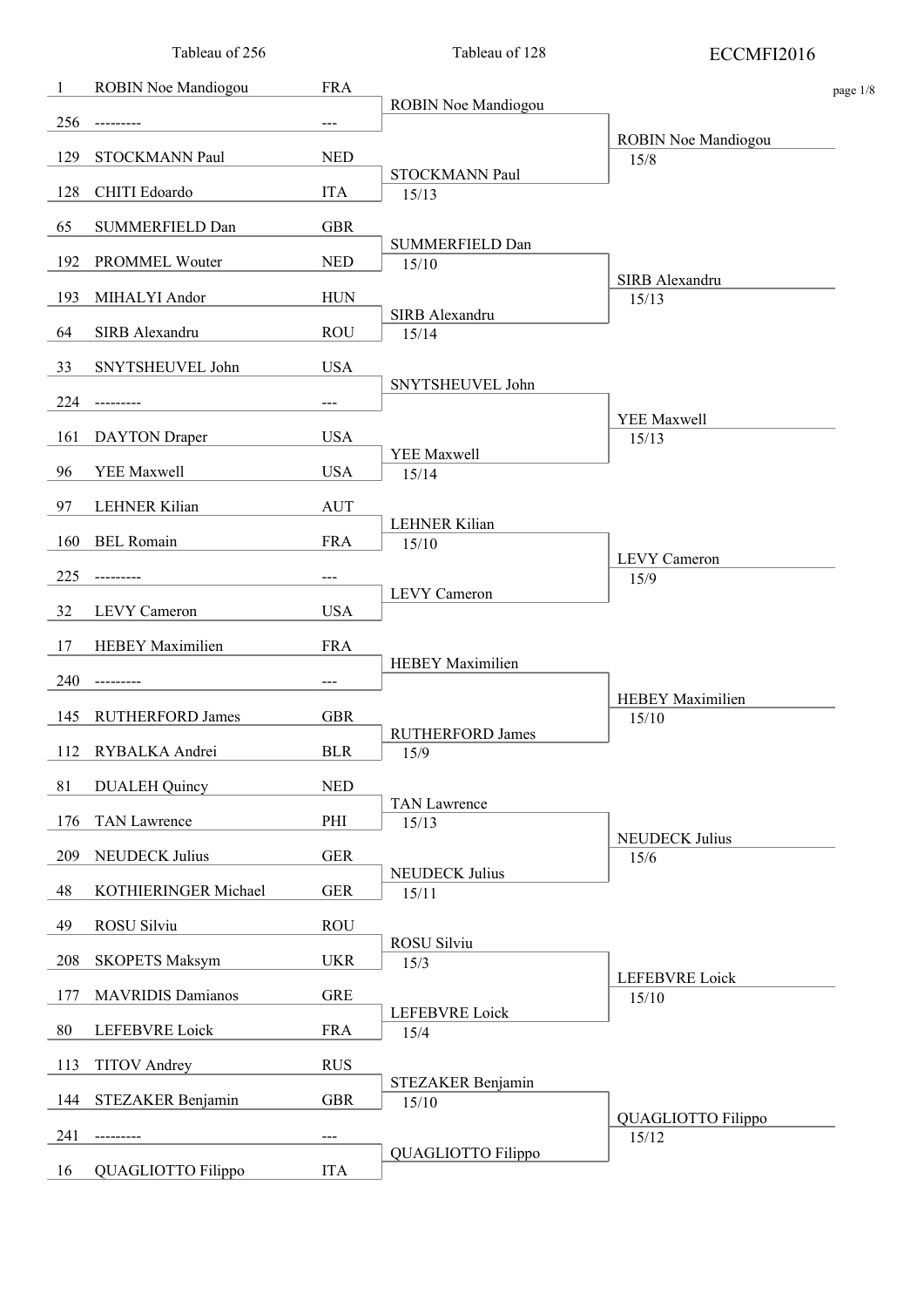# ECCMFI2016

| Seed | Tableau of 256 | Nation | Tableau of 128 | Tableau of 64 |
|---|---|---|---|---|
| 1 | ROBIN Noe Mandiogou | FRA | ROBIN Noe Mandiogou | ROBIN Noe Mandiogou 15/8 |
| 256 | --------- | --- | | |
| 129 | STOCKMANN Paul | NED | STOCKMANN Paul 15/13 | |
| 128 | CHITI Edoardo | ITA | | |
| 65 | SUMMERFIELD Dan | GBR | SUMMERFIELD Dan 15/10 | SIRB Alexandru 15/13 |
| 192 | PROMMEL Wouter | NED | | |
| 193 | MIHALYI Andor | HUN | SIRB Alexandru 15/14 | |
| 64 | SIRB Alexandru | ROU | | |
| 33 | SNYTSHEUVEL John | USA | SNYTSHEUVEL John | YEE Maxwell 15/13 |
| 224 | --------- | --- | | |
| 161 | DAYTON Draper | USA | YEE Maxwell 15/14 | |
| 96 | YEE Maxwell | USA | | |
| 97 | LEHNER Kilian | AUT | LEHNER Kilian 15/10 | LEVY Cameron 15/9 |
| 160 | BEL Romain | FRA | | |
| 225 | --------- | --- | LEVY Cameron | |
| 32 | LEVY Cameron | USA | | |
| 17 | HEBEY Maximilien | FRA | HEBEY Maximilien | HEBEY Maximilien 15/10 |
| 240 | --------- | --- | | |
| 145 | RUTHERFORD James | GBR | RUTHERFORD James 15/9 | |
| 112 | RYBALKA Andrei | BLR | | |
| 81 | DUALEH Quincy | NED | TAN Lawrence 15/13 | NEUDECK Julius 15/6 |
| 176 | TAN Lawrence | PHI | | |
| 209 | NEUDECK Julius | GER | NEUDECK Julius 15/11 | |
| 48 | KOTHIERINGER Michael | GER | | |
| 49 | ROSU Silviu | ROU | ROSU Silviu 15/3 | LEFEBVRE Loick 15/10 |
| 208 | SKOPETS Maksym | UKR | | |
| 177 | MAVRIDIS Damianos | GRE | LEFEBVRE Loick 15/4 | |
| 80 | LEFEBVRE Loick | FRA | | |
| 113 | TITOV Andrey | RUS | STEZAKER Benjamin 15/10 | QUAGLIOTTO Filippo 15/12 |
| 144 | STEZAKER Benjamin | GBR | | |
| 241 | --------- | --- | QUAGLIOTTO Filippo | |
| 16 | QUAGLIOTTO Filippo | ITA | | |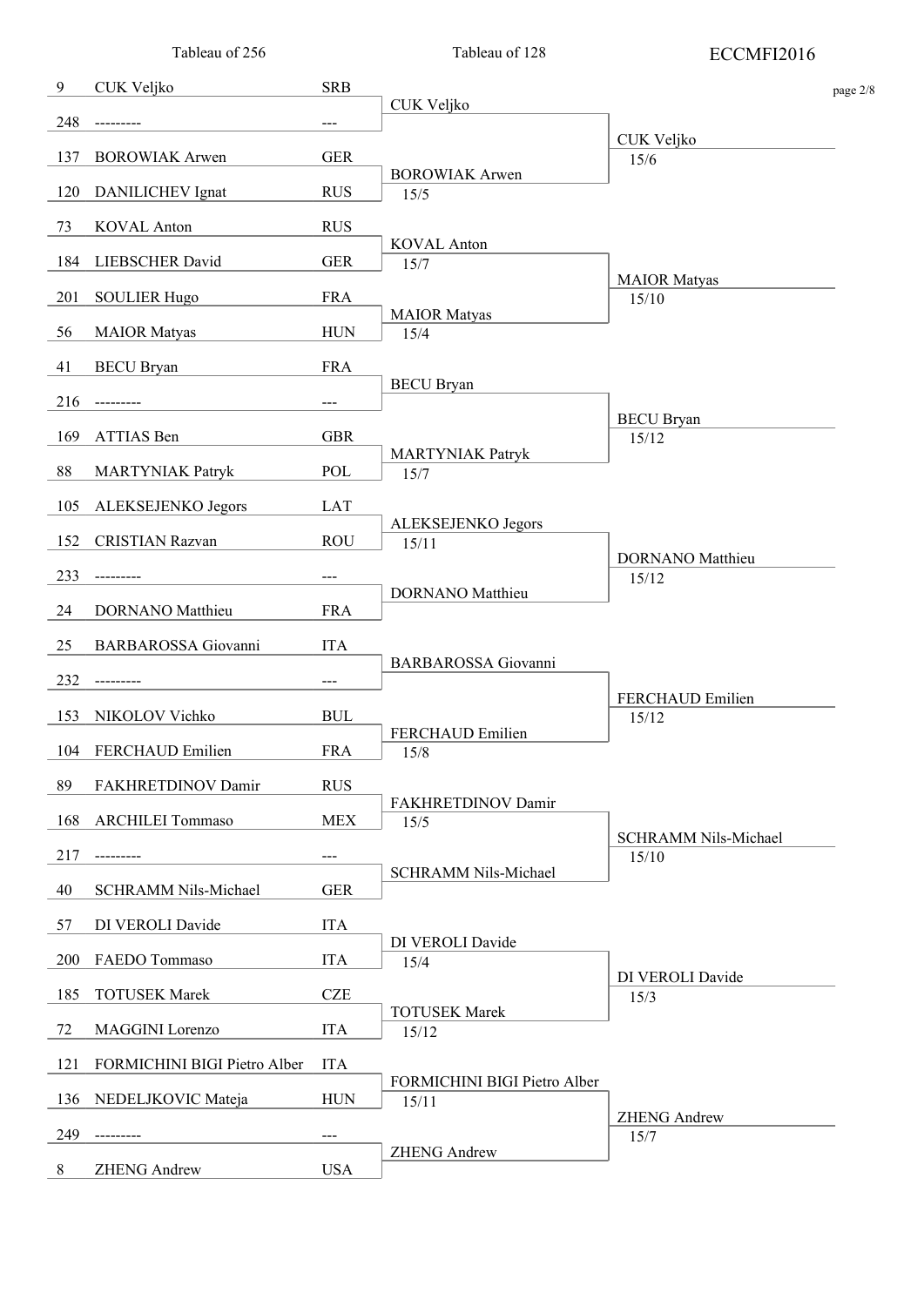| Tableau of 256 | | | Tableau of 128 | |
|---|---|---|---|---|
| 9 | CUK Veljko | SRB | CUK Veljko | CUK Veljko 15/6 |
| 248 | --------- | --- | | |
| 137 | BOROWIAK Arwen | GER | BOROWIAK Arwen 15/5 | |
| 120 | DANILICHEV Ignat | RUS | | |
| 73 | KOVAL Anton | RUS | KOVAL Anton 15/7 | MAIOR Matyas 15/10 |
| 184 | LIEBSCHER David | GER | | |
| 201 | SOULIER Hugo | FRA | MAIOR Matyas 15/4 | |
| 56 | MAIOR Matyas | HUN | | |
| 41 | BECU Bryan | FRA | BECU Bryan | BECU Bryan 15/12 |
| 216 | --------- | --- | | |
| 169 | ATTIAS Ben | GBR | MARTYNIAK Patryk 15/7 | |
| 88 | MARTYNIAK Patryk | POL | | |
| 105 | ALEKSEJENKO Jegors | LAT | ALEKSEJENKO Jegors 15/11 | DORNANO Matthieu 15/12 |
| 152 | CRISTIAN Razvan | ROU | | |
| 233 | --------- | --- | DORNANO Matthieu | |
| 24 | DORNANO Matthieu | FRA | | |
| 25 | BARBAROSSA Giovanni | ITA | BARBAROSSA Giovanni | FERCHAUD Emilien 15/12 |
| 232 | --------- | --- | | |
| 153 | NIKOLOV Vichko | BUL | FERCHAUD Emilien 15/8 | |
| 104 | FERCHAUD Emilien | FRA | | |
| 89 | FAKHRETDINOV Damir | RUS | FAKHRETDINOV Damir 15/5 | SCHRAMM Nils-Michael 15/10 |
| 168 | ARCHILEI Tommaso | MEX | | |
| 217 | --------- | --- | SCHRAMM Nils-Michael | |
| 40 | SCHRAMM Nils-Michael | GER | | |
| 57 | DI VEROLI Davide | ITA | DI VEROLI Davide 15/4 | DI VEROLI Davide 15/3 |
| 200 | FAEDO Tommaso | ITA | | |
| 185 | TOTUSEK Marek | CZE | TOTUSEK Marek 15/12 | |
| 72 | MAGGINI Lorenzo | ITA | | |
| 121 | FORMICHINI BIGI Pietro Alber | ITA | FORMICHINI BIGI Pietro Alber 15/11 | ZHENG Andrew 15/7 |
| 136 | NEDELJKOVIC Mateja | HUN | | |
| 249 | --------- | --- | ZHENG Andrew | |
| 8 | ZHENG Andrew | USA | | |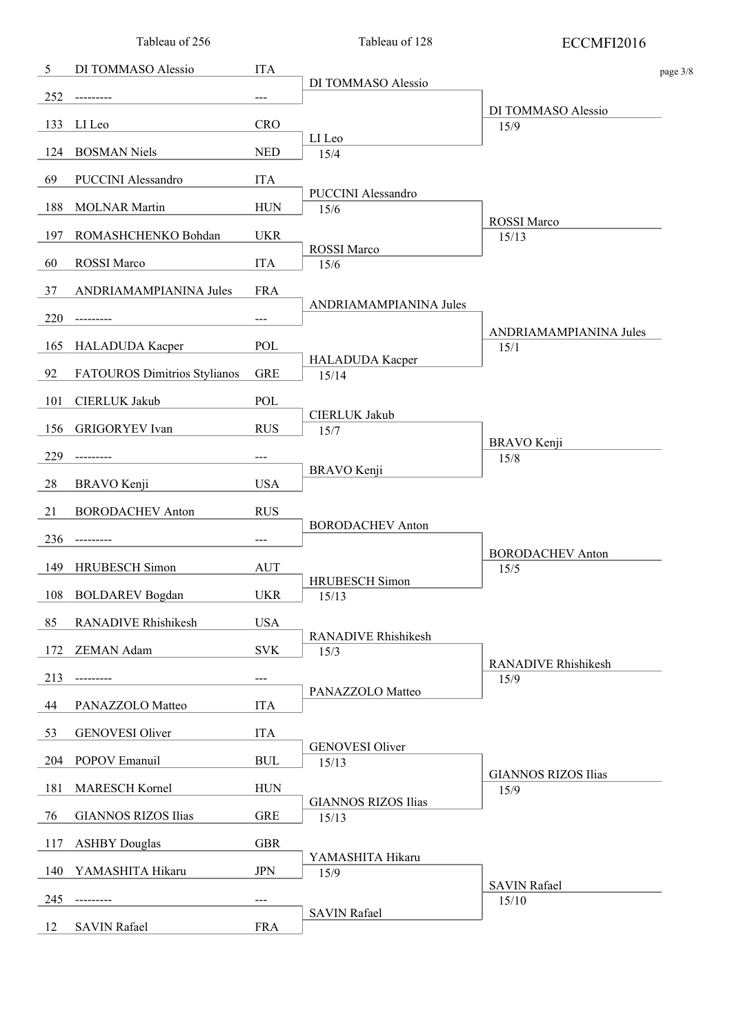| Tableau of 256 | | | Tableau of 128 | ECCMFI2016 |
|---|---|---|---|---|
| 5 | DI TOMMASO Alessio | ITA | DI TOMMASO Alessio | DI TOMMASO Alessio 15/9 |
| 252 | --------- | --- | | |
| 133 | LI Leo | CRO | LI Leo 15/4 | |
| 124 | BOSMAN Niels | NED | | |
| 69 | PUCCINI Alessandro | ITA | PUCCINI Alessandro 15/6 | ROSSI Marco 15/13 |
| 188 | MOLNAR Martin | HUN | | |
| 197 | ROMASHCHENKO Bohdan | UKR | ROSSI Marco 15/6 | |
| 60 | ROSSI Marco | ITA | | |
| 37 | ANDRIAMAMPIANINA Jules | FRA | ANDRIAMAMPIANINA Jules | ANDRIAMAMPIANINA Jules 15/1 |
| 220 | --------- | --- | | |
| 165 | HALADUDA Kacper | POL | HALADUDA Kacper 15/14 | |
| 92 | FATOUROS Dimitrios Stylianos | GRE | | |
| 101 | CIERLUK Jakub | POL | CIERLUK Jakub 15/7 | BRAVO Kenji 15/8 |
| 156 | GRIGORYEV Ivan | RUS | | |
| 229 | --------- | --- | BRAVO Kenji | |
| 28 | BRAVO Kenji | USA | | |
| 21 | BORODACHEV Anton | RUS | BORODACHEV Anton | BORODACHEV Anton 15/5 |
| 236 | --------- | --- | | |
| 149 | HRUBESCH Simon | AUT | HRUBESCH Simon 15/13 | |
| 108 | BOLDAREV Bogdan | UKR | | |
| 85 | RANADIVE Rhishikesh | USA | RANADIVE Rhishikesh 15/3 | RANADIVE Rhishikesh 15/9 |
| 172 | ZEMAN Adam | SVK | | |
| 213 | --------- | --- | PANAZZOLO Matteo | |
| 44 | PANAZZOLO Matteo | ITA | | |
| 53 | GENOVESI Oliver | ITA | GENOVESI Oliver 15/13 | GIANNOS RIZOS Ilias 15/9 |
| 204 | POPOV Emanuil | BUL | | |
| 181 | MARESCH Kornel | HUN | GIANNOS RIZOS Ilias 15/13 | |
| 76 | GIANNOS RIZOS Ilias | GRE | | |
| 117 | ASHBY Douglas | GBR | YAMASHITA Hikaru 15/9 | SAVIN Rafael 15/10 |
| 140 | YAMASHITA Hikaru | JPN | | |
| 245 | --------- | --- | SAVIN Rafael | |
| 12 | SAVIN Rafael | FRA | | |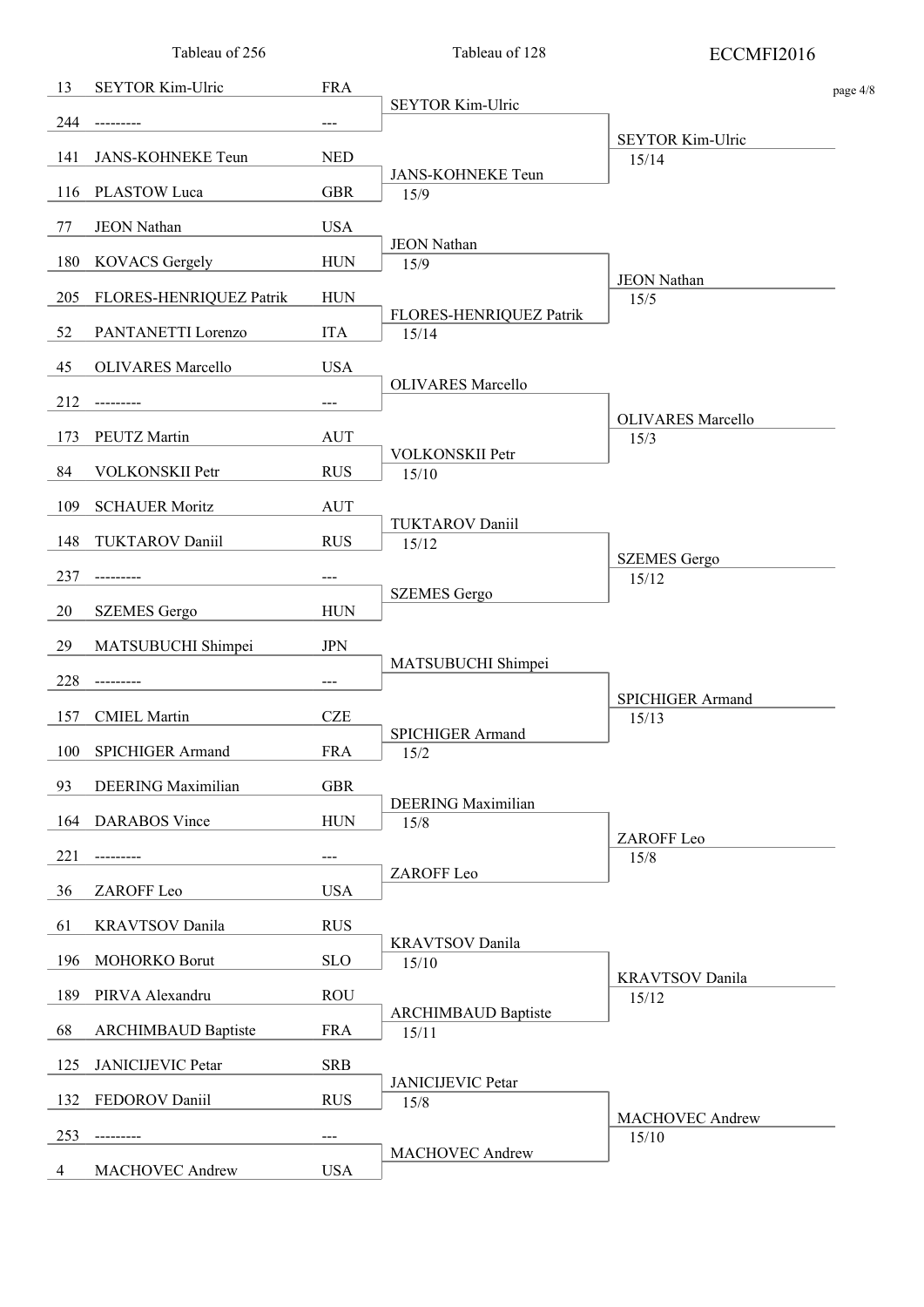| Tableau of 256 | | | Tableau of 128 | |
|---|---|---|---|---|
| 13 | SEYTOR Kim-Ulric | FRA | SEYTOR Kim-Ulric | SEYTOR Kim-Ulric 15/14 |
| 244 | --------- | --- | | |
| 141 | JANS-KOHNEKE Teun | NED | JANS-KOHNEKE Teun 15/9 | |
| 116 | PLASTOW Luca | GBR | | |
| 77 | JEON Nathan | USA | JEON Nathan 15/9 | JEON Nathan 15/5 |
| 180 | KOVACS Gergely | HUN | | |
| 205 | FLORES-HENRIQUEZ Patrik | HUN | FLORES-HENRIQUEZ Patrik 15/14 | |
| 52 | PANTANETTI Lorenzo | ITA | | |
| 45 | OLIVARES Marcello | USA | OLIVARES Marcello | OLIVARES Marcello 15/3 |
| 212 | --------- | --- | | |
| 173 | PEUTZ Martin | AUT | VOLKONSKII Petr 15/10 | |
| 84 | VOLKONSKII Petr | RUS | | |
| 109 | SCHAUER Moritz | AUT | TUKTAROV Daniil 15/12 | SZEMES Gergo 15/12 |
| 148 | TUKTAROV Daniil | RUS | | |
| 237 | --------- | --- | SZEMES Gergo | |
| 20 | SZEMES Gergo | HUN | | |
| 29 | MATSUBUCHI Shimpei | JPN | MATSUBUCHI Shimpei | SPICHIGER Armand 15/13 |
| 228 | --------- | --- | | |
| 157 | CMIEL Martin | CZE | SPICHIGER Armand 15/2 | |
| 100 | SPICHIGER Armand | FRA | | |
| 93 | DEERING Maximilian | GBR | DEERING Maximilian 15/8 | ZAROFF Leo 15/8 |
| 164 | DARABOS Vince | HUN | | |
| 221 | --------- | --- | ZAROFF Leo | |
| 36 | ZAROFF Leo | USA | | |
| 61 | KRAVTSOV Danila | RUS | KRAVTSOV Danila 15/10 | KRAVTSOV Danila 15/12 |
| 196 | MOHORKO Borut | SLO | | |
| 189 | PIRVA Alexandru | ROU | ARCHIMBAUD Baptiste 15/11 | |
| 68 | ARCHIMBAUD Baptiste | FRA | | |
| 125 | JANICIJEVIC Petar | SRB | JANICIJEVIC Petar 15/8 | MACHOVEC Andrew 15/10 |
| 132 | FEDOROV Daniil | RUS | | |
| 253 | --------- | --- | MACHOVEC Andrew | |
| 4 | MACHOVEC Andrew | USA | | |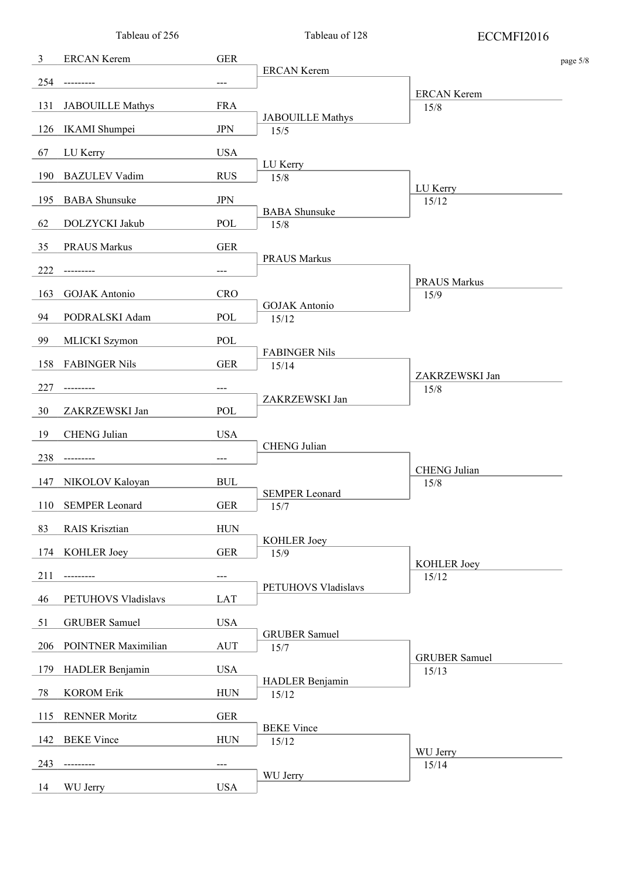| Tableau of 256 | | | Tableau of 128 | |
|---|---|---|---|---|
| 3 | ERCAN Kerem | GER | ERCAN Kerem | |
| 254 | --------- | --- | | ERCAN Kerem 15/8 |
| 131 | JABOUILLE Mathys | FRA | JABOUILLE Mathys 15/5 | |
| 126 | IKAMI Shumpei | JPN | | |
| 67 | LU Kerry | USA | LU Kerry 15/8 | |
| 190 | BAZULEV Vadim | RUS | | LU Kerry 15/12 |
| 195 | BABA Shunsuke | JPN | BABA Shunsuke 15/8 | |
| 62 | DOLZYCKI Jakub | POL | | |
| 35 | PRAUS Markus | GER | PRAUS Markus | |
| 222 | --------- | --- | | PRAUS Markus 15/9 |
| 163 | GOJAK Antonio | CRO | GOJAK Antonio 15/12 | |
| 94 | PODRALSKI Adam | POL | | |
| 99 | MLICKI Szymon | POL | FABINGER Nils 15/14 | |
| 158 | FABINGER Nils | GER | | ZAKRZEWSKI Jan 15/8 |
| 227 | --------- | --- | ZAKRZEWSKI Jan | |
| 30 | ZAKRZEWSKI Jan | POL | | |
| 19 | CHENG Julian | USA | CHENG Julian | |
| 238 | --------- | --- | | CHENG Julian 15/8 |
| 147 | NIKOLOV Kaloyan | BUL | SEMPER Leonard 15/7 | |
| 110 | SEMPER Leonard | GER | | |
| 83 | RAIS Krisztian | HUN | KOHLER Joey 15/9 | |
| 174 | KOHLER Joey | GER | | KOHLER Joey 15/12 |
| 211 | --------- | --- | PETUHOVS Vladislavs | |
| 46 | PETUHOVS Vladislavs | LAT | | |
| 51 | GRUBER Samuel | USA | GRUBER Samuel 15/7 | |
| 206 | POINTNER Maximilian | AUT | | GRUBER Samuel 15/13 |
| 179 | HADLER Benjamin | USA | HADLER Benjamin 15/12 | |
| 78 | KOROM Erik | HUN | | |
| 115 | RENNER Moritz | GER | BEKE Vince 15/12 | |
| 142 | BEKE Vince | HUN | | WU Jerry 15/14 |
| 243 | --------- | --- | WU Jerry | |
| 14 | WU Jerry | USA | | |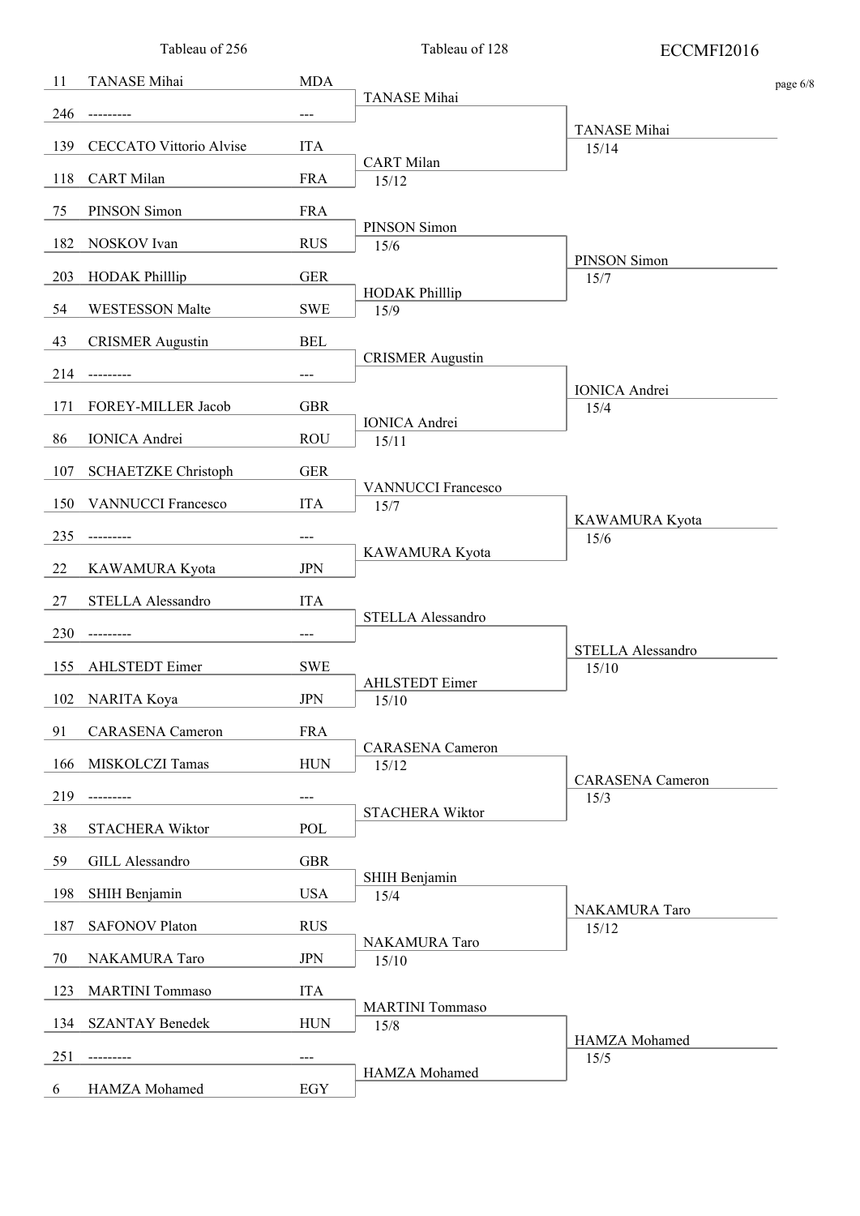| Tableau of 256 | | | Tableau of 128 | ECCMFI2016 |
|---|---|---|---|---|
| 11 | TANASE Mihai | MDA | TANASE Mihai | TANASE Mihai 15/14 |
| 246 | --------- | --- | | |
| 139 | CECCATO Vittorio Alvise | ITA | CART Milan 15/12 | |
| 118 | CART Milan | FRA | | |
| 75 | PINSON Simon | FRA | PINSON Simon 15/6 | PINSON Simon 15/7 |
| 182 | NOSKOV Ivan | RUS | | |
| 203 | HODAK Philllip | GER | HODAK Philllip 15/9 | |
| 54 | WESTESSON Malte | SWE | | |
| 43 | CRISMER Augustin | BEL | CRISMER Augustin | IONICA Andrei 15/4 |
| 214 | --------- | --- | | |
| 171 | FOREY-MILLER Jacob | GBR | IONICA Andrei 15/11 | |
| 86 | IONICA Andrei | ROU | | |
| 107 | SCHAETZKE Christoph | GER | VANNUCCI Francesco 15/7 | KAWAMURA Kyota 15/6 |
| 150 | VANNUCCI Francesco | ITA | | |
| 235 | --------- | --- | KAWAMURA Kyota | |
| 22 | KAWAMURA Kyota | JPN | | |
| 27 | STELLA Alessandro | ITA | STELLA Alessandro | STELLA Alessandro 15/10 |
| 230 | --------- | --- | | |
| 155 | AHLSTEDT Eimer | SWE | AHLSTEDT Eimer 15/10 | |
| 102 | NARITA Koya | JPN | | |
| 91 | CARASENA Cameron | FRA | CARASENA Cameron 15/12 | CARASENA Cameron 15/3 |
| 166 | MISKOLCZI Tamas | HUN | | |
| 219 | --------- | --- | STACHERA Wiktor | |
| 38 | STACHERA Wiktor | POL | | |
| 59 | GILL Alessandro | GBR | SHIH Benjamin 15/4 | NAKAMURA Taro 15/12 |
| 198 | SHIH Benjamin | USA | | |
| 187 | SAFONOV Platon | RUS | NAKAMURA Taro 15/10 | |
| 70 | NAKAMURA Taro | JPN | | |
| 123 | MARTINI Tommaso | ITA | MARTINI Tommaso 15/8 | HAMZA Mohamed 15/5 |
| 134 | SZANTAY Benedek | HUN | | |
| 251 | --------- | --- | HAMZA Mohamed | |
| 6 | HAMZA Mohamed | EGY | | |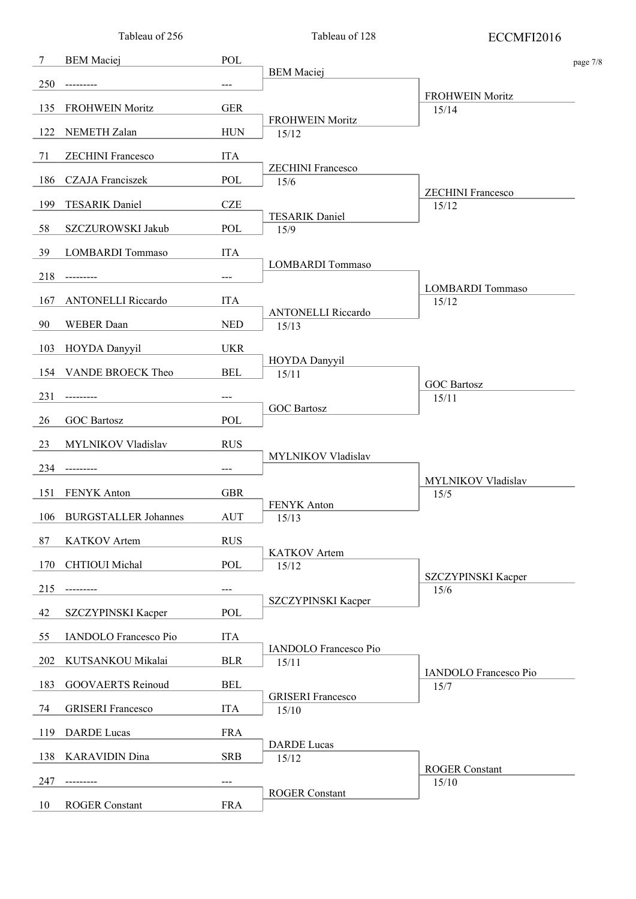| Seed | Tableau of 256 | Nation | Tableau of 128 | Tableau of 64 |
|---|---|---|---|---|
| 7 | BEM Maciej | POL | BEM Maciej | FROHWEIN Moritz 15/14 |
| 250 | --------- | --- | | |
| 135 | FROHWEIN Moritz | GER | FROHWEIN Moritz 15/12 | |
| 122 | NEMETH Zalan | HUN | | |
| 71 | ZECHINI Francesco | ITA | ZECHINI Francesco 15/6 | ZECHINI Francesco 15/12 |
| 186 | CZAJA Franciszek | POL | | |
| 199 | TESARIK Daniel | CZE | TESARIK Daniel 15/9 | |
| 58 | SZCZUROWSKI Jakub | POL | | |
| 39 | LOMBARDI Tommaso | ITA | LOMBARDI Tommaso | LOMBARDI Tommaso 15/12 |
| 218 | --------- | --- | | |
| 167 | ANTONELLI Riccardo | ITA | ANTONELLI Riccardo 15/13 | |
| 90 | WEBER Daan | NED | | |
| 103 | HOYDA Danyyil | UKR | HOYDA Danyyil 15/11 | GOC Bartosz 15/11 |
| 154 | VANDE BROECK Theo | BEL | | |
| 231 | --------- | --- | GOC Bartosz | |
| 26 | GOC Bartosz | POL | | |
| 23 | MYLNIKOV Vladislav | RUS | MYLNIKOV Vladislav | MYLNIKOV Vladislav 15/5 |
| 234 | --------- | --- | | |
| 151 | FENYK Anton | GBR | FENYK Anton 15/13 | |
| 106 | BURGSTALLER Johannes | AUT | | |
| 87 | KATKOV Artem | RUS | KATKOV Artem 15/12 | SZCZYPINSKI Kacper 15/6 |
| 170 | CHTIOUI Michal | POL | | |
| 215 | --------- | --- | SZCZYPINSKI Kacper | |
| 42 | SZCZYPINSKI Kacper | POL | | |
| 55 | IANDOLO Francesco Pio | ITA | IANDOLO Francesco Pio 15/11 | IANDOLO Francesco Pio 15/7 |
| 202 | KUTSANKOU Mikalai | BLR | | |
| 183 | GOOVAERTS Reinoud | BEL | GRISERI Francesco 15/10 | |
| 74 | GRISERI Francesco | ITA | | |
| 119 | DARDE Lucas | FRA | DARDE Lucas 15/12 | ROGER Constant 15/10 |
| 138 | KARAVIDIN Dina | SRB | | |
| 247 | --------- | --- | ROGER Constant | |
| 10 | ROGER Constant | FRA | | |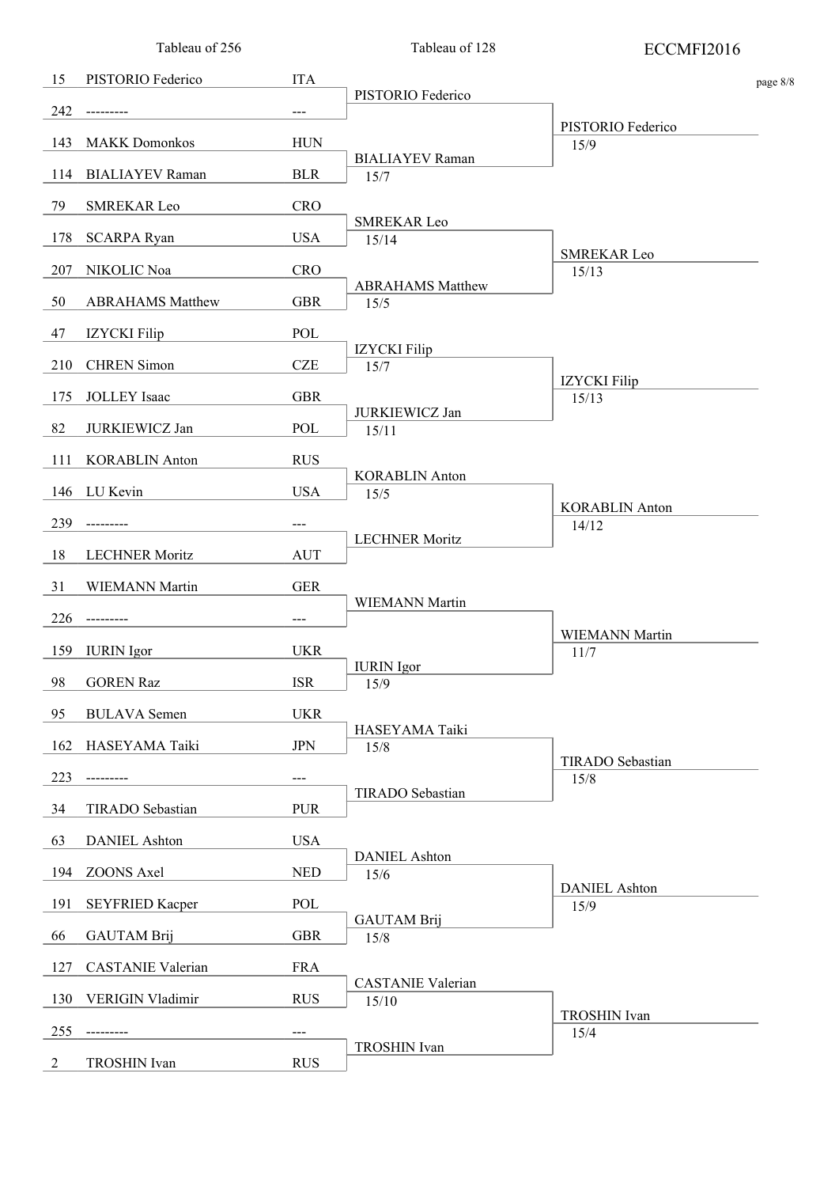| Tableau of 256 | | | Tableau of 128 | |
|---|---|---|---|---|
| 15 | PISTORIO Federico | ITA | PISTORIO Federico | PISTORIO Federico 15/9 |
| 242 | --------- | --- | | |
| 143 | MAKK Domonkos | HUN | BIALIAYEV Raman 15/7 | |
| 114 | BIALIAYEV Raman | BLR | | |
| 79 | SMREKAR Leo | CRO | SMREKAR Leo 15/14 | SMREKAR Leo 15/13 |
| 178 | SCARPA Ryan | USA | | |
| 207 | NIKOLIC Noa | CRO | ABRAHAMS Matthew 15/5 | |
| 50 | ABRAHAMS Matthew | GBR | | |
| 47 | IZYCKI Filip | POL | IZYCKI Filip 15/7 | IZYCKI Filip 15/13 |
| 210 | CHREN Simon | CZE | | |
| 175 | JOLLEY Isaac | GBR | JURKIEWICZ Jan 15/11 | |
| 82 | JURKIEWICZ Jan | POL | | |
| 111 | KORABLIN Anton | RUS | KORABLIN Anton 15/5 | KORABLIN Anton 14/12 |
| 146 | LU Kevin | USA | | |
| 239 | --------- | --- | LECHNER Moritz | |
| 18 | LECHNER Moritz | AUT | | |
| 31 | WIEMANN Martin | GER | WIEMANN Martin | WIEMANN Martin 11/7 |
| 226 | --------- | --- | | |
| 159 | IURIN Igor | UKR | IURIN Igor 15/9 | |
| 98 | GOREN Raz | ISR | | |
| 95 | BULAVA Semen | UKR | HASEYAMA Taiki 15/8 | TIRADO Sebastian 15/8 |
| 162 | HASEYAMA Taiki | JPN | | |
| 223 | --------- | --- | TIRADO Sebastian | |
| 34 | TIRADO Sebastian | PUR | | |
| 63 | DANIEL Ashton | USA | DANIEL Ashton 15/6 | DANIEL Ashton 15/9 |
| 194 | ZOONS Axel | NED | | |
| 191 | SEYFRIED Kacper | POL | GAUTAM Brij 15/8 | |
| 66 | GAUTAM Brij | GBR | | |
| 127 | CASTANIE Valerian | FRA | CASTANIE Valerian 15/10 | TROSHIN Ivan 15/4 |
| 130 | VERIGIN Vladimir | RUS | | |
| 255 | --------- | --- | TROSHIN Ivan | |
| 2 | TROSHIN Ivan | RUS | | |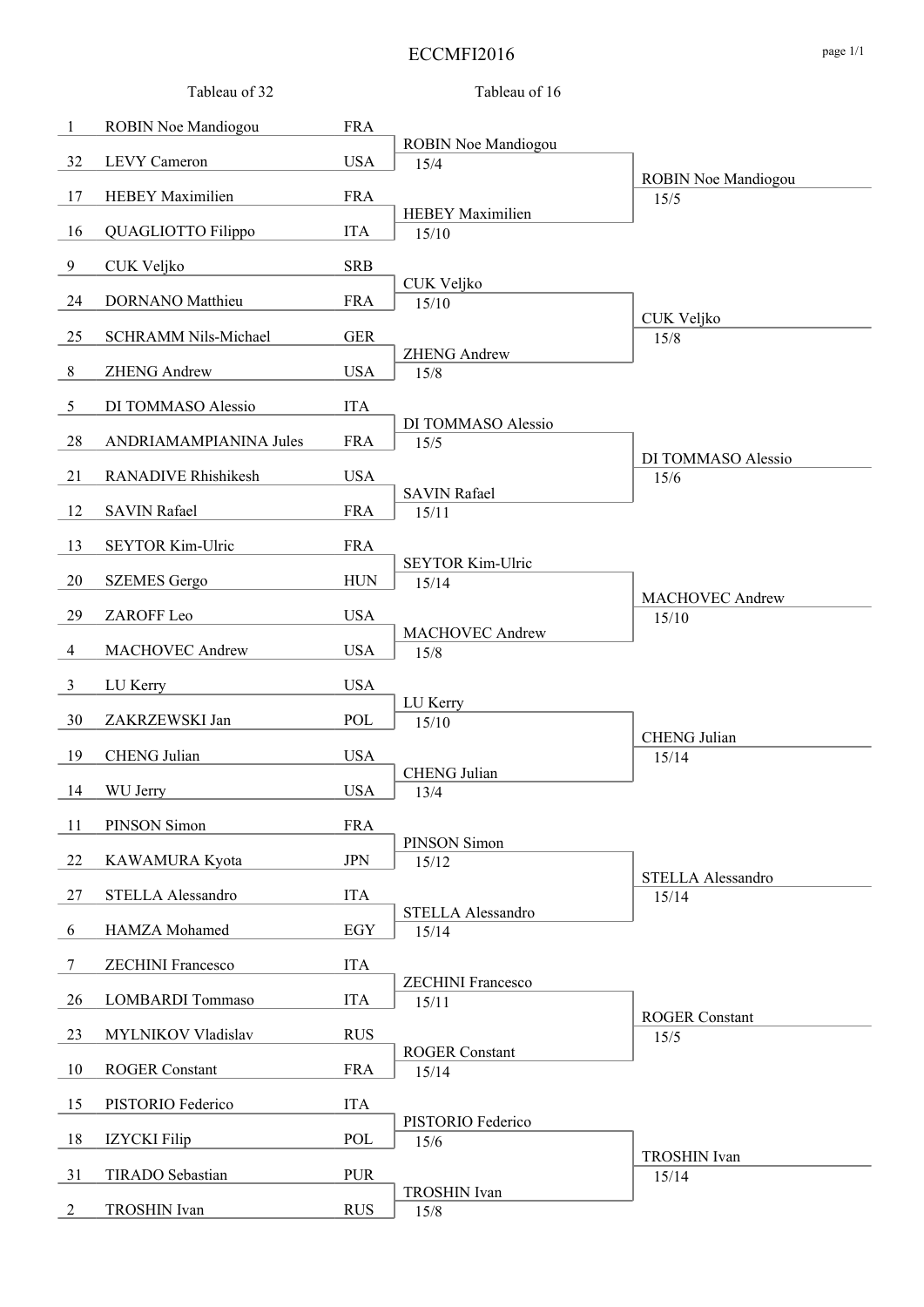# ECCMFI2016

## Tableau of 32

| Seed | Name | Country |
|---|---|---|
| 1 | ROBIN Noe Mandiogou | FRA |
| 32 | LEVY Cameron | USA |
| 17 | HEBEY Maximilien | FRA |
| 16 | QUAGLIOTTO Filippo | ITA |
| 9 | CUK Veljko | SRB |
| 24 | DORNANO Matthieu | FRA |
| 25 | SCHRAMM Nils-Michael | GER |
| 8 | ZHENG Andrew | USA |
| 5 | DI TOMMASO Alessio | ITA |
| 28 | ANDRIAMAMPIANINA Jules | FRA |
| 21 | RANADIVE Rhishikesh | USA |
| 12 | SAVIN Rafael | FRA |
| 13 | SEYTOR Kim-Ulric | FRA |
| 20 | SZEMES Gergo | HUN |
| 29 | ZAROFF Leo | USA |
| 4 | MACHOVEC Andrew | USA |
| 3 | LU Kerry | USA |
| 30 | ZAKRZEWSKI Jan | POL |
| 19 | CHENG Julian | USA |
| 14 | WU Jerry | USA |
| 11 | PINSON Simon | FRA |
| 22 | KAWAMURA Kyota | JPN |
| 27 | STELLA Alessandro | ITA |
| 6 | HAMZA Mohamed | EGY |
| 7 | ZECHINI Francesco | ITA |
| 26 | LOMBARDI Tommaso | ITA |
| 23 | MYLNIKOV Vladislav | RUS |
| 10 | ROGER Constant | FRA |
| 15 | PISTORIO Federico | ITA |
| 18 | IZYCKI Filip | POL |
| 31 | TIRADO Sebastian | PUR |
| 2 | TROSHIN Ivan | RUS |

## Tableau of 16

| Winner (Tableau of 32) | Score | Winner (Tableau of 16) | Score |
|---|---|---|---|
| ROBIN Noe Mandiogou | 15/4 | ROBIN Noe Mandiogou | 15/5 |
| HEBEY Maximilien | 15/10 | | |
| CUK Veljko | 15/10 | CUK Veljko | 15/8 |
| ZHENG Andrew | 15/8 | | |
| DI TOMMASO Alessio | 15/5 | DI TOMMASO Alessio | 15/6 |
| SAVIN Rafael | 15/11 | | |
| SEYTOR Kim-Ulric | 15/14 | MACHOVEC Andrew | 15/10 |
| MACHOVEC Andrew | 15/8 | | |
| LU Kerry | 15/10 | CHENG Julian | 15/14 |
| CHENG Julian | 13/4 | | |
| PINSON Simon | 15/12 | STELLA Alessandro | 15/14 |
| STELLA Alessandro | 15/14 | | |
| ZECHINI Francesco | 15/11 | ROGER Constant | 15/5 |
| ROGER Constant | 15/14 | | |
| PISTORIO Federico | 15/6 | TROSHIN Ivan | 15/14 |
| TROSHIN Ivan | 15/8 | | |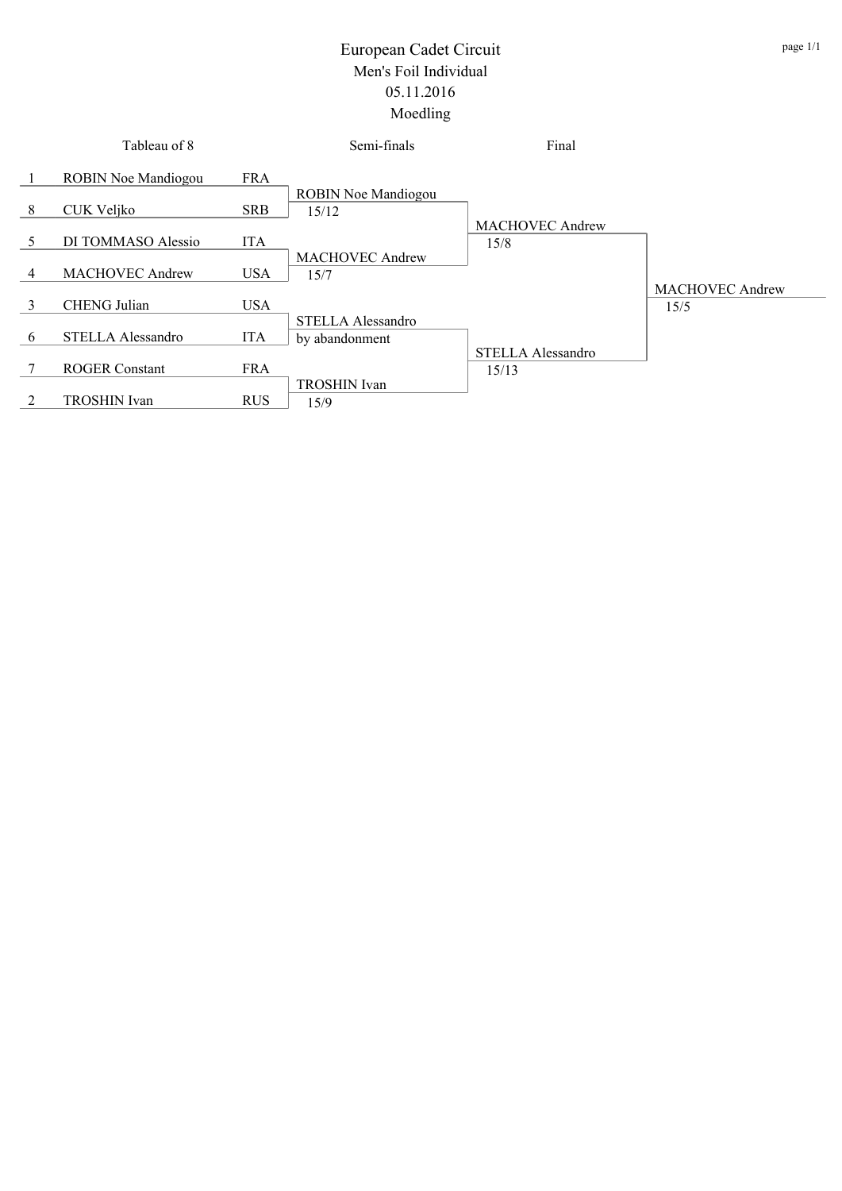# European Cadet Circuit

## Men's Foil Individual

### 05.11.2016

### Moedling

| Seed | Tableau of 8 | Nation | Semi-finals | Final | Winner |
|---|---|---|---|---|---|
| 1 | ROBIN Noe Mandiogou | FRA | ROBIN Noe Mandiogou 15/12 | MACHOVEC Andrew 15/8 | MACHOVEC Andrew 15/5 |
| 8 | CUK Veljko | SRB | | | |
| 5 | DI TOMMASO Alessio | ITA | MACHOVEC Andrew 15/7 | | |
| 4 | MACHOVEC Andrew | USA | | | |
| 3 | CHENG Julian | USA | STELLA Alessandro by abandonment | STELLA Alessandro 15/13 | |
| 6 | STELLA Alessandro | ITA | | | |
| 7 | ROGER Constant | FRA | TROSHIN Ivan 15/9 | | |
| 2 | TROSHIN Ivan | RUS | | | |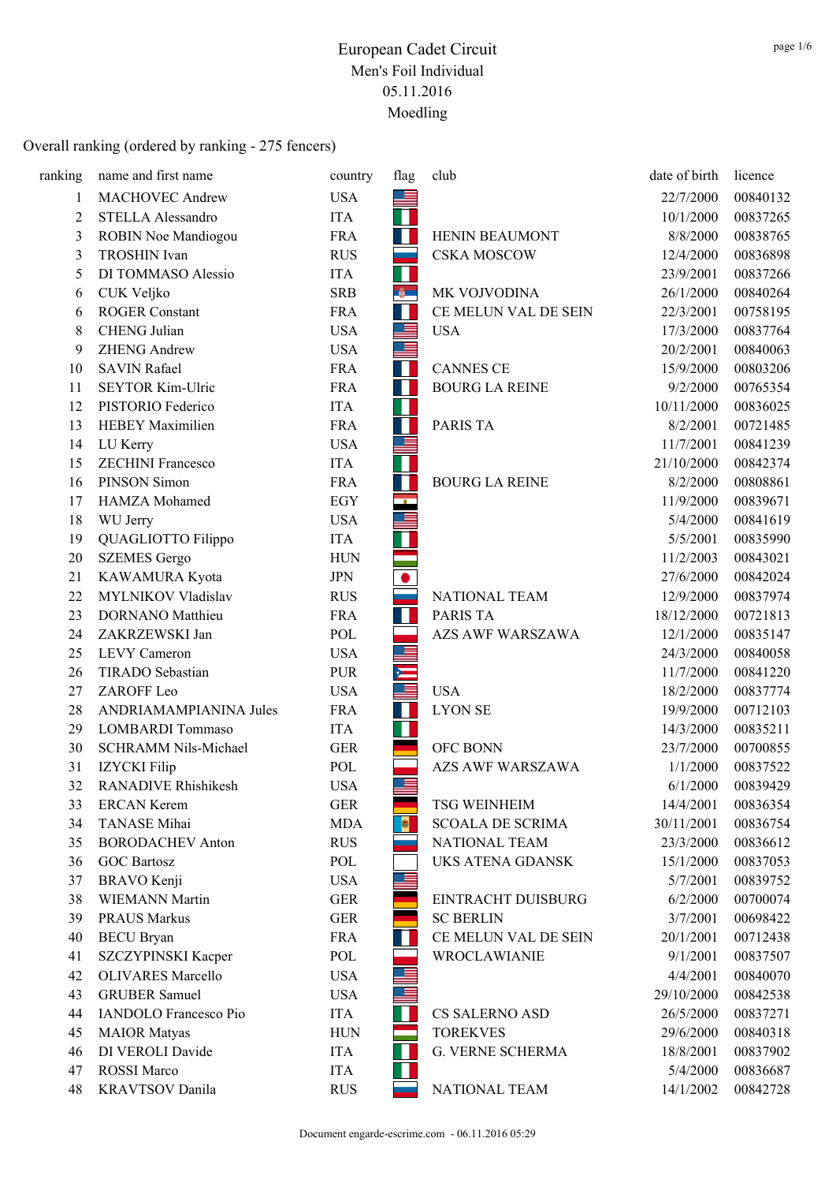# European Cadet Circuit

Men's Foil Individual

05.11.2016

Moedling

Overall ranking (ordered by ranking - 275 fencers)

| ranking | name and first name | country | flag | club | date of birth | licence |
|---|---|---|---|---|---|---|
| 1 | MACHOVEC Andrew | USA | | | 22/7/2000 | 00840132 |
| 2 | STELLA Alessandro | ITA | | | 10/1/2000 | 00837265 |
| 3 | ROBIN Noe Mandiogou | FRA | | HENIN BEAUMONT | 8/8/2000 | 00838765 |
| 3 | TROSHIN Ivan | RUS | | CSKA MOSCOW | 12/4/2000 | 00836898 |
| 5 | DI TOMMASO Alessio | ITA | | | 23/9/2001 | 00837266 |
| 6 | CUK Veljko | SRB | | MK VOJVODINA | 26/1/2000 | 00840264 |
| 6 | ROGER Constant | FRA | | CE MELUN VAL DE SEIN | 22/3/2001 | 00758195 |
| 8 | CHENG Julian | USA | | USA | 17/3/2000 | 00837764 |
| 9 | ZHENG Andrew | USA | | | 20/2/2001 | 00840063 |
| 10 | SAVIN Rafael | FRA | | CANNES CE | 15/9/2000 | 00803206 |
| 11 | SEYTOR Kim-Ulric | FRA | | BOURG LA REINE | 9/2/2000 | 00765354 |
| 12 | PISTORIO Federico | ITA | | | 10/11/2000 | 00836025 |
| 13 | HEBEY Maximilien | FRA | | PARIS TA | 8/2/2001 | 00721485 |
| 14 | LU Kerry | USA | | | 11/7/2001 | 00841239 |
| 15 | ZECHINI Francesco | ITA | | | 21/10/2000 | 00842374 |
| 16 | PINSON Simon | FRA | | BOURG LA REINE | 8/2/2000 | 00808861 |
| 17 | HAMZA Mohamed | EGY | | | 11/9/2000 | 00839671 |
| 18 | WU Jerry | USA | | | 5/4/2000 | 00841619 |
| 19 | QUAGLIOTTO Filippo | ITA | | | 5/5/2001 | 00835990 |
| 20 | SZEMES Gergo | HUN | | | 11/2/2003 | 00843021 |
| 21 | KAWAMURA Kyota | JPN | | | 27/6/2000 | 00842024 |
| 22 | MYLNIKOV Vladislav | RUS | | NATIONAL TEAM | 12/9/2000 | 00837974 |
| 23 | DORNANO Matthieu | FRA | | PARIS TA | 18/12/2000 | 00721813 |
| 24 | ZAKRZEWSKI Jan | POL | | AZS AWF WARSZAWA | 12/1/2000 | 00835147 |
| 25 | LEVY Cameron | USA | | | 24/3/2000 | 00840058 |
| 26 | TIRADO Sebastian | PUR | | | 11/7/2000 | 00841220 |
| 27 | ZAROFF Leo | USA | | USA | 18/2/2000 | 00837774 |
| 28 | ANDRIAMAMPIANINA Jules | FRA | | LYON SE | 19/9/2000 | 00712103 |
| 29 | LOMBARDI Tommaso | ITA | | | 14/3/2000 | 00835211 |
| 30 | SCHRAMM Nils-Michael | GER | | OFC BONN | 23/7/2000 | 00700855 |
| 31 | IZYCKI Filip | POL | | AZS AWF WARSZAWA | 1/1/2000 | 00837522 |
| 32 | RANADIVE Rhishikesh | USA | | | 6/1/2000 | 00839429 |
| 33 | ERCAN Kerem | GER | | TSG WEINHEIM | 14/4/2001 | 00836354 |
| 34 | TANASE Mihai | MDA | | SCOALA DE SCRIMA | 30/11/2001 | 00836754 |
| 35 | BORODACHEV Anton | RUS | | NATIONAL TEAM | 23/3/2000 | 00836612 |
| 36 | GOC Bartosz | POL | | UKS ATENA GDANSK | 15/1/2000 | 00837053 |
| 37 | BRAVO Kenji | USA | | | 5/7/2001 | 00839752 |
| 38 | WIEMANN Martin | GER | | EINTRACHT DUISBURG | 6/2/2000 | 00700074 |
| 39 | PRAUS Markus | GER | | SC BERLIN | 3/7/2001 | 00698422 |
| 40 | BECU Bryan | FRA | | CE MELUN VAL DE SEIN | 20/1/2001 | 00712438 |
| 41 | SZCZYPINSKI Kacper | POL | | WROCLAWIANIE | 9/1/2001 | 00837507 |
| 42 | OLIVARES Marcello | USA | | | 4/4/2001 | 00840070 |
| 43 | GRUBER Samuel | USA | | | 29/10/2000 | 00842538 |
| 44 | IANDOLO Francesco Pio | ITA | | CS SALERNO ASD | 26/5/2000 | 00837271 |
| 45 | MAIOR Matyas | HUN | | TOREKVES | 29/6/2000 | 00840318 |
| 46 | DI VEROLI Davide | ITA | | G. VERNE SCHERMA | 18/8/2001 | 00837902 |
| 47 | ROSSI Marco | ITA | | | 5/4/2000 | 00836687 |
| 48 | KRAVTSOV Danila | RUS | | NATIONAL TEAM | 14/1/2002 | 00842728 |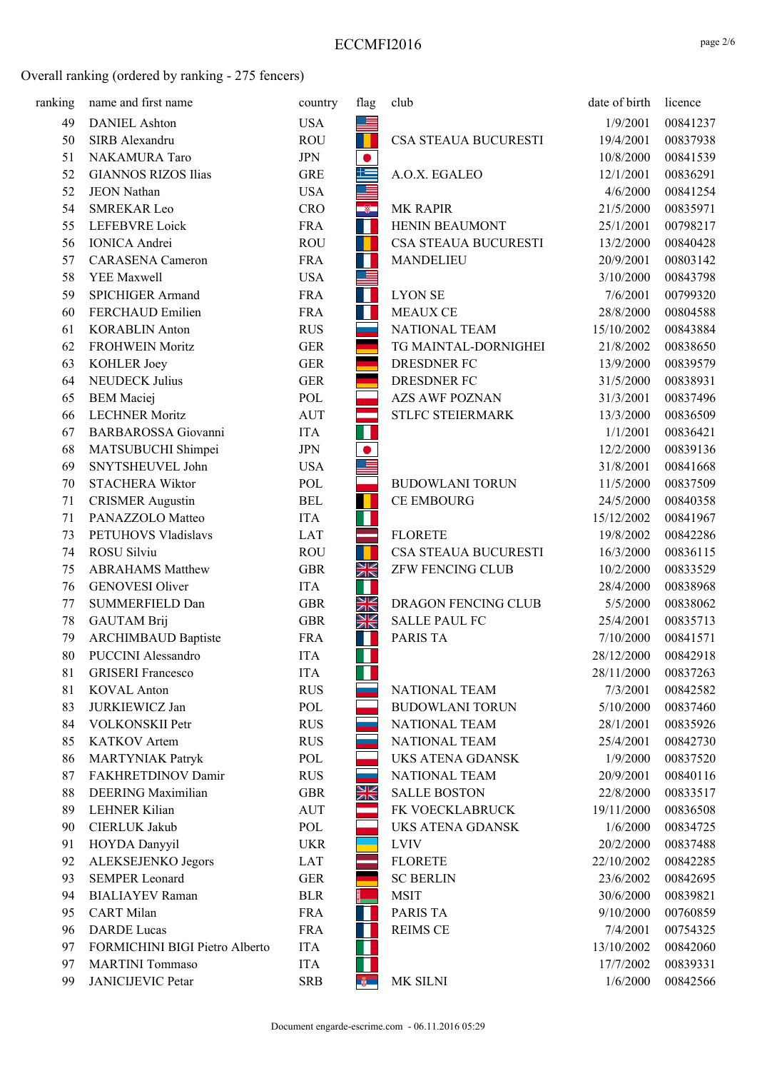## Overall ranking (ordered by ranking - 275 fencers)

| ranking | name and first name | country | flag | club | date of birth | licence |
|---|---|---|---|---|---|---|
| 49 | DANIEL Ashton | USA | | | 1/9/2001 | 00841237 |
| 50 | SIRB Alexandru | ROU | | CSA STEAUA BUCURESTI | 19/4/2001 | 00837938 |
| 51 | NAKAMURA Taro | JPN | | | 10/8/2000 | 00841539 |
| 52 | GIANNOS RIZOS Ilias | GRE | | A.O.X. EGALEO | 12/1/2001 | 00836291 |
| 52 | JEON Nathan | USA | | | 4/6/2000 | 00841254 |
| 54 | SMREKAR Leo | CRO | | MK RAPIR | 21/5/2000 | 00835971 |
| 55 | LEFEBVRE Loick | FRA | | HENIN BEAUMONT | 25/1/2001 | 00798217 |
| 56 | IONICA Andrei | ROU | | CSA STEAUA BUCURESTI | 13/2/2000 | 00840428 |
| 57 | CARASENA Cameron | FRA | | MANDELIEU | 20/9/2001 | 00803142 |
| 58 | YEE Maxwell | USA | | | 3/10/2000 | 00843798 |
| 59 | SPICHIGER Armand | FRA | | LYON SE | 7/6/2001 | 00799320 |
| 60 | FERCHAUD Emilien | FRA | | MEAUX CE | 28/8/2000 | 00804588 |
| 61 | KORABLIN Anton | RUS | | NATIONAL TEAM | 15/10/2002 | 00843884 |
| 62 | FROHWEIN Moritz | GER | | TG MAINTAL-DORNIGHEI | 21/8/2002 | 00838650 |
| 63 | KOHLER Joey | GER | | DRESDNER FC | 13/9/2000 | 00839579 |
| 64 | NEUDECK Julius | GER | | DRESDNER FC | 31/5/2000 | 00838931 |
| 65 | BEM Maciej | POL | | AZS AWF POZNAN | 31/3/2001 | 00837496 |
| 66 | LECHNER Moritz | AUT | | STLFC STEIERMARK | 13/3/2000 | 00836509 |
| 67 | BARBAROSSA Giovanni | ITA | | | 1/1/2001 | 00836421 |
| 68 | MATSUBUCHI Shimpei | JPN | | | 12/2/2000 | 00839136 |
| 69 | SNYTSHEUVEL John | USA | | | 31/8/2001 | 00841668 |
| 70 | STACHERA Wiktor | POL | | BUDOWLANI TORUN | 11/5/2000 | 00837509 |
| 71 | CRISMER Augustin | BEL | | CE EMBOURG | 24/5/2000 | 00840358 |
| 71 | PANAZZOLO Matteo | ITA | | | 15/12/2002 | 00841967 |
| 73 | PETUHOVS Vladislavs | LAT | | FLORETE | 19/8/2002 | 00842286 |
| 74 | ROSU Silviu | ROU | | CSA STEAUA BUCURESTI | 16/3/2000 | 00836115 |
| 75 | ABRAHAMS Matthew | GBR | | ZFW FENCING CLUB | 10/2/2000 | 00833529 |
| 76 | GENOVESI Oliver | ITA | | | 28/4/2000 | 00838968 |
| 77 | SUMMERFIELD Dan | GBR | | DRAGON FENCING CLUB | 5/5/2000 | 00838062 |
| 78 | GAUTAM Brij | GBR | | SALLE PAUL FC | 25/4/2001 | 00835713 |
| 79 | ARCHIMBAUD Baptiste | FRA | | PARIS TA | 7/10/2000 | 00841571 |
| 80 | PUCCINI Alessandro | ITA | | | 28/12/2000 | 00842918 |
| 81 | GRISERI Francesco | ITA | | | 28/11/2000 | 00837263 |
| 81 | KOVAL Anton | RUS | | NATIONAL TEAM | 7/3/2001 | 00842582 |
| 83 | JURKIEWICZ Jan | POL | | BUDOWLANI TORUN | 5/10/2000 | 00837460 |
| 84 | VOLKONSKII Petr | RUS | | NATIONAL TEAM | 28/1/2001 | 00835926 |
| 85 | KATKOV Artem | RUS | | NATIONAL TEAM | 25/4/2001 | 00842730 |
| 86 | MARTYNIAK Patryk | POL | | UKS ATENA GDANSK | 1/9/2000 | 00837520 |
| 87 | FAKHRETDINOV Damir | RUS | | NATIONAL TEAM | 20/9/2001 | 00840116 |
| 88 | DEERING Maximilian | GBR | | SALLE BOSTON | 22/8/2000 | 00833517 |
| 89 | LEHNER Kilian | AUT | | FK VOECKLABRUCK | 19/11/2000 | 00836508 |
| 90 | CIERLUK Jakub | POL | | UKS ATENA GDANSK | 1/6/2000 | 00834725 |
| 91 | HOYDA Danyyil | UKR | | LVIV | 20/2/2000 | 00837488 |
| 92 | ALEKSEJENKO Jegors | LAT | | FLORETE | 22/10/2002 | 00842285 |
| 93 | SEMPER Leonard | GER | | SC BERLIN | 23/6/2002 | 00842695 |
| 94 | BIALIAYEV Raman | BLR | | MSIT | 30/6/2000 | 00839821 |
| 95 | CART Milan | FRA | | PARIS TA | 9/10/2000 | 00760859 |
| 96 | DARDE Lucas | FRA | | REIMS CE | 7/4/2001 | 00754325 |
| 97 | FORMICHINI BIGI Pietro Alberto | ITA | | | 13/10/2002 | 00842060 |
| 97 | MARTINI Tommaso | ITA | | | 17/7/2002 | 00839331 |
| 99 | JANICIJEVIC Petar | SRB | | MK SILNI | 1/6/2000 | 00842566 |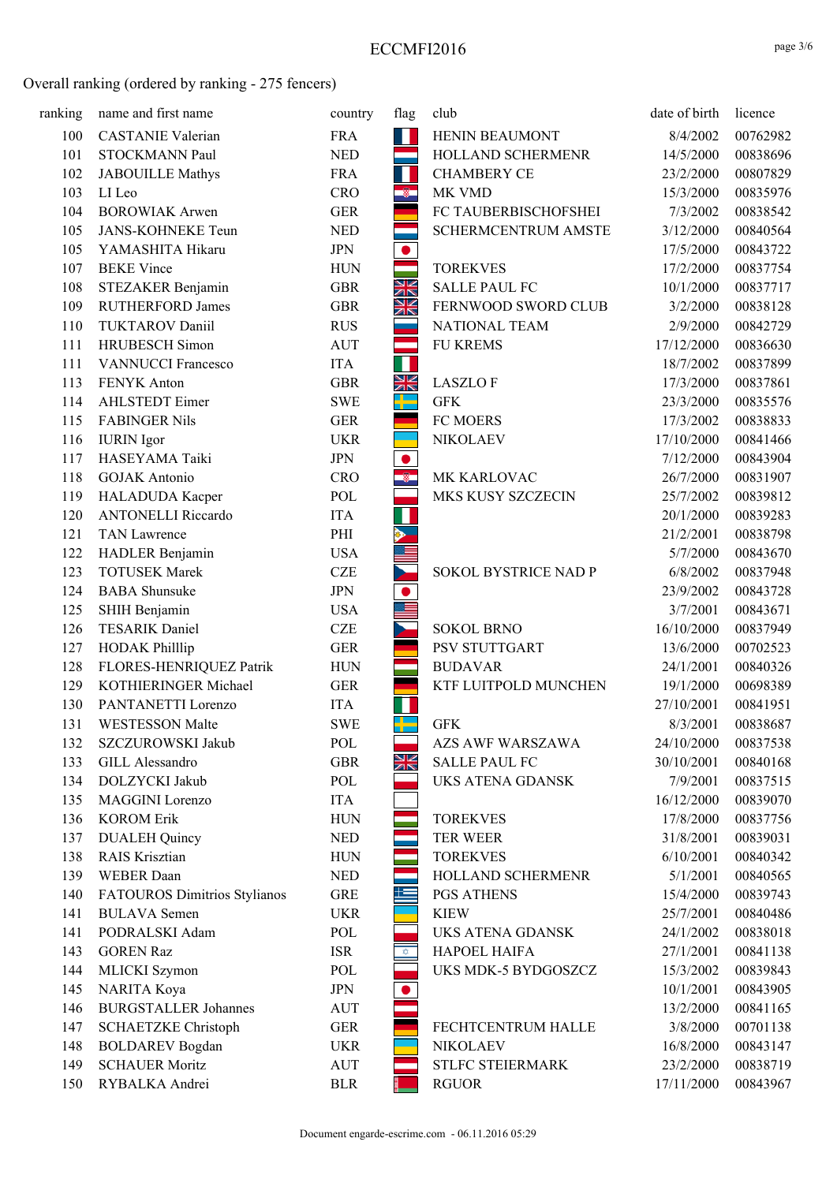ECCMFI2016

Overall ranking (ordered by ranking - 275 fencers)

| ranking | name and first name | country | flag | club | date of birth | licence |
|---|---|---|---|---|---|---|
| 100 | CASTANIE Valerian | FRA | | HENIN BEAUMONT | 8/4/2002 | 00762982 |
| 101 | STOCKMANN Paul | NED | | HOLLAND SCHERMENR | 14/5/2000 | 00838696 |
| 102 | JABOUILLE Mathys | FRA | | CHAMBERY CE | 23/2/2000 | 00807829 |
| 103 | LI Leo | CRO | | MK VMD | 15/3/2000 | 00835976 |
| 104 | BOROWIAK Arwen | GER | | FC TAUBERBISCHOFSHEI | 7/3/2002 | 00838542 |
| 105 | JANS-KOHNEKE Teun | NED | | SCHERMCENTRUM AMSTE | 3/12/2000 | 00840564 |
| 105 | YAMASHITA Hikaru | JPN | | | 17/5/2000 | 00843722 |
| 107 | BEKE Vince | HUN | | TOREKVES | 17/2/2000 | 00837754 |
| 108 | STEZAKER Benjamin | GBR | | SALLE PAUL FC | 10/1/2000 | 00837717 |
| 109 | RUTHERFORD James | GBR | | FERNWOOD SWORD CLUB | 3/2/2000 | 00838128 |
| 110 | TUKTAROV Daniil | RUS | | NATIONAL TEAM | 2/9/2000 | 00842729 |
| 111 | HRUBESCH Simon | AUT | | FU KREMS | 17/12/2000 | 00836630 |
| 111 | VANNUCCI Francesco | ITA | | | 18/7/2002 | 00837899 |
| 113 | FENYK Anton | GBR | | LASZLO F | 17/3/2000 | 00837861 |
| 114 | AHLSTEDT Eimer | SWE | | GFK | 23/3/2000 | 00835576 |
| 115 | FABINGER Nils | GER | | FC MOERS | 17/3/2002 | 00838833 |
| 116 | IURIN Igor | UKR | | NIKOLAEV | 17/10/2000 | 00841466 |
| 117 | HASEYAMA Taiki | JPN | | | 7/12/2000 | 00843904 |
| 118 | GOJAK Antonio | CRO | | MK KARLOVAC | 26/7/2000 | 00831907 |
| 119 | HALADUDA Kacper | POL | | MKS KUSY SZCZECIN | 25/7/2002 | 00839812 |
| 120 | ANTONELLI Riccardo | ITA | | | 20/1/2000 | 00839283 |
| 121 | TAN Lawrence | PHI | | | 21/2/2001 | 00838798 |
| 122 | HADLER Benjamin | USA | | | 5/7/2000 | 00843670 |
| 123 | TOTUSEK Marek | CZE | | SOKOL BYSTRICE NAD P | 6/8/2002 | 00837948 |
| 124 | BABA Shunsuke | JPN | | | 23/9/2002 | 00843728 |
| 125 | SHIH Benjamin | USA | | | 3/7/2001 | 00843671 |
| 126 | TESARIK Daniel | CZE | | SOKOL BRNO | 16/10/2000 | 00837949 |
| 127 | HODAK Philllip | GER | | PSV STUTTGART | 13/6/2000 | 00702523 |
| 128 | FLORES-HENRIQUEZ Patrik | HUN | | BUDAVAR | 24/1/2001 | 00840326 |
| 129 | KOTHIERINGER Michael | GER | | KTF LUITPOLD MUNCHEN | 19/1/2000 | 00698389 |
| 130 | PANTANETTI Lorenzo | ITA | | | 27/10/2001 | 00841951 |
| 131 | WESTESSON Malte | SWE | | GFK | 8/3/2001 | 00838687 |
| 132 | SZCZUROWSKI Jakub | POL | | AZS AWF WARSZAWA | 24/10/2000 | 00837538 |
| 133 | GILL Alessandro | GBR | | SALLE PAUL FC | 30/10/2001 | 00840168 |
| 134 | DOLZYCKI Jakub | POL | | UKS ATENA GDANSK | 7/9/2001 | 00837515 |
| 135 | MAGGINI Lorenzo | ITA | | | 16/12/2000 | 00839070 |
| 136 | KOROM Erik | HUN | | TOREKVES | 17/8/2000 | 00837756 |
| 137 | DUALEH Quincy | NED | | TER WEER | 31/8/2001 | 00839031 |
| 138 | RAIS Krisztian | HUN | | TOREKVES | 6/10/2001 | 00840342 |
| 139 | WEBER Daan | NED | | HOLLAND SCHERMENR | 5/1/2001 | 00840565 |
| 140 | FATOUROS Dimitrios Stylianos | GRE | | PGS ATHENS | 15/4/2000 | 00839743 |
| 141 | BULAVA Semen | UKR | | KIEW | 25/7/2001 | 00840486 |
| 141 | PODRALSKI Adam | POL | | UKS ATENA GDANSK | 24/1/2002 | 00838018 |
| 143 | GOREN Raz | ISR | | HAPOEL HAIFA | 27/1/2001 | 00841138 |
| 144 | MLICKI Szymon | POL | | UKS MDK-5 BYDGOSZCZ | 15/3/2002 | 00839843 |
| 145 | NARITA Koya | JPN | | | 10/1/2001 | 00843905 |
| 146 | BURGSTALLER Johannes | AUT | | | 13/2/2000 | 00841165 |
| 147 | SCHAETZKE Christoph | GER | | FECHTCENTRUM HALLE | 3/8/2000 | 00701138 |
| 148 | BOLDAREV Bogdan | UKR | | NIKOLAEV | 16/8/2000 | 00843147 |
| 149 | SCHAUER Moritz | AUT | | STLFC STEIERMARK | 23/2/2000 | 00838719 |
| 150 | RYBALKA Andrei | BLR | | RGUOR | 17/11/2000 | 00843967 |

Document engarde-escrime.com - 06.11.2016 05:29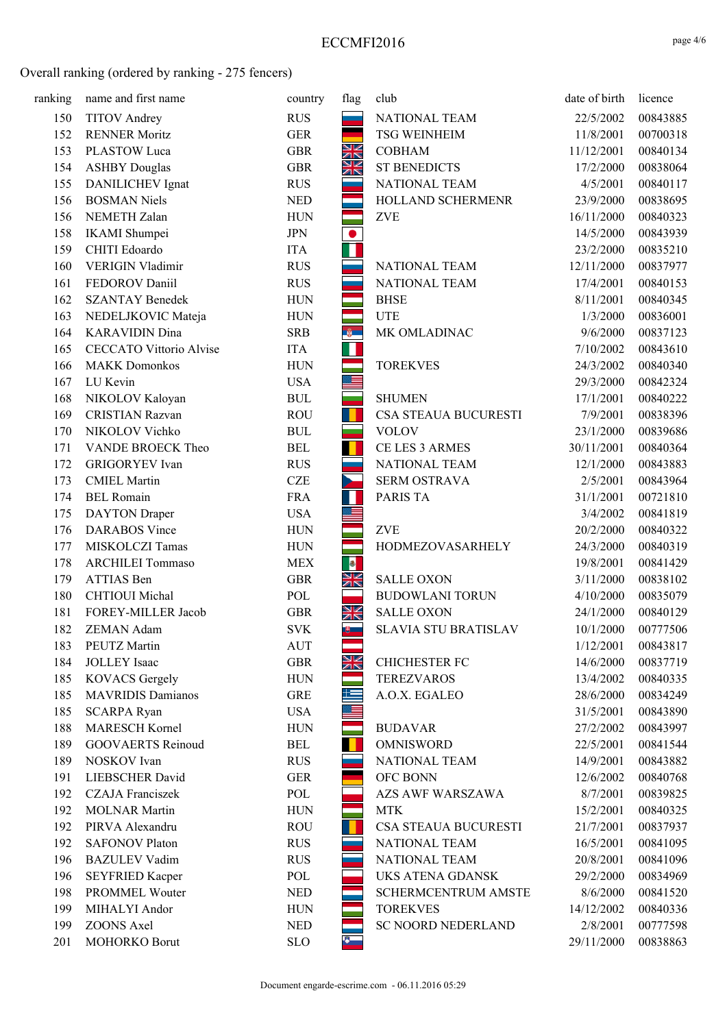Overall ranking (ordered by ranking - 275 fencers)

| ranking | name and first name | country | flag | club | date of birth | licence |
|---|---|---|---|---|---|---|
| 150 | TITOV Andrey | RUS | | NATIONAL TEAM | 22/5/2002 | 00843885 |
| 152 | RENNER Moritz | GER | | TSG WEINHEIM | 11/8/2001 | 00700318 |
| 153 | PLASTOW Luca | GBR | | COBHAM | 11/12/2001 | 00840134 |
| 154 | ASHBY Douglas | GBR | | ST BENEDICTS | 17/2/2000 | 00838064 |
| 155 | DANILICHEV Ignat | RUS | | NATIONAL TEAM | 4/5/2001 | 00840117 |
| 156 | BOSMAN Niels | NED | | HOLLAND SCHERMENR | 23/9/2000 | 00838695 |
| 156 | NEMETH Zalan | HUN | | ZVE | 16/11/2000 | 00840323 |
| 158 | IKAMI Shumpei | JPN | | | 14/5/2000 | 00843939 |
| 159 | CHITI Edoardo | ITA | | | 23/2/2000 | 00835210 |
| 160 | VERIGIN Vladimir | RUS | | NATIONAL TEAM | 12/11/2000 | 00837977 |
| 161 | FEDOROV Daniil | RUS | | NATIONAL TEAM | 17/4/2001 | 00840153 |
| 162 | SZANTAY Benedek | HUN | | BHSE | 8/11/2001 | 00840345 |
| 163 | NEDELJKOVIC Mateja | HUN | | UTE | 1/3/2000 | 00836001 |
| 164 | KARAVIDIN Dina | SRB | | MK OMLADINAC | 9/6/2000 | 00837123 |
| 165 | CECCATO Vittorio Alvise | ITA | | | 7/10/2002 | 00843610 |
| 166 | MAKK Domonkos | HUN | | TOREKVES | 24/3/2002 | 00840340 |
| 167 | LU Kevin | USA | | | 29/3/2000 | 00842324 |
| 168 | NIKOLOV Kaloyan | BUL | | SHUMEN | 17/1/2001 | 00840222 |
| 169 | CRISTIAN Razvan | ROU | | CSA STEAUA BUCURESTI | 7/9/2001 | 00838396 |
| 170 | NIKOLOV Vichko | BUL | | VOLOV | 23/1/2000 | 00839686 |
| 171 | VANDE BROECK Theo | BEL | | CE LES 3 ARMES | 30/11/2001 | 00840364 |
| 172 | GRIGORYEV Ivan | RUS | | NATIONAL TEAM | 12/1/2000 | 00843883 |
| 173 | CMIEL Martin | CZE | | SERM OSTRAVA | 2/5/2001 | 00843964 |
| 174 | BEL Romain | FRA | | PARIS TA | 31/1/2001 | 00721810 |
| 175 | DAYTON Draper | USA | | | 3/4/2002 | 00841819 |
| 176 | DARABOS Vince | HUN | | ZVE | 20/2/2000 | 00840322 |
| 177 | MISKOLCZI Tamas | HUN | | HODMEZOVASARHELY | 24/3/2000 | 00840319 |
| 178 | ARCHILEI Tommaso | MEX | | | 19/8/2001 | 00841429 |
| 179 | ATTIAS Ben | GBR | | SALLE OXON | 3/11/2000 | 00838102 |
| 180 | CHTIOUI Michal | POL | | BUDOWLANI TORUN | 4/10/2000 | 00835079 |
| 181 | FOREY-MILLER Jacob | GBR | | SALLE OXON | 24/1/2000 | 00840129 |
| 182 | ZEMAN Adam | SVK | | SLAVIA STU BRATISLAV | 10/1/2000 | 00777506 |
| 183 | PEUTZ Martin | AUT | | | 1/12/2001 | 00843817 |
| 184 | JOLLEY Isaac | GBR | | CHICHESTER FC | 14/6/2000 | 00837719 |
| 185 | KOVACS Gergely | HUN | | TEREZVAROS | 13/4/2002 | 00840335 |
| 185 | MAVRIDIS Damianos | GRE | | A.O.X. EGALEO | 28/6/2000 | 00834249 |
| 185 | SCARPA Ryan | USA | | | 31/5/2001 | 00843890 |
| 188 | MARESCH Kornel | HUN | | BUDAVAR | 27/2/2002 | 00843997 |
| 189 | GOOVAERTS Reinoud | BEL | | OMNISWORD | 22/5/2001 | 00841544 |
| 189 | NOSKOV Ivan | RUS | | NATIONAL TEAM | 14/9/2001 | 00843882 |
| 191 | LIEBSCHER David | GER | | OFC BONN | 12/6/2002 | 00840768 |
| 192 | CZAJA Franciszek | POL | | AZS AWF WARSZAWA | 8/7/2001 | 00839825 |
| 192 | MOLNAR Martin | HUN | | MTK | 15/2/2001 | 00840325 |
| 192 | PIRVA Alexandru | ROU | | CSA STEAUA BUCURESTI | 21/7/2001 | 00837937 |
| 192 | SAFONOV Platon | RUS | | NATIONAL TEAM | 16/5/2001 | 00841095 |
| 196 | BAZULEV Vadim | RUS | | NATIONAL TEAM | 20/8/2001 | 00841096 |
| 196 | SEYFRIED Kacper | POL | | UKS ATENA GDANSK | 29/2/2000 | 00834969 |
| 198 | PROMMEL Wouter | NED | | SCHERMCENTRUM AMSTE | 8/6/2000 | 00841520 |
| 199 | MIHALYI Andor | HUN | | TOREKVES | 14/12/2002 | 00840336 |
| 199 | ZOONS Axel | NED | | SC NOORD NEDERLAND | 2/8/2001 | 00777598 |
| 201 | MOHORKO Borut | SLO | | | 29/11/2000 | 00838863 |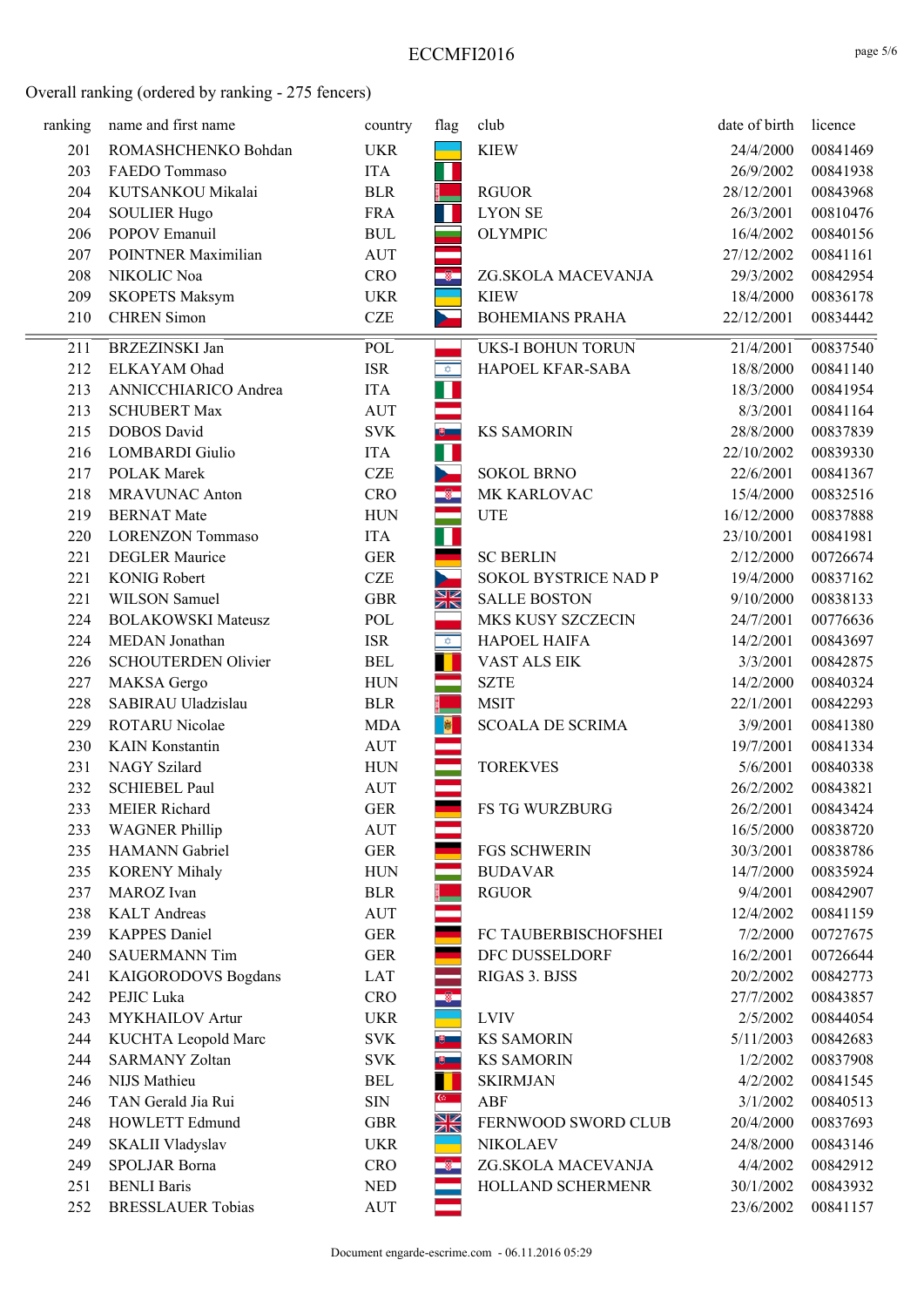Overall ranking (ordered by ranking - 275 fencers)

| ranking | name and first name | country | flag | club | date of birth | licence |
|---|---|---|---|---|---|---|
| 201 | ROMASHCHENKO Bohdan | UKR | | KIEW | 24/4/2000 | 00841469 |
| 203 | FAEDO Tommaso | ITA | | | 26/9/2002 | 00841938 |
| 204 | KUTSANKOU Mikalai | BLR | | RGUOR | 28/12/2001 | 00843968 |
| 204 | SOULIER Hugo | FRA | | LYON SE | 26/3/2001 | 00810476 |
| 206 | POPOV Emanuil | BUL | | OLYMPIC | 16/4/2002 | 00840156 |
| 207 | POINTNER Maximilian | AUT | | | 27/12/2002 | 00841161 |
| 208 | NIKOLIC Noa | CRO | | ZG.SKOLA MACEVANJA | 29/3/2002 | 00842954 |
| 209 | SKOPETS Maksym | UKR | | KIEW | 18/4/2000 | 00836178 |
| 210 | CHREN Simon | CZE | | BOHEMIANS PRAHA | 22/12/2001 | 00834442 |
| 211 | BRZEZINSKI Jan | POL | | UKS-I BOHUN TORUN | 21/4/2001 | 00837540 |
| 212 | ELKAYAM Ohad | ISR | | HAPOEL KFAR-SABA | 18/8/2000 | 00841140 |
| 213 | ANNICCHIARICO Andrea | ITA | | | 18/3/2000 | 00841954 |
| 213 | SCHUBERT Max | AUT | | | 8/3/2001 | 00841164 |
| 215 | DOBOS David | SVK | | KS SAMORIN | 28/8/2000 | 00837839 |
| 216 | LOMBARDI Giulio | ITA | | | 22/10/2002 | 00839330 |
| 217 | POLAK Marek | CZE | | SOKOL BRNO | 22/6/2001 | 00841367 |
| 218 | MRAVUNAC Anton | CRO | | MK KARLOVAC | 15/4/2000 | 00832516 |
| 219 | BERNAT Mate | HUN | | UTE | 16/12/2000 | 00837888 |
| 220 | LORENZON Tommaso | ITA | | | 23/10/2001 | 00841981 |
| 221 | DEGLER Maurice | GER | | SC BERLIN | 2/12/2000 | 00726674 |
| 221 | KONIG Robert | CZE | | SOKOL BYSTRICE NAD P | 19/4/2000 | 00837162 |
| 221 | WILSON Samuel | GBR | | SALLE BOSTON | 9/10/2000 | 00838133 |
| 224 | BOLAKOWSKI Mateusz | POL | | MKS KUSY SZCZECIN | 24/7/2001 | 00776636 |
| 224 | MEDAN Jonathan | ISR | | HAPOEL HAIFA | 14/2/2001 | 00843697 |
| 226 | SCHOUTERDEN Olivier | BEL | | VAST ALS EIK | 3/3/2001 | 00842875 |
| 227 | MAKSA Gergo | HUN | | SZTE | 14/2/2000 | 00840324 |
| 228 | SABIRAU Uladzislau | BLR | | MSIT | 22/1/2001 | 00842293 |
| 229 | ROTARU Nicolae | MDA | | SCOALA DE SCRIMA | 3/9/2001 | 00841380 |
| 230 | KAIN Konstantin | AUT | | | 19/7/2001 | 00841334 |
| 231 | NAGY Szilard | HUN | | TOREKVES | 5/6/2001 | 00840338 |
| 232 | SCHIEBEL Paul | AUT | | | 26/2/2002 | 00843821 |
| 233 | MEIER Richard | GER | | FS TG WURZBURG | 26/2/2001 | 00843424 |
| 233 | WAGNER Phillip | AUT | | | 16/5/2000 | 00838720 |
| 235 | HAMANN Gabriel | GER | | FGS SCHWERIN | 30/3/2001 | 00838786 |
| 235 | KORENY Mihaly | HUN | | BUDAVAR | 14/7/2000 | 00835924 |
| 237 | MAROZ Ivan | BLR | | RGUOR | 9/4/2001 | 00842907 |
| 238 | KALT Andreas | AUT | | | 12/4/2002 | 00841159 |
| 239 | KAPPES Daniel | GER | | FC TAUBERBISCHOFSHEI | 7/2/2000 | 00727675 |
| 240 | SAUERMANN Tim | GER | | DFC DUSSELDORF | 16/2/2001 | 00726644 |
| 241 | KAIGORODOVS Bogdans | LAT | | RIGAS 3. BJSS | 20/2/2002 | 00842773 |
| 242 | PEJIC Luka | CRO | | | 27/7/2002 | 00843857 |
| 243 | MYKHAILOV Artur | UKR | | LVIV | 2/5/2002 | 00844054 |
| 244 | KUCHTA Leopold Marc | SVK | | KS SAMORIN | 5/11/2003 | 00842683 |
| 244 | SARMANY Zoltan | SVK | | KS SAMORIN | 1/2/2002 | 00837908 |
| 246 | NIJS Mathieu | BEL | | SKIRMJAN | 4/2/2002 | 00841545 |
| 246 | TAN Gerald Jia Rui | SIN | | ABF | 3/1/2002 | 00840513 |
| 248 | HOWLETT Edmund | GBR | | FERNWOOD SWORD CLUB | 20/4/2000 | 00837693 |
| 249 | SKALII Vladyslav | UKR | | NIKOLAEV | 24/8/2000 | 00843146 |
| 249 | SPOLJAR Borna | CRO | | ZG.SKOLA MACEVANJA | 4/4/2002 | 00842912 |
| 251 | BENLI Baris | NED | | HOLLAND SCHERMENR | 30/1/2002 | 00843932 |
| 252 | BRESSLAUER Tobias | AUT | | | 23/6/2002 | 00841157 |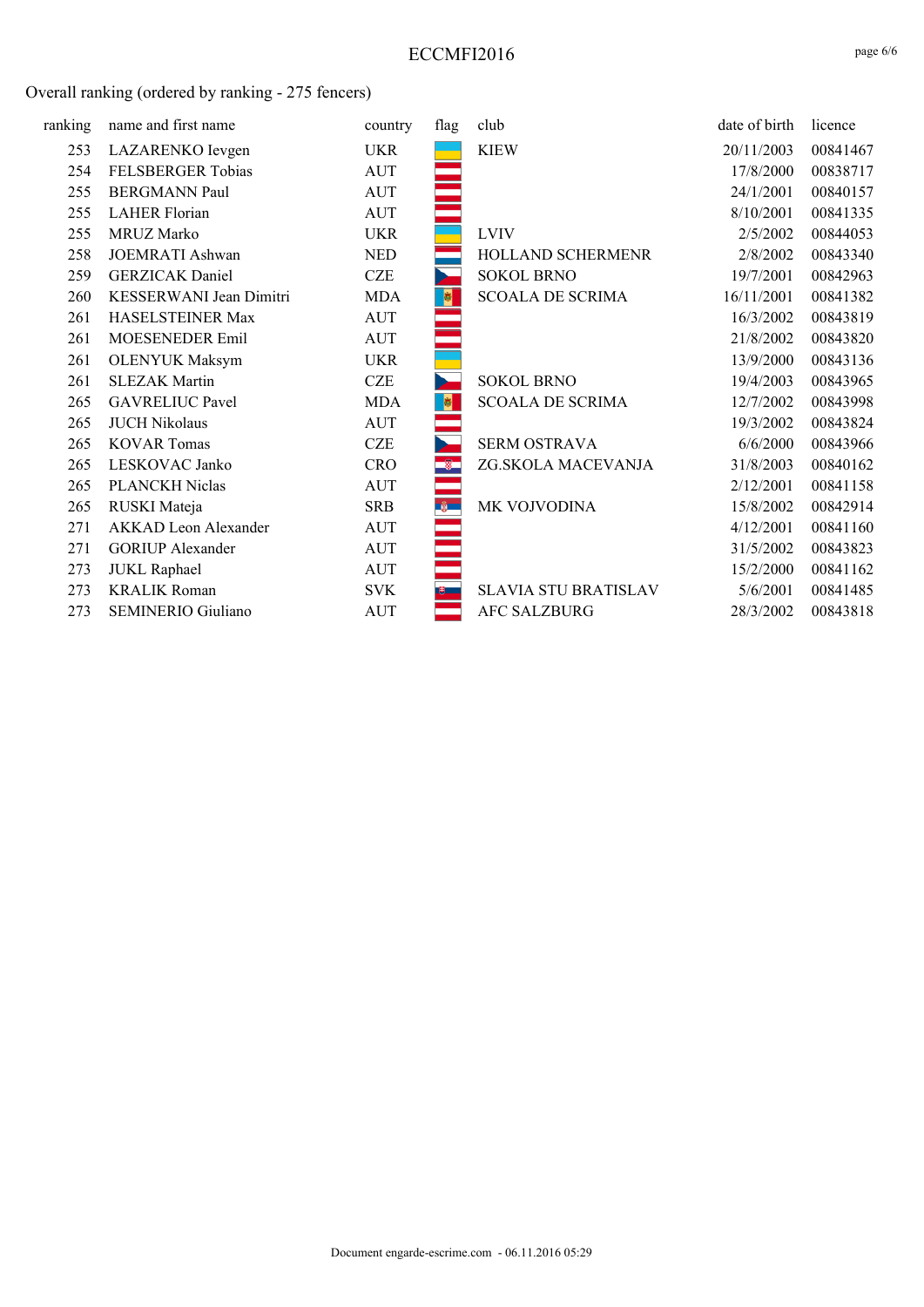Overall ranking (ordered by ranking - 275 fencers)

| ranking | name and first name | country | flag | club | date of birth | licence |
|---|---|---|---|---|---|---|
| 253 | LAZARENKO Ievgen | UKR | | KIEW | 20/11/2003 | 00841467 |
| 254 | FELSBERGER Tobias | AUT | | | 17/8/2000 | 00838717 |
| 255 | BERGMANN Paul | AUT | | | 24/1/2001 | 00840157 |
| 255 | LAHER Florian | AUT | | | 8/10/2001 | 00841335 |
| 255 | MRUZ Marko | UKR | | LVIV | 2/5/2002 | 00844053 |
| 258 | JOEMRATI Ashwan | NED | | HOLLAND SCHERMENR | 2/8/2002 | 00843340 |
| 259 | GERZICAK Daniel | CZE | | SOKOL BRNO | 19/7/2001 | 00842963 |
| 260 | KESSERWANI Jean Dimitri | MDA | | SCOALA DE SCRIMA | 16/11/2001 | 00841382 |
| 261 | HASELSTEINER Max | AUT | | | 16/3/2002 | 00843819 |
| 261 | MOESENEDER Emil | AUT | | | 21/8/2002 | 00843820 |
| 261 | OLENYUK Maksym | UKR | | | 13/9/2000 | 00843136 |
| 261 | SLEZAK Martin | CZE | | SOKOL BRNO | 19/4/2003 | 00843965 |
| 265 | GAVRELIUC Pavel | MDA | | SCOALA DE SCRIMA | 12/7/2002 | 00843998 |
| 265 | JUCH Nikolaus | AUT | | | 19/3/2002 | 00843824 |
| 265 | KOVAR Tomas | CZE | | SERM OSTRAVA | 6/6/2000 | 00843966 |
| 265 | LESKOVAC Janko | CRO | | ZG.SKOLA MACEVANJA | 31/8/2003 | 00840162 |
| 265 | PLANCKH Niclas | AUT | | | 2/12/2001 | 00841158 |
| 265 | RUSKI Mateja | SRB | | MK VOJVODINA | 15/8/2002 | 00842914 |
| 271 | AKKAD Leon Alexander | AUT | | | 4/12/2001 | 00841160 |
| 271 | GORIUP Alexander | AUT | | | 31/5/2002 | 00843823 |
| 273 | JUKL Raphael | AUT | | | 15/2/2000 | 00841162 |
| 273 | KRALIK Roman | SVK | | SLAVIA STU BRATISLAV | 5/6/2001 | 00841485 |
| 273 | SEMINERIO Giuliano | AUT | | AFC SALZBURG | 28/3/2002 | 00843818 |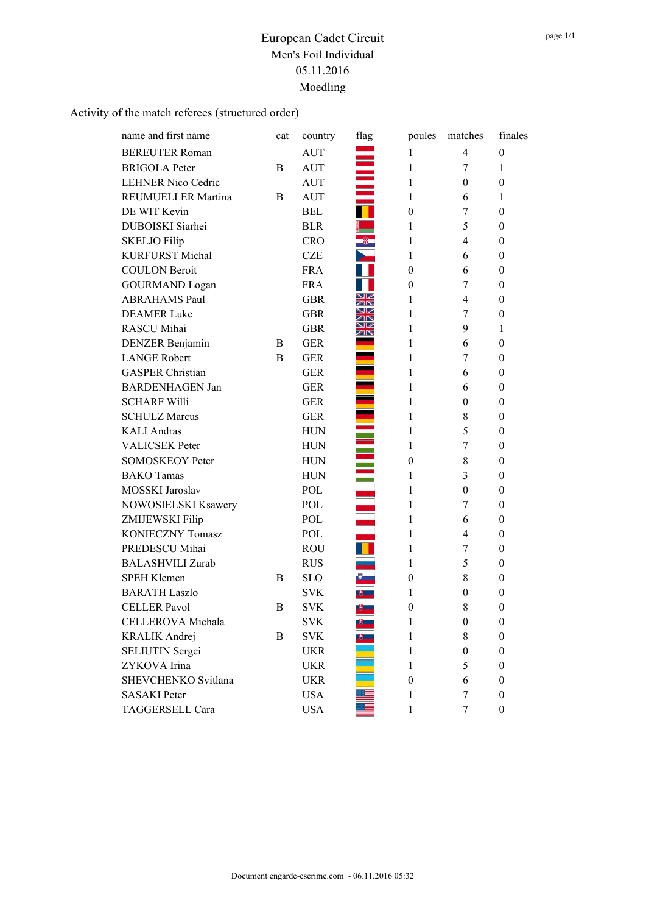# European Cadet Circuit
## Men's Foil Individual
## 05.11.2016
## Moedling

Activity of the match referees (structured order)

| name and first name | cat | country | flag | poules | matches | finales |
|---|---|---|---|---|---|---|
| BEREUTER Roman | | AUT | | 1 | 4 | 0 |
| BRIGOLA Peter | B | AUT | | 1 | 7 | 1 |
| LEHNER Nico Cedric | | AUT | | 1 | 0 | 0 |
| REUMUELLER Martina | B | AUT | | 1 | 6 | 1 |
| DE WIT Kevin | | BEL | | 0 | 7 | 0 |
| DUBOISKI Siarhei | | BLR | | 1 | 5 | 0 |
| SKELJO Filip | | CRO | | 1 | 4 | 0 |
| KURFURST Michal | | CZE | | 1 | 6 | 0 |
| COULON Beroit | | FRA | | 0 | 6 | 0 |
| GOURMAND Logan | | FRA | | 0 | 7 | 0 |
| ABRAHAMS Paul | | GBR | | 1 | 4 | 0 |
| DEAMER Luke | | GBR | | 1 | 7 | 0 |
| RASCU Mihai | | GBR | | 1 | 9 | 1 |
| DENZER Benjamin | B | GER | | 1 | 6 | 0 |
| LANGE Robert | B | GER | | 1 | 7 | 0 |
| GASPER Christian | | GER | | 1 | 6 | 0 |
| BARDENHAGEN Jan | | GER | | 1 | 6 | 0 |
| SCHARF Willi | | GER | | 1 | 0 | 0 |
| SCHULZ Marcus | | GER | | 1 | 8 | 0 |
| KALI Andras | | HUN | | 1 | 5 | 0 |
| VALICSEK Peter | | HUN | | 1 | 7 | 0 |
| SOMOSKEOY Peter | | HUN | | 0 | 8 | 0 |
| BAKO Tamas | | HUN | | 1 | 3 | 0 |
| MOSSKI Jaroslav | | POL | | 1 | 0 | 0 |
| NOWOSIELSKI Ksawery | | POL | | 1 | 7 | 0 |
| ZMIJEWSKI Filip | | POL | | 1 | 6 | 0 |
| KONIECZNY Tomasz | | POL | | 1 | 4 | 0 |
| PREDESCU Mihai | | ROU | | 1 | 7 | 0 |
| BALASHVILI Zurab | | RUS | | 1 | 5 | 0 |
| SPEH Klemen | B | SLO | | 0 | 8 | 0 |
| BARATH Laszlo | | SVK | | 1 | 0 | 0 |
| CELLER Pavol | B | SVK | | 0 | 8 | 0 |
| CELLEROVA Michala | | SVK | | 1 | 0 | 0 |
| KRALIK Andrej | B | SVK | | 1 | 8 | 0 |
| SELIUTIN Sergei | | UKR | | 1 | 0 | 0 |
| ZYKOVA Irina | | UKR | | 1 | 5 | 0 |
| SHEVCHENKO Svitlana | | UKR | | 0 | 6 | 0 |
| SASAKI Peter | | USA | | 1 | 7 | 0 |
| TAGGERSELL Cara | | USA | | 1 | 7 | 0 |